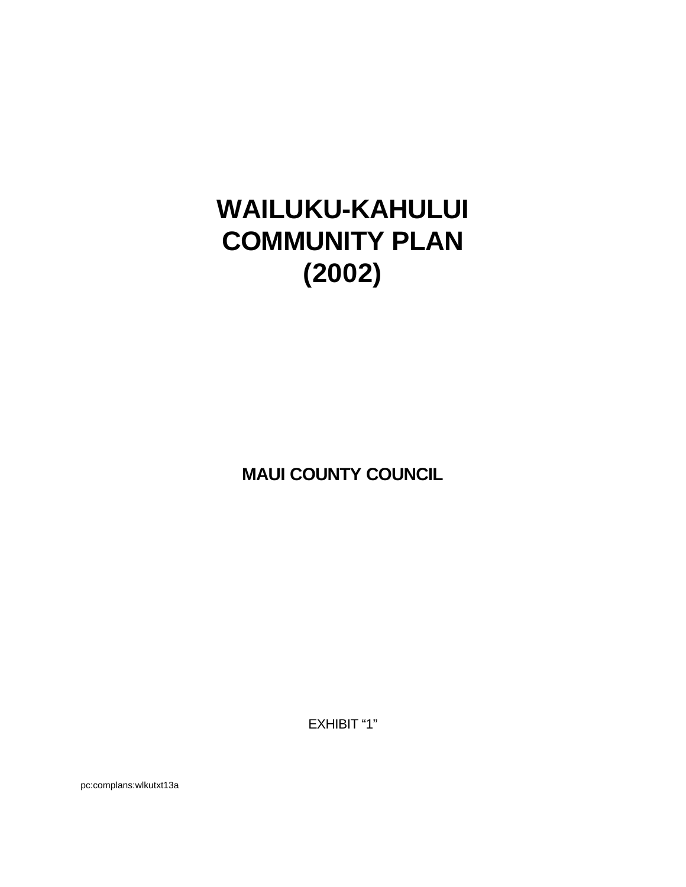# WAILUKU-KAHULUI COMMUNITY PLAN (2002)

**MAUI COUNTY COUNCIL**

EXHIBIT “1”

pc:complans:wlkutxt13a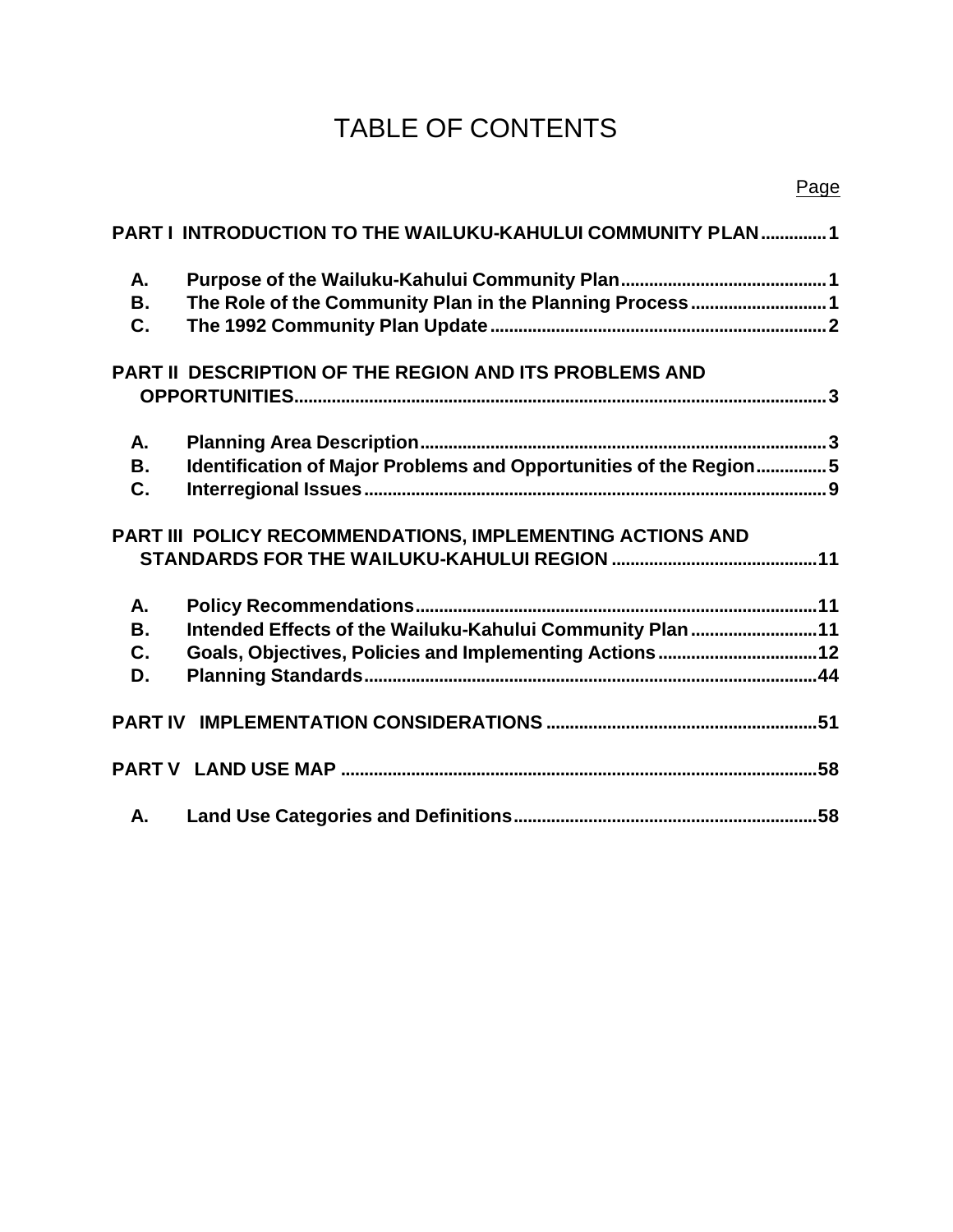# TABLE OF CONTENTS

Page

**PART I INTRODUCTION TO THE WAILUKU-KAHULUI COMMUNITY PLAN .............1**

- **A. Purpose of the Wailuku-Kahului Community Plan .............1**
- **B. The Role of the Community Plan in the Planning Process .............1**
- **C. The 1992 Community Plan Update .............2**

**PART II DESCRIPTION OF THE REGION AND ITS PROBLEMS AND OPPORTUNITIES .............3**

- **A. Planning Area Description .............3**
- **B. Identification of Major Problems and Opportunities of the Region .............5**
- **C. Interregional Issues .............9**

**PART III POLICY RECOMMENDATIONS, IMPLEMENTING ACTIONS AND STANDARDS FOR THE WAILUKU-KAHULUI REGION .............11**

- **A. Policy Recommendations .............11**
- **B. Intended Effects of the Wailuku-Kahului Community Plan .............11**
- **C. Goals, Objectives, Policies and Implementing Actions .............12**
- **D. Planning Standards .............44**

**PART IV IMPLEMENTATION CONSIDERATIONS .............51**

**PART V LAND USE MAP .............58**

- **A. Land Use Categories and Definitions .............58**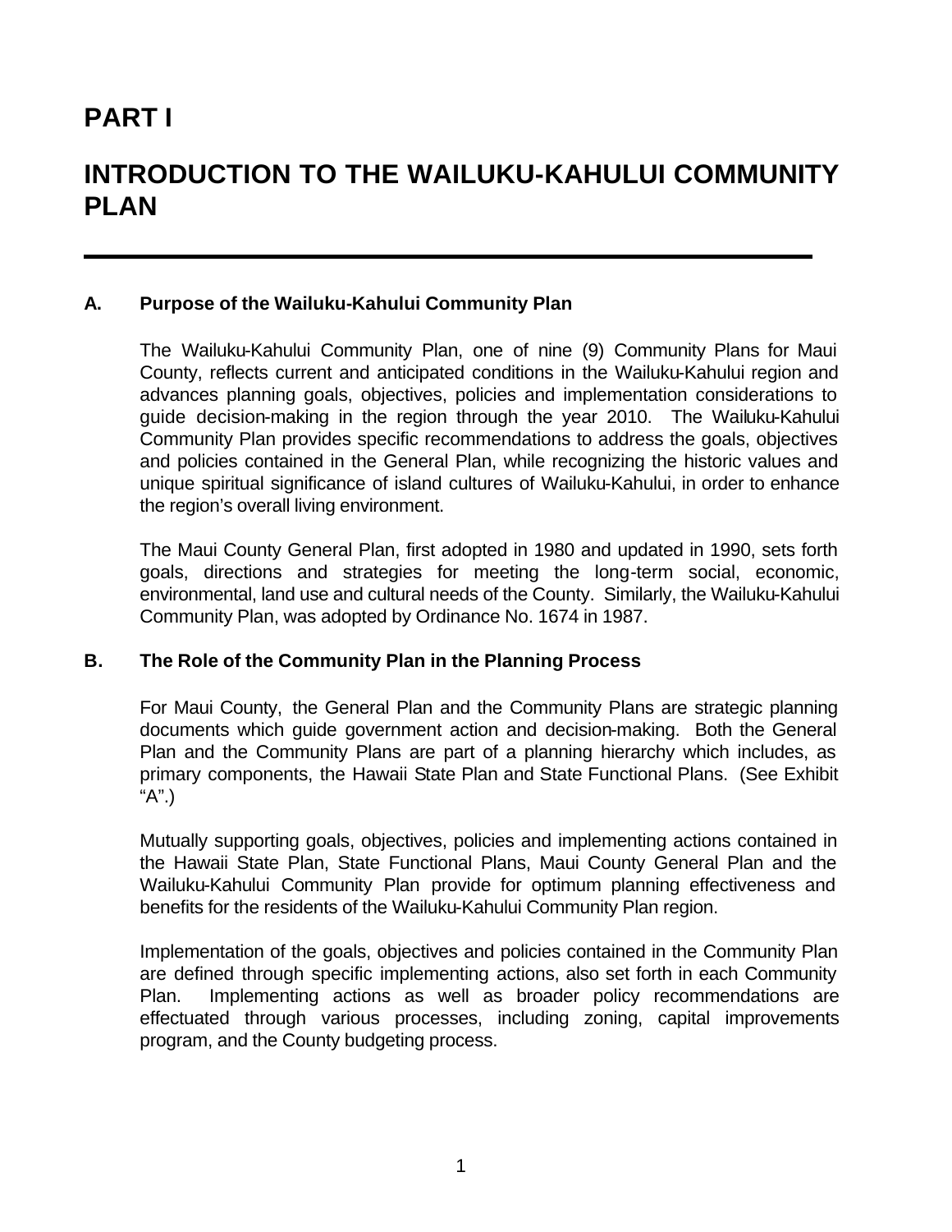# PART I

# INTRODUCTION TO THE WAILUKU-KAHULUI COMMUNITY PLAN

---

## A. Purpose of the Wailuku-Kahului Community Plan

The Wailuku-Kahului Community Plan, one of nine (9) Community Plans for Maui County, reflects current and anticipated conditions in the Wailuku-Kahului region and advances planning goals, objectives, policies and implementation considerations to guide decision-making in the region through the year 2010. The Wailuku-Kahului Community Plan provides specific recommendations to address the goals, objectives and policies contained in the General Plan, while recognizing the historic values and unique spiritual significance of island cultures of Wailuku-Kahului, in order to enhance the region's overall living environment.

The Maui County General Plan, first adopted in 1980 and updated in 1990, sets forth goals, directions and strategies for meeting the long-term social, economic, environmental, land use and cultural needs of the County. Similarly, the Wailuku-Kahului Community Plan, was adopted by Ordinance No. 1674 in 1987.

## B. The Role of the Community Plan in the Planning Process

For Maui County, the General Plan and the Community Plans are strategic planning documents which guide government action and decision-making. Both the General Plan and the Community Plans are part of a planning hierarchy which includes, as primary components, the Hawaii State Plan and State Functional Plans. (See Exhibit "A".)

Mutually supporting goals, objectives, policies and implementing actions contained in the Hawaii State Plan, State Functional Plans, Maui County General Plan and the Wailuku-Kahului Community Plan provide for optimum planning effectiveness and benefits for the residents of the Wailuku-Kahului Community Plan region.

Implementation of the goals, objectives and policies contained in the Community Plan are defined through specific implementing actions, also set forth in each Community Plan. Implementing actions as well as broader policy recommendations are effectuated through various processes, including zoning, capital improvements program, and the County budgeting process.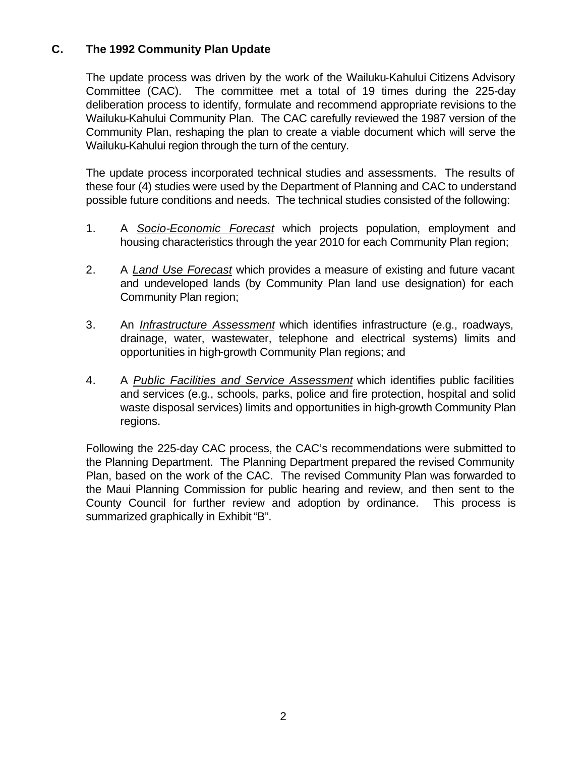## C. The 1992 Community Plan Update

The update process was driven by the work of the Wailuku-Kahului Citizens Advisory Committee (CAC). The committee met a total of 19 times during the 225-day deliberation process to identify, formulate and recommend appropriate revisions to the Wailuku-Kahului Community Plan. The CAC carefully reviewed the 1987 version of the Community Plan, reshaping the plan to create a viable document which will serve the Wailuku-Kahului region through the turn of the century.

The update process incorporated technical studies and assessments. The results of these four (4) studies were used by the Department of Planning and CAC to understand possible future conditions and needs. The technical studies consisted of the following:

1. A *Socio-Economic Forecast* which projects population, employment and housing characteristics through the year 2010 for each Community Plan region;

2. A *Land Use Forecast* which provides a measure of existing and future vacant and undeveloped lands (by Community Plan land use designation) for each Community Plan region;

3. An *Infrastructure Assessment* which identifies infrastructure (e.g., roadways, drainage, water, wastewater, telephone and electrical systems) limits and opportunities in high-growth Community Plan regions; and

4. A *Public Facilities and Service Assessment* which identifies public facilities and services (e.g., schools, parks, police and fire protection, hospital and solid waste disposal services) limits and opportunities in high-growth Community Plan regions.

Following the 225-day CAC process, the CAC's recommendations were submitted to the Planning Department. The Planning Department prepared the revised Community Plan, based on the work of the CAC. The revised Community Plan was forwarded to the Maui Planning Commission for public hearing and review, and then sent to the County Council for further review and adoption by ordinance. This process is summarized graphically in Exhibit "B".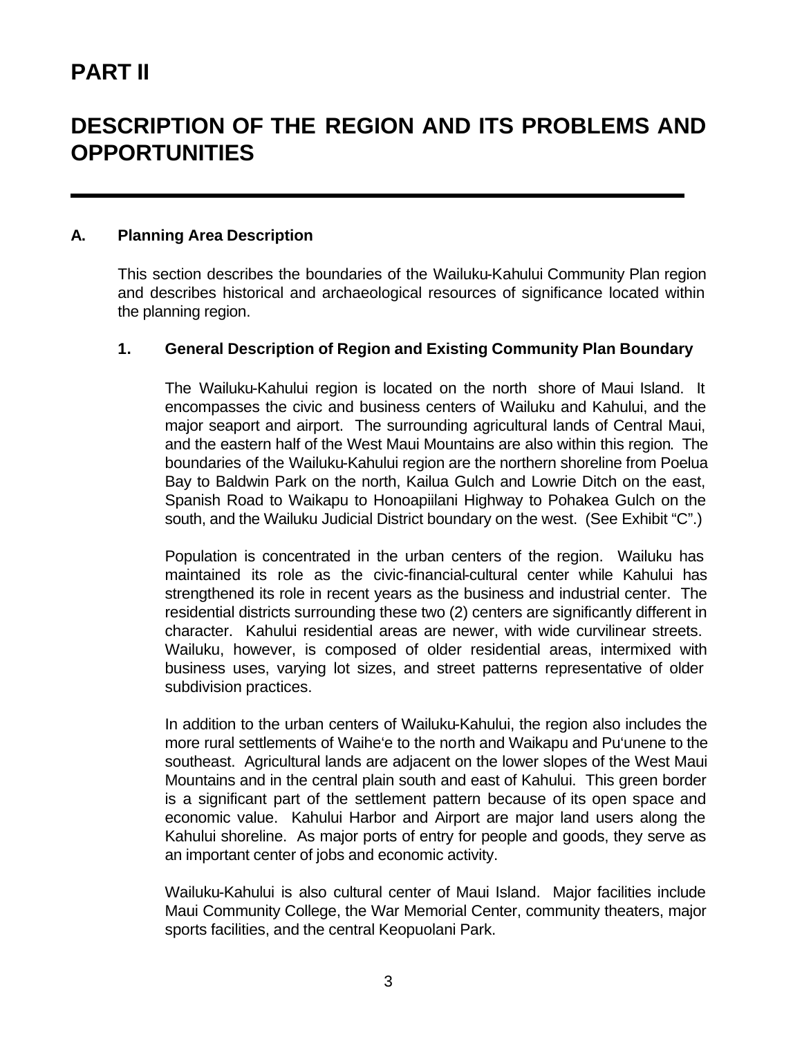# PART II

# DESCRIPTION OF THE REGION AND ITS PROBLEMS AND OPPORTUNITIES

## A. Planning Area Description

This section describes the boundaries of the Wailuku-Kahului Community Plan region and describes historical and archaeological resources of significance located within the planning region.

### 1. General Description of Region and Existing Community Plan Boundary

The Wailuku-Kahului region is located on the north shore of Maui Island. It encompasses the civic and business centers of Wailuku and Kahului, and the major seaport and airport. The surrounding agricultural lands of Central Maui, and the eastern half of the West Maui Mountains are also within this region. The boundaries of the Wailuku-Kahului region are the northern shoreline from Poelua Bay to Baldwin Park on the north, Kailua Gulch and Lowrie Ditch on the east, Spanish Road to Waikapu to Honoapiilani Highway to Pohakea Gulch on the south, and the Wailuku Judicial District boundary on the west. (See Exhibit "C".)

Population is concentrated in the urban centers of the region. Wailuku has maintained its role as the civic-financial-cultural center while Kahului has strengthened its role in recent years as the business and industrial center. The residential districts surrounding these two (2) centers are significantly different in character. Kahului residential areas are newer, with wide curvilinear streets. Wailuku, however, is composed of older residential areas, intermixed with business uses, varying lot sizes, and street patterns representative of older subdivision practices.

In addition to the urban centers of Wailuku-Kahului, the region also includes the more rural settlements of Waihe'e to the north and Waikapu and Pu'unene to the southeast. Agricultural lands are adjacent on the lower slopes of the West Maui Mountains and in the central plain south and east of Kahului. This green border is a significant part of the settlement pattern because of its open space and economic value. Kahului Harbor and Airport are major land users along the Kahului shoreline. As major ports of entry for people and goods, they serve as an important center of jobs and economic activity.

Wailuku-Kahului is also cultural center of Maui Island. Major facilities include Maui Community College, the War Memorial Center, community theaters, major sports facilities, and the central Keopuolani Park.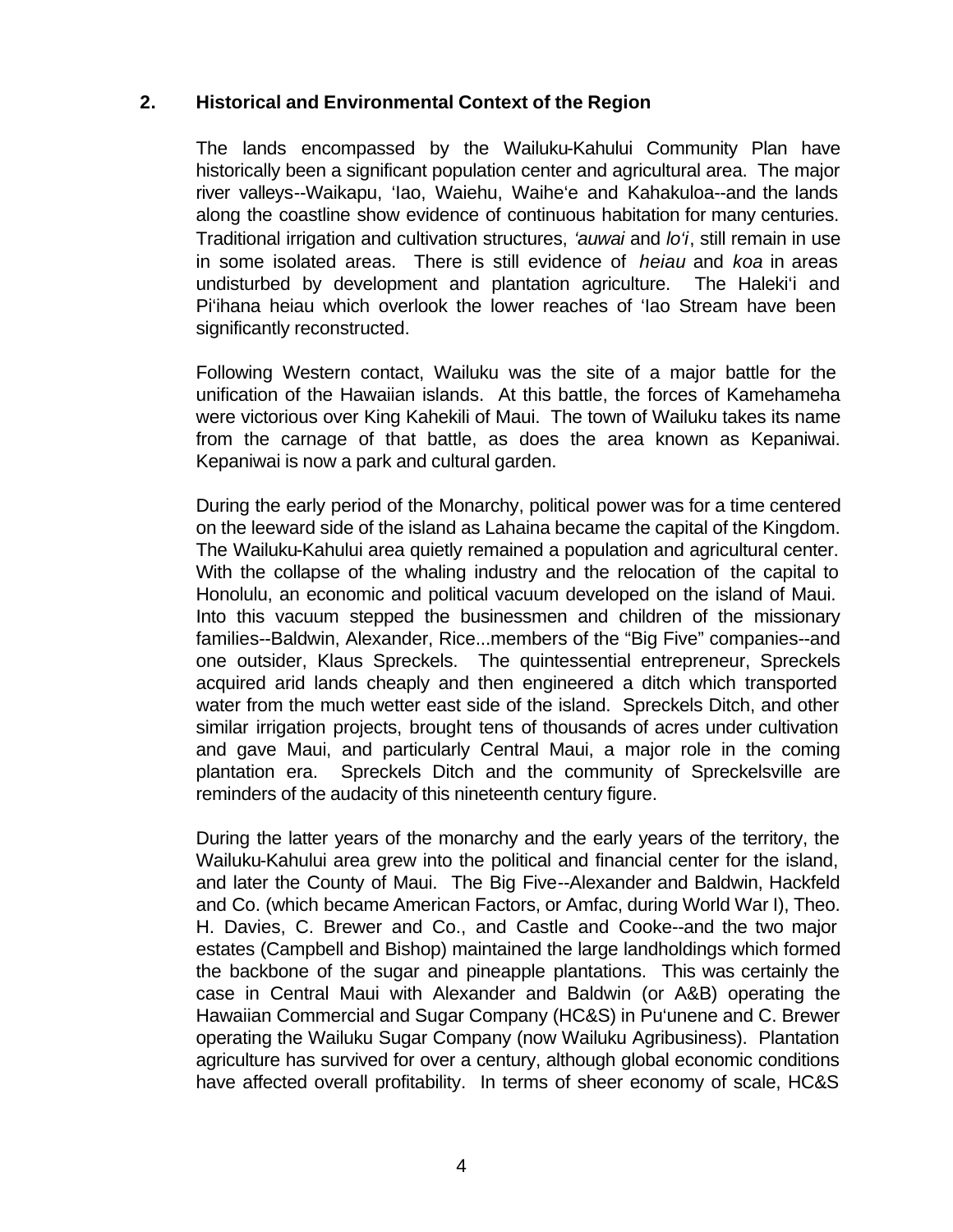## 2. Historical and Environmental Context of the Region

The lands encompassed by the Wailuku-Kahului Community Plan have historically been a significant population center and agricultural area. The major river valleys--Waikapu, ʻIao, Waiehu, Waiheʻe and Kahakuloa--and the lands along the coastline show evidence of continuous habitation for many centuries. Traditional irrigation and cultivation structures, *ʻauwai* and *loʻi*, still remain in use in some isolated areas. There is still evidence of *heiau* and *koa* in areas undisturbed by development and plantation agriculture. The Halekiʻi and Piʻihana heiau which overlook the lower reaches of ʻIao Stream have been significantly reconstructed.

Following Western contact, Wailuku was the site of a major battle for the unification of the Hawaiian islands. At this battle, the forces of Kamehameha were victorious over King Kahekili of Maui. The town of Wailuku takes its name from the carnage of that battle, as does the area known as Kepaniwai. Kepaniwai is now a park and cultural garden.

During the early period of the Monarchy, political power was for a time centered on the leeward side of the island as Lahaina became the capital of the Kingdom. The Wailuku-Kahului area quietly remained a population and agricultural center. With the collapse of the whaling industry and the relocation of the capital to Honolulu, an economic and political vacuum developed on the island of Maui. Into this vacuum stepped the businessmen and children of the missionary families--Baldwin, Alexander, Rice...members of the "Big Five" companies--and one outsider, Klaus Spreckels. The quintessential entrepreneur, Spreckels acquired arid lands cheaply and then engineered a ditch which transported water from the much wetter east side of the island. Spreckels Ditch, and other similar irrigation projects, brought tens of thousands of acres under cultivation and gave Maui, and particularly Central Maui, a major role in the coming plantation era. Spreckels Ditch and the community of Spreckelsville are reminders of the audacity of this nineteenth century figure.

During the latter years of the monarchy and the early years of the territory, the Wailuku-Kahului area grew into the political and financial center for the island, and later the County of Maui. The Big Five--Alexander and Baldwin, Hackfeld and Co. (which became American Factors, or Amfac, during World War I), Theo. H. Davies, C. Brewer and Co., and Castle and Cooke--and the two major estates (Campbell and Bishop) maintained the large landholdings which formed the backbone of the sugar and pineapple plantations. This was certainly the case in Central Maui with Alexander and Baldwin (or A&B) operating the Hawaiian Commercial and Sugar Company (HC&S) in Puʻunene and C. Brewer operating the Wailuku Sugar Company (now Wailuku Agribusiness). Plantation agriculture has survived for over a century, although global economic conditions have affected overall profitability. In terms of sheer economy of scale, HC&S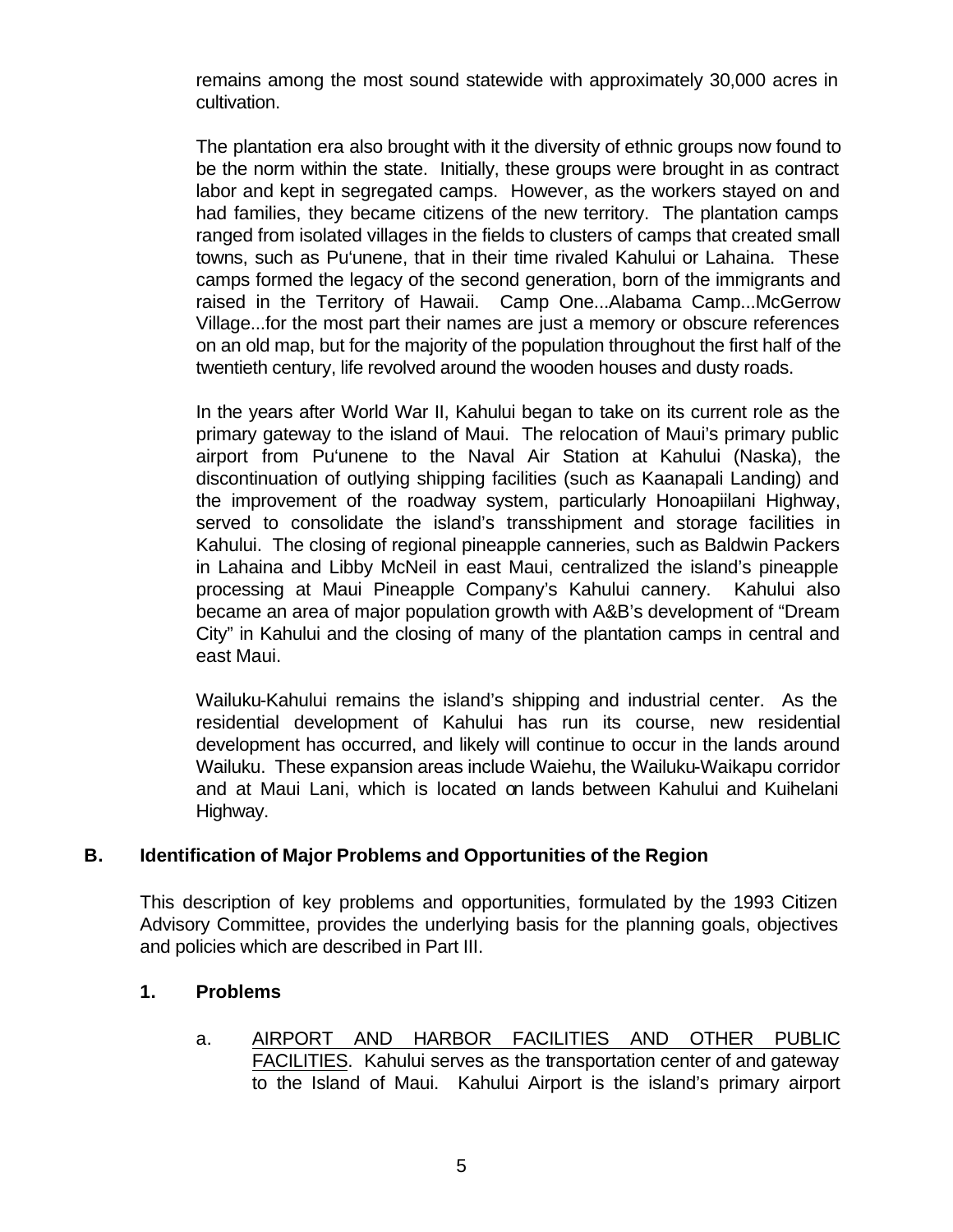remains among the most sound statewide with approximately 30,000 acres in cultivation.

The plantation era also brought with it the diversity of ethnic groups now found to be the norm within the state. Initially, these groups were brought in as contract labor and kept in segregated camps. However, as the workers stayed on and had families, they became citizens of the new territory. The plantation camps ranged from isolated villages in the fields to clusters of camps that created small towns, such as Pu'unene, that in their time rivaled Kahului or Lahaina. These camps formed the legacy of the second generation, born of the immigrants and raised in the Territory of Hawaii. Camp One...Alabama Camp...McGerrow Village...for the most part their names are just a memory or obscure references on an old map, but for the majority of the population throughout the first half of the twentieth century, life revolved around the wooden houses and dusty roads.

In the years after World War II, Kahului began to take on its current role as the primary gateway to the island of Maui. The relocation of Maui's primary public airport from Pu'unene to the Naval Air Station at Kahului (Naska), the discontinuation of outlying shipping facilities (such as Kaanapali Landing) and the improvement of the roadway system, particularly Honoapiilani Highway, served to consolidate the island's transshipment and storage facilities in Kahului. The closing of regional pineapple canneries, such as Baldwin Packers in Lahaina and Libby McNeil in east Maui, centralized the island's pineapple processing at Maui Pineapple Company's Kahului cannery. Kahului also became an area of major population growth with A&B's development of "Dream City" in Kahului and the closing of many of the plantation camps in central and east Maui.

Wailuku-Kahului remains the island's shipping and industrial center. As the residential development of Kahului has run its course, new residential development has occurred, and likely will continue to occur in the lands around Wailuku. These expansion areas include Waiehu, the Wailuku-Waikapu corridor and at Maui Lani, which is located on lands between Kahului and Kuihelani Highway.

## B. Identification of Major Problems and Opportunities of the Region

This description of key problems and opportunities, formulated by the 1993 Citizen Advisory Committee, provides the underlying basis for the planning goals, objectives and policies which are described in Part III.

### 1. Problems

a. AIRPORT AND HARBOR FACILITIES AND OTHER PUBLIC FACILITIES. Kahului serves as the transportation center of and gateway to the Island of Maui. Kahului Airport is the island's primary airport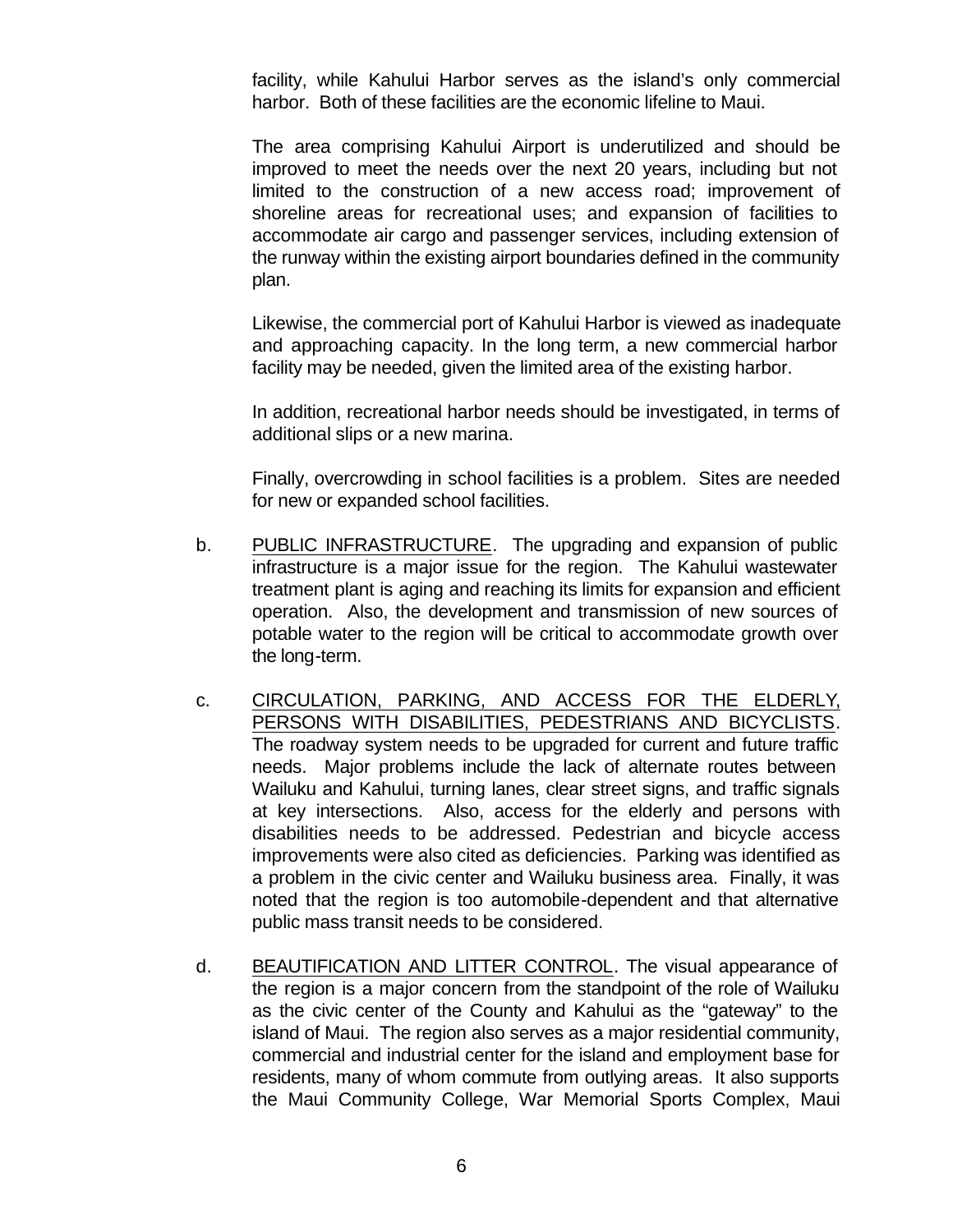facility, while Kahului Harbor serves as the island's only commercial harbor. Both of these facilities are the economic lifeline to Maui.

The area comprising Kahului Airport is underutilized and should be improved to meet the needs over the next 20 years, including but not limited to the construction of a new access road; improvement of shoreline areas for recreational uses; and expansion of facilities to accommodate air cargo and passenger services, including extension of the runway within the existing airport boundaries defined in the community plan.

Likewise, the commercial port of Kahului Harbor is viewed as inadequate and approaching capacity. In the long term, a new commercial harbor facility may be needed, given the limited area of the existing harbor.

In addition, recreational harbor needs should be investigated, in terms of additional slips or a new marina.

Finally, overcrowding in school facilities is a problem. Sites are needed for new or expanded school facilities.

b. <u>PUBLIC INFRASTRUCTURE</u>. The upgrading and expansion of public infrastructure is a major issue for the region. The Kahului wastewater treatment plant is aging and reaching its limits for expansion and efficient operation. Also, the development and transmission of new sources of potable water to the region will be critical to accommodate growth over the long-term.

c. <u>CIRCULATION, PARKING, AND ACCESS FOR THE ELDERLY, PERSONS WITH DISABILITIES, PEDESTRIANS AND BICYCLISTS</u>. The roadway system needs to be upgraded for current and future traffic needs. Major problems include the lack of alternate routes between Wailuku and Kahului, turning lanes, clear street signs, and traffic signals at key intersections. Also, access for the elderly and persons with disabilities needs to be addressed. Pedestrian and bicycle access improvements were also cited as deficiencies. Parking was identified as a problem in the civic center and Wailuku business area. Finally, it was noted that the region is too automobile-dependent and that alternative public mass transit needs to be considered.

d. <u>BEAUTIFICATION AND LITTER CONTROL</u>. The visual appearance of the region is a major concern from the standpoint of the role of Wailuku as the civic center of the County and Kahului as the "gateway" to the island of Maui. The region also serves as a major residential community, commercial and industrial center for the island and employment base for residents, many of whom commute from outlying areas. It also supports the Maui Community College, War Memorial Sports Complex, Maui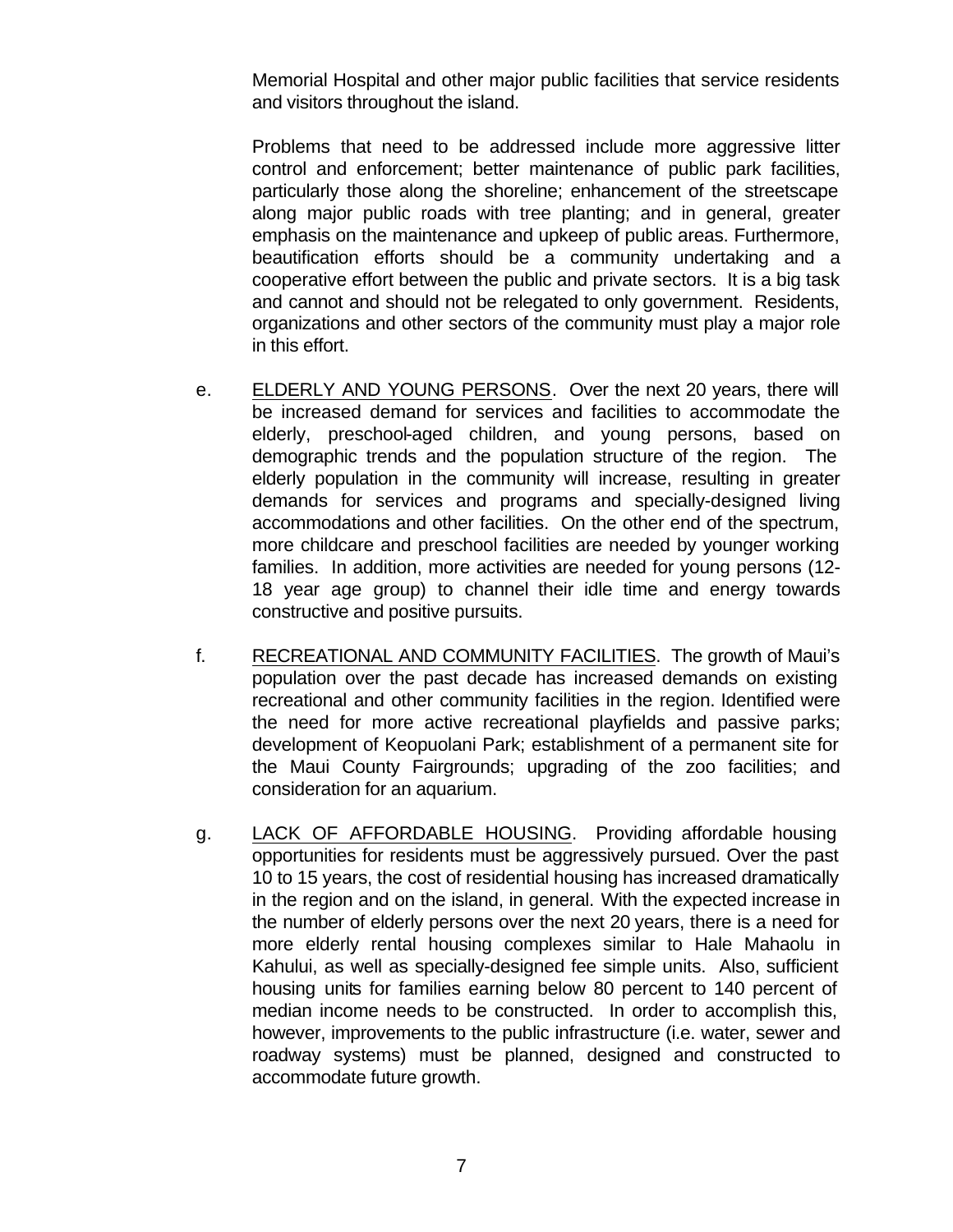Memorial Hospital and other major public facilities that service residents and visitors throughout the island.

Problems that need to be addressed include more aggressive litter control and enforcement; better maintenance of public park facilities, particularly those along the shoreline; enhancement of the streetscape along major public roads with tree planting; and in general, greater emphasis on the maintenance and upkeep of public areas. Furthermore, beautification efforts should be a community undertaking and a cooperative effort between the public and private sectors. It is a big task and cannot and should not be relegated to only government. Residents, organizations and other sectors of the community must play a major role in this effort.

e. ELDERLY AND YOUNG PERSONS. Over the next 20 years, there will be increased demand for services and facilities to accommodate the elderly, preschool-aged children, and young persons, based on demographic trends and the population structure of the region. The elderly population in the community will increase, resulting in greater demands for services and programs and specially-designed living accommodations and other facilities. On the other end of the spectrum, more childcare and preschool facilities are needed by younger working families. In addition, more activities are needed for young persons (12-18 year age group) to channel their idle time and energy towards constructive and positive pursuits.

f. RECREATIONAL AND COMMUNITY FACILITIES. The growth of Maui's population over the past decade has increased demands on existing recreational and other community facilities in the region. Identified were the need for more active recreational playfields and passive parks; development of Keopuolani Park; establishment of a permanent site for the Maui County Fairgrounds; upgrading of the zoo facilities; and consideration for an aquarium.

g. LACK OF AFFORDABLE HOUSING. Providing affordable housing opportunities for residents must be aggressively pursued. Over the past 10 to 15 years, the cost of residential housing has increased dramatically in the region and on the island, in general. With the expected increase in the number of elderly persons over the next 20 years, there is a need for more elderly rental housing complexes similar to Hale Mahaolu in Kahului, as well as specially-designed fee simple units. Also, sufficient housing units for families earning below 80 percent to 140 percent of median income needs to be constructed. In order to accomplish this, however, improvements to the public infrastructure (i.e. water, sewer and roadway systems) must be planned, designed and constructed to accommodate future growth.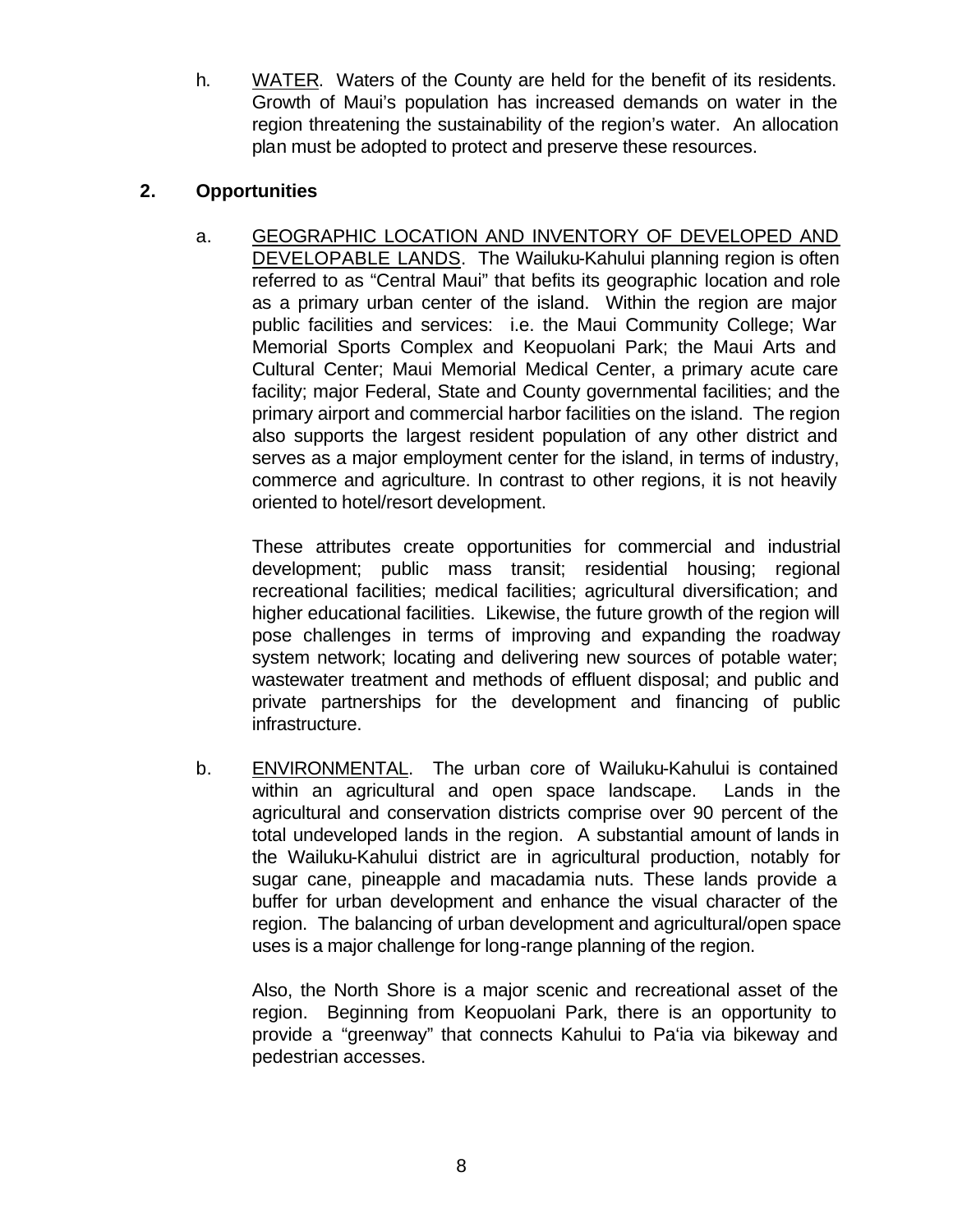h. <u>WATER</u>. Waters of the County are held for the benefit of its residents. Growth of Maui's population has increased demands on water in the region threatening the sustainability of the region's water. An allocation plan must be adopted to protect and preserve these resources.

## 2. Opportunities

a. <u>GEOGRAPHIC LOCATION AND INVENTORY OF DEVELOPED AND DEVELOPABLE LANDS</u>. The Wailuku-Kahului planning region is often referred to as "Central Maui" that befits its geographic location and role as a primary urban center of the island. Within the region are major public facilities and services: i.e. the Maui Community College; War Memorial Sports Complex and Keopuolani Park; the Maui Arts and Cultural Center; Maui Memorial Medical Center, a primary acute care facility; major Federal, State and County governmental facilities; and the primary airport and commercial harbor facilities on the island. The region also supports the largest resident population of any other district and serves as a major employment center for the island, in terms of industry, commerce and agriculture. In contrast to other regions, it is not heavily oriented to hotel/resort development.

These attributes create opportunities for commercial and industrial development; public mass transit; residential housing; regional recreational facilities; medical facilities; agricultural diversification; and higher educational facilities. Likewise, the future growth of the region will pose challenges in terms of improving and expanding the roadway system network; locating and delivering new sources of potable water; wastewater treatment and methods of effluent disposal; and public and private partnerships for the development and financing of public infrastructure.

b. <u>ENVIRONMENTAL</u>. The urban core of Wailuku-Kahului is contained within an agricultural and open space landscape. Lands in the agricultural and conservation districts comprise over 90 percent of the total undeveloped lands in the region. A substantial amount of lands in the Wailuku-Kahului district are in agricultural production, notably for sugar cane, pineapple and macadamia nuts. These lands provide a buffer for urban development and enhance the visual character of the region. The balancing of urban development and agricultural/open space uses is a major challenge for long-range planning of the region.

Also, the North Shore is a major scenic and recreational asset of the region. Beginning from Keopuolani Park, there is an opportunity to provide a "greenway" that connects Kahului to Pa'ia via bikeway and pedestrian accesses.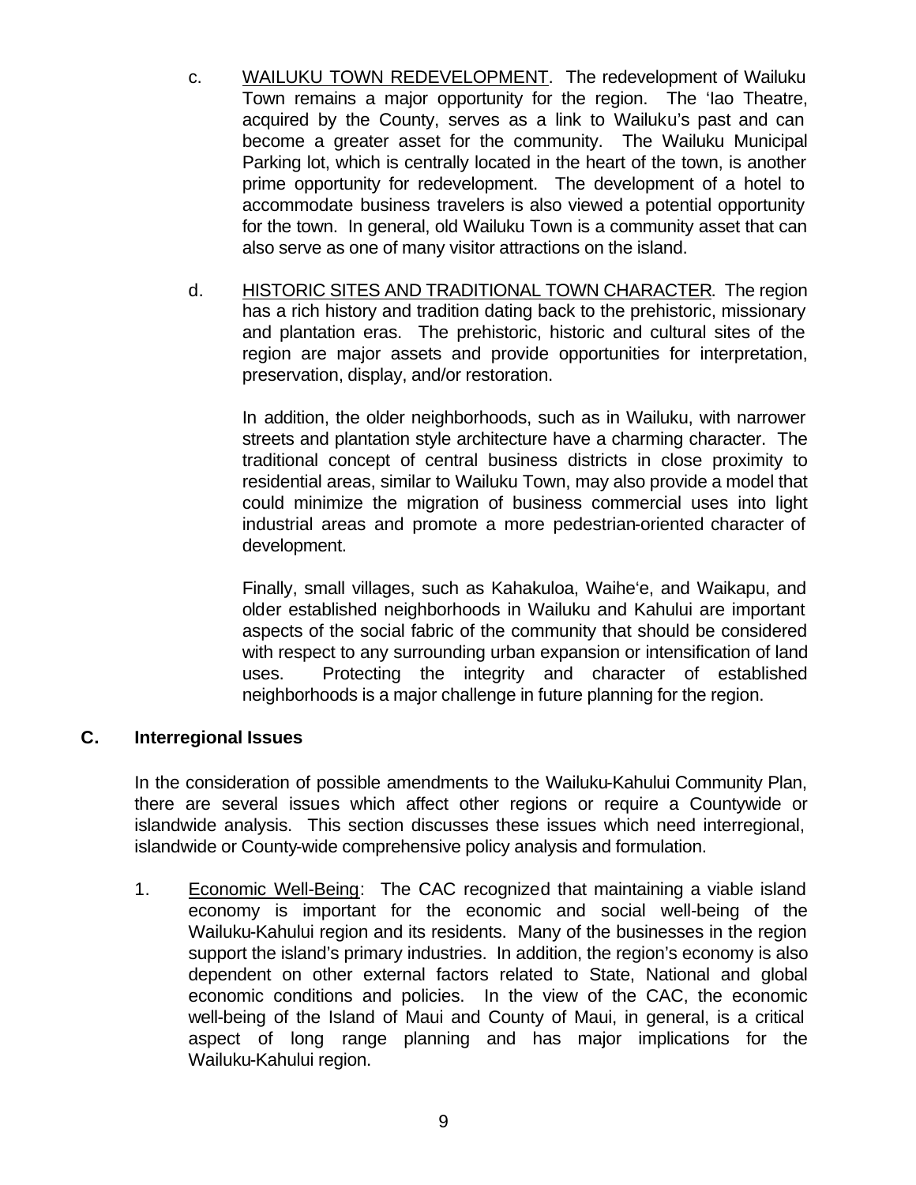c. <u>WAILUKU TOWN REDEVELOPMENT</u>. The redevelopment of Wailuku Town remains a major opportunity for the region. The ʻIao Theatre, acquired by the County, serves as a link to Wailuku's past and can become a greater asset for the community. The Wailuku Municipal Parking lot, which is centrally located in the heart of the town, is another prime opportunity for redevelopment. The development of a hotel to accommodate business travelers is also viewed a potential opportunity for the town. In general, old Wailuku Town is a community asset that can also serve as one of many visitor attractions on the island.

d. <u>HISTORIC SITES AND TRADITIONAL TOWN CHARACTER</u>. The region has a rich history and tradition dating back to the prehistoric, missionary and plantation eras. The prehistoric, historic and cultural sites of the region are major assets and provide opportunities for interpretation, preservation, display, and/or restoration.

In addition, the older neighborhoods, such as in Wailuku, with narrower streets and plantation style architecture have a charming character. The traditional concept of central business districts in close proximity to residential areas, similar to Wailuku Town, may also provide a model that could minimize the migration of business commercial uses into light industrial areas and promote a more pedestrian-oriented character of development.

Finally, small villages, such as Kahakuloa, Waiheʻe, and Waikapu, and older established neighborhoods in Wailuku and Kahului are important aspects of the social fabric of the community that should be considered with respect to any surrounding urban expansion or intensification of land uses. Protecting the integrity and character of established neighborhoods is a major challenge in future planning for the region.

## C. Interregional Issues

In the consideration of possible amendments to the Wailuku-Kahului Community Plan, there are several issues which affect other regions or require a Countywide or islandwide analysis. This section discusses these issues which need interregional, islandwide or County-wide comprehensive policy analysis and formulation.

1. <u>Economic Well-Being</u>: The CAC recognized that maintaining a viable island economy is important for the economic and social well-being of the Wailuku-Kahului region and its residents. Many of the businesses in the region support the island's primary industries. In addition, the region's economy is also dependent on other external factors related to State, National and global economic conditions and policies. In the view of the CAC, the economic well-being of the Island of Maui and County of Maui, in general, is a critical aspect of long range planning and has major implications for the Wailuku-Kahului region.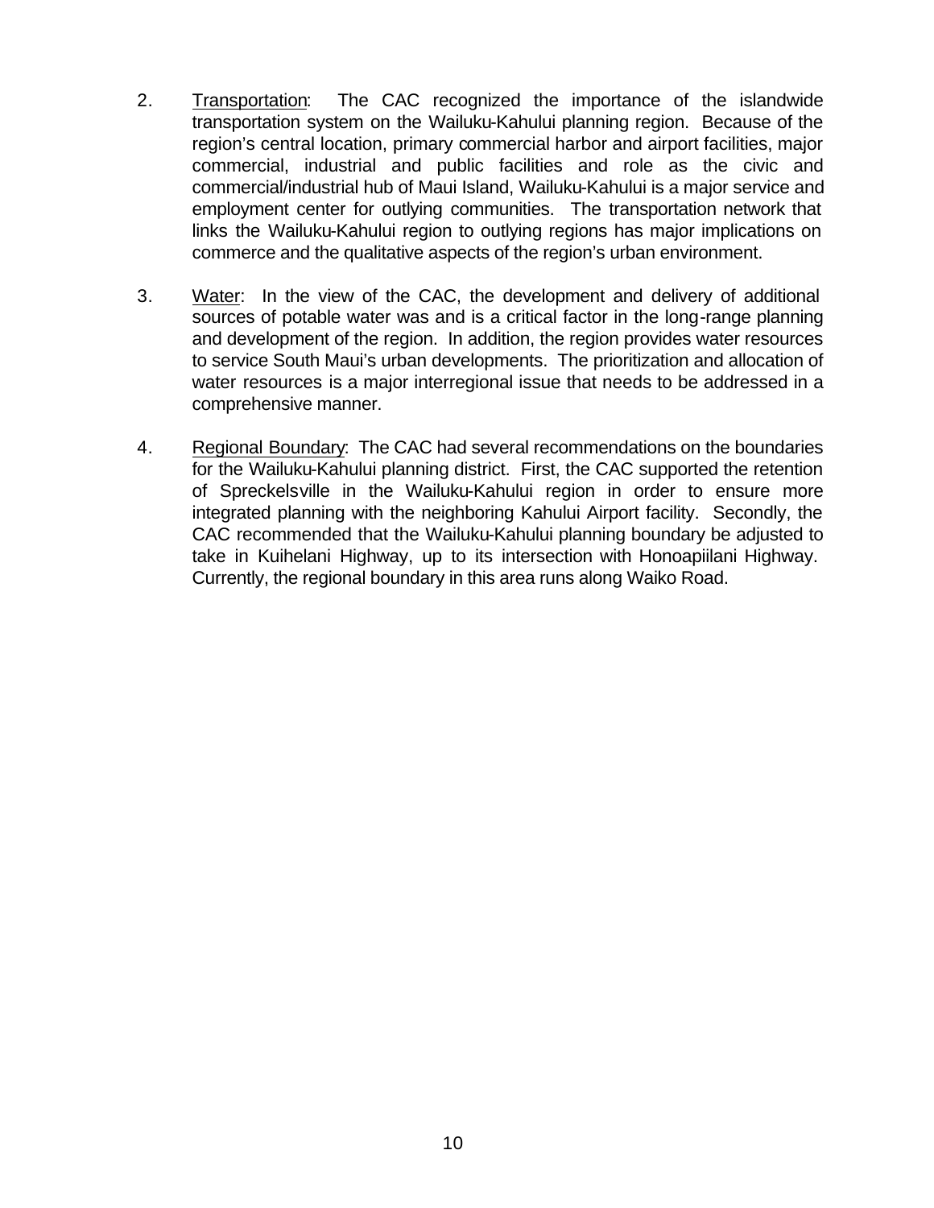2. Transportation: The CAC recognized the importance of the islandwide transportation system on the Wailuku-Kahului planning region. Because of the region's central location, primary commercial harbor and airport facilities, major commercial, industrial and public facilities and role as the civic and commercial/industrial hub of Maui Island, Wailuku-Kahului is a major service and employment center for outlying communities. The transportation network that links the Wailuku-Kahului region to outlying regions has major implications on commerce and the qualitative aspects of the region's urban environment.

3. Water: In the view of the CAC, the development and delivery of additional sources of potable water was and is a critical factor in the long-range planning and development of the region. In addition, the region provides water resources to service South Maui's urban developments. The prioritization and allocation of water resources is a major interregional issue that needs to be addressed in a comprehensive manner.

4. Regional Boundary: The CAC had several recommendations on the boundaries for the Wailuku-Kahului planning district. First, the CAC supported the retention of Spreckelsville in the Wailuku-Kahului region in order to ensure more integrated planning with the neighboring Kahului Airport facility. Secondly, the CAC recommended that the Wailuku-Kahului planning boundary be adjusted to take in Kuihelani Highway, up to its intersection with Honoapiilani Highway. Currently, the regional boundary in this area runs along Waiko Road.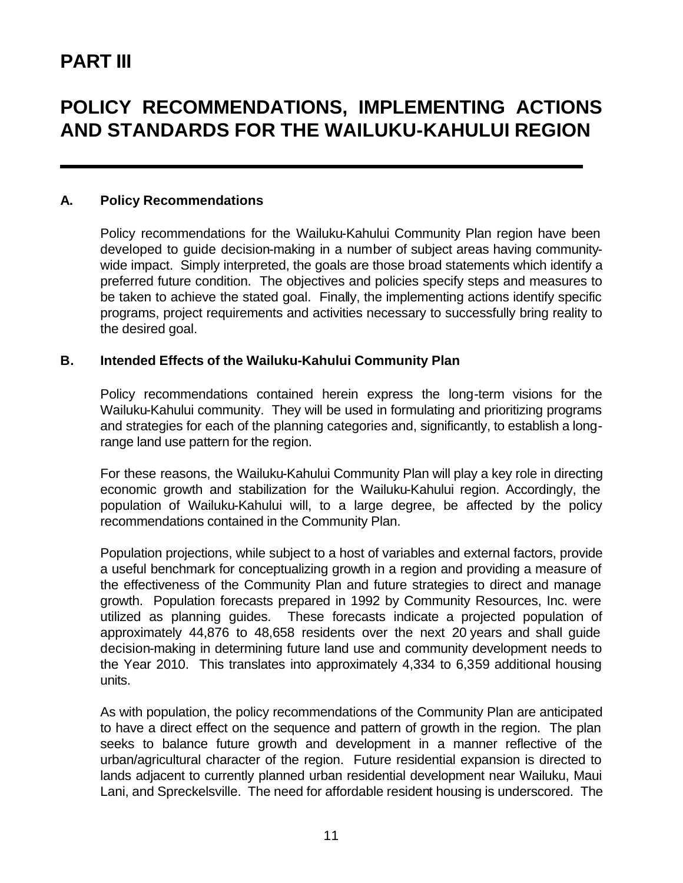# PART III

# POLICY RECOMMENDATIONS, IMPLEMENTING ACTIONS AND STANDARDS FOR THE WAILUKU-KAHULUI REGION

## A. Policy Recommendations

Policy recommendations for the Wailuku-Kahului Community Plan region have been developed to guide decision-making in a number of subject areas having community-wide impact. Simply interpreted, the goals are those broad statements which identify a preferred future condition. The objectives and policies specify steps and measures to be taken to achieve the stated goal. Finally, the implementing actions identify specific programs, project requirements and activities necessary to successfully bring reality to the desired goal.

## B. Intended Effects of the Wailuku-Kahului Community Plan

Policy recommendations contained herein express the long-term visions for the Wailuku-Kahului community. They will be used in formulating and prioritizing programs and strategies for each of the planning categories and, significantly, to establish a long-range land use pattern for the region.

For these reasons, the Wailuku-Kahului Community Plan will play a key role in directing economic growth and stabilization for the Wailuku-Kahului region. Accordingly, the population of Wailuku-Kahului will, to a large degree, be affected by the policy recommendations contained in the Community Plan.

Population projections, while subject to a host of variables and external factors, provide a useful benchmark for conceptualizing growth in a region and providing a measure of the effectiveness of the Community Plan and future strategies to direct and manage growth. Population forecasts prepared in 1992 by Community Resources, Inc. were utilized as planning guides. These forecasts indicate a projected population of approximately 44,876 to 48,658 residents over the next 20 years and shall guide decision-making in determining future land use and community development needs to the Year 2010. This translates into approximately 4,334 to 6,359 additional housing units.

As with population, the policy recommendations of the Community Plan are anticipated to have a direct effect on the sequence and pattern of growth in the region. The plan seeks to balance future growth and development in a manner reflective of the urban/agricultural character of the region. Future residential expansion is directed to lands adjacent to currently planned urban residential development near Wailuku, Maui Lani, and Spreckelsville. The need for affordable resident housing is underscored. The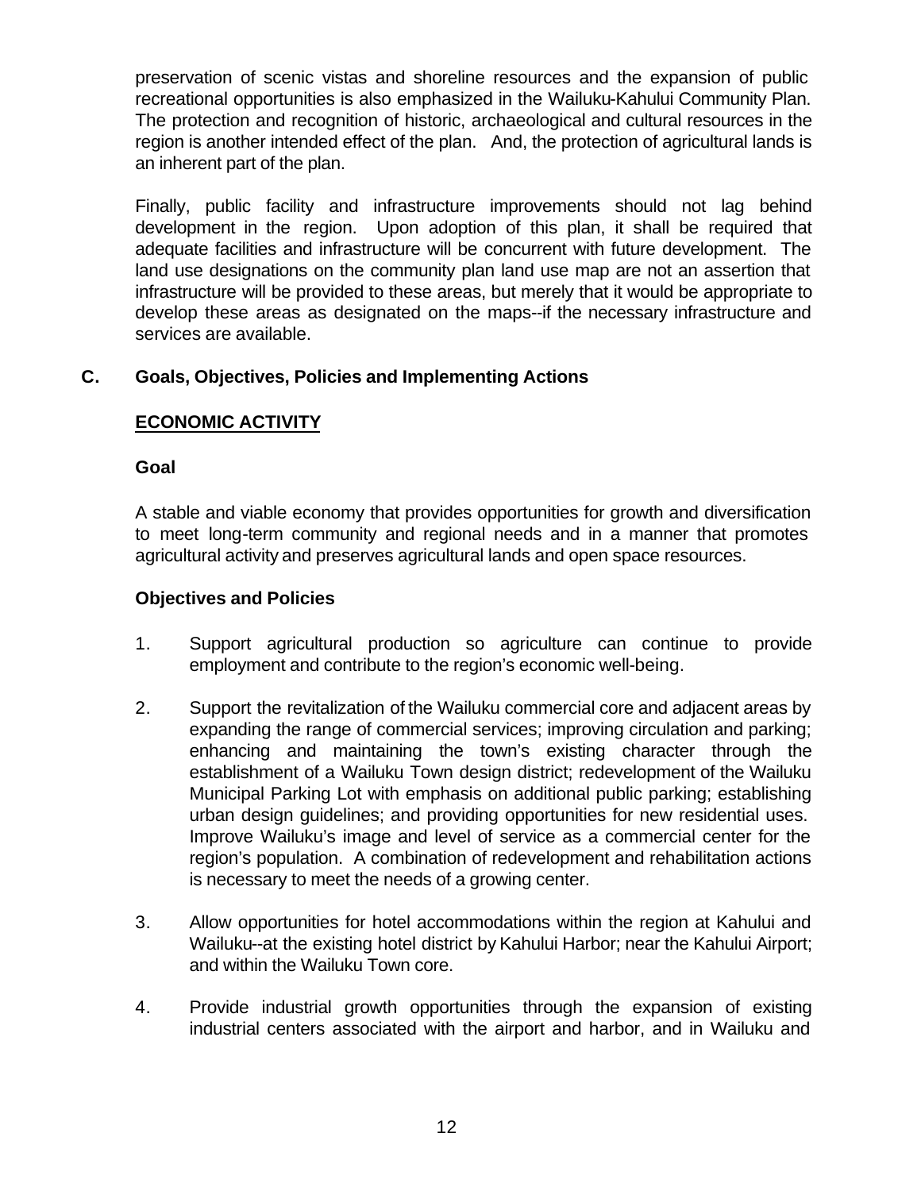preservation of scenic vistas and shoreline resources and the expansion of public recreational opportunities is also emphasized in the Wailuku-Kahului Community Plan. The protection and recognition of historic, archaeological and cultural resources in the region is another intended effect of the plan. And, the protection of agricultural lands is an inherent part of the plan.

Finally, public facility and infrastructure improvements should not lag behind development in the region. Upon adoption of this plan, it shall be required that adequate facilities and infrastructure will be concurrent with future development. The land use designations on the community plan land use map are not an assertion that infrastructure will be provided to these areas, but merely that it would be appropriate to develop these areas as designated on the maps--if the necessary infrastructure and services are available.

## C. Goals, Objectives, Policies and Implementing Actions

### ECONOMIC ACTIVITY

**Goal**

A stable and viable economy that provides opportunities for growth and diversification to meet long-term community and regional needs and in a manner that promotes agricultural activity and preserves agricultural lands and open space resources.

**Objectives and Policies**

1. Support agricultural production so agriculture can continue to provide employment and contribute to the region's economic well-being.

2. Support the revitalization of the Wailuku commercial core and adjacent areas by expanding the range of commercial services; improving circulation and parking; enhancing and maintaining the town's existing character through the establishment of a Wailuku Town design district; redevelopment of the Wailuku Municipal Parking Lot with emphasis on additional public parking; establishing urban design guidelines; and providing opportunities for new residential uses. Improve Wailuku's image and level of service as a commercial center for the region's population. A combination of redevelopment and rehabilitation actions is necessary to meet the needs of a growing center.

3. Allow opportunities for hotel accommodations within the region at Kahului and Wailuku--at the existing hotel district by Kahului Harbor; near the Kahului Airport; and within the Wailuku Town core.

4. Provide industrial growth opportunities through the expansion of existing industrial centers associated with the airport and harbor, and in Wailuku and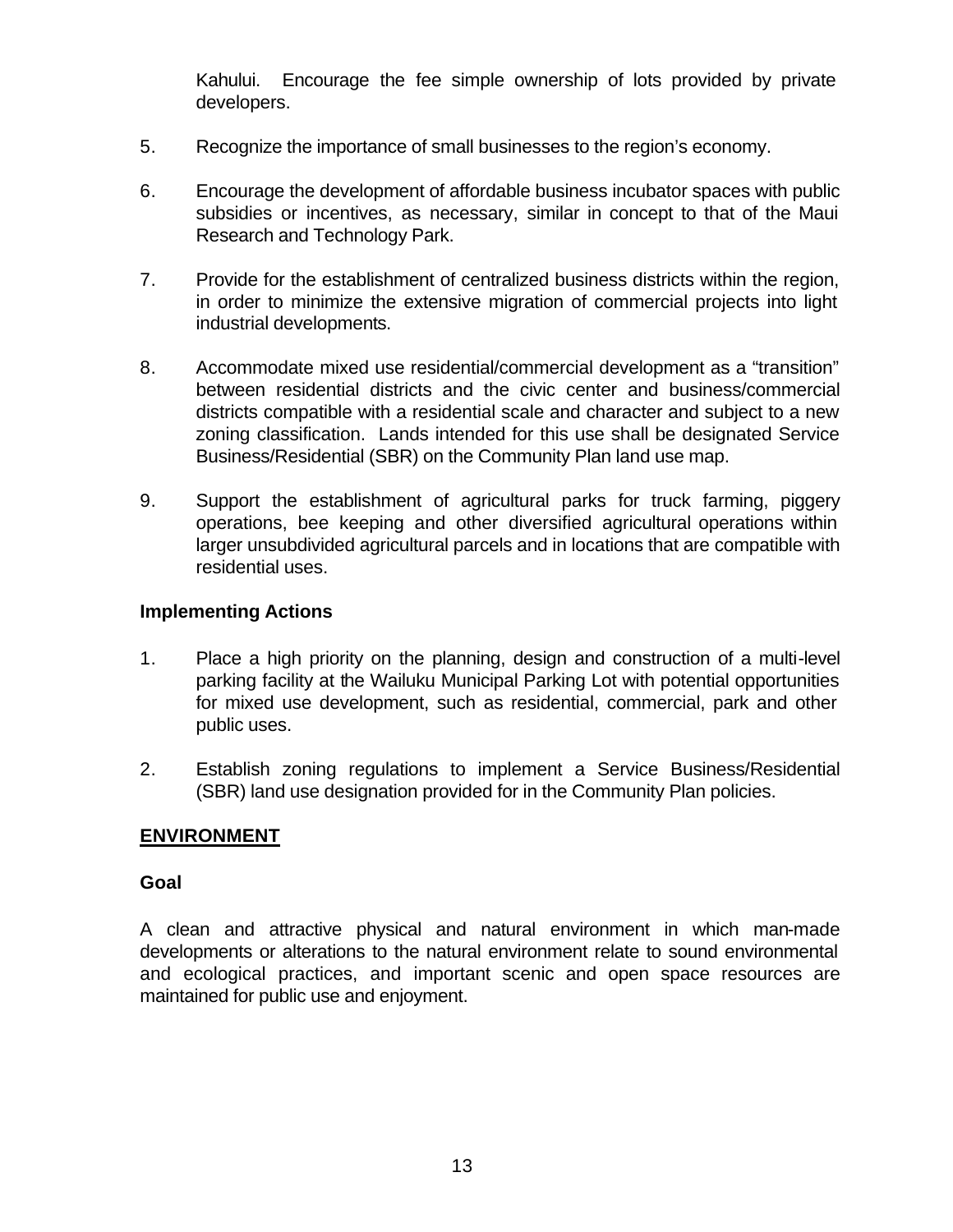Kahului. Encourage the fee simple ownership of lots provided by private developers.

5. Recognize the importance of small businesses to the region's economy.

6. Encourage the development of affordable business incubator spaces with public subsidies or incentives, as necessary, similar in concept to that of the Maui Research and Technology Park.

7. Provide for the establishment of centralized business districts within the region, in order to minimize the extensive migration of commercial projects into light industrial developments.

8. Accommodate mixed use residential/commercial development as a "transition" between residential districts and the civic center and business/commercial districts compatible with a residential scale and character and subject to a new zoning classification. Lands intended for this use shall be designated Service Business/Residential (SBR) on the Community Plan land use map.

9. Support the establishment of agricultural parks for truck farming, piggery operations, bee keeping and other diversified agricultural operations within larger unsubdivided agricultural parcels and in locations that are compatible with residential uses.

### Implementing Actions

1. Place a high priority on the planning, design and construction of a multi-level parking facility at the Wailuku Municipal Parking Lot with potential opportunities for mixed use development, such as residential, commercial, park and other public uses.

2. Establish zoning regulations to implement a Service Business/Residential (SBR) land use designation provided for in the Community Plan policies.

## ENVIRONMENT

### Goal

A clean and attractive physical and natural environment in which man-made developments or alterations to the natural environment relate to sound environmental and ecological practices, and important scenic and open space resources are maintained for public use and enjoyment.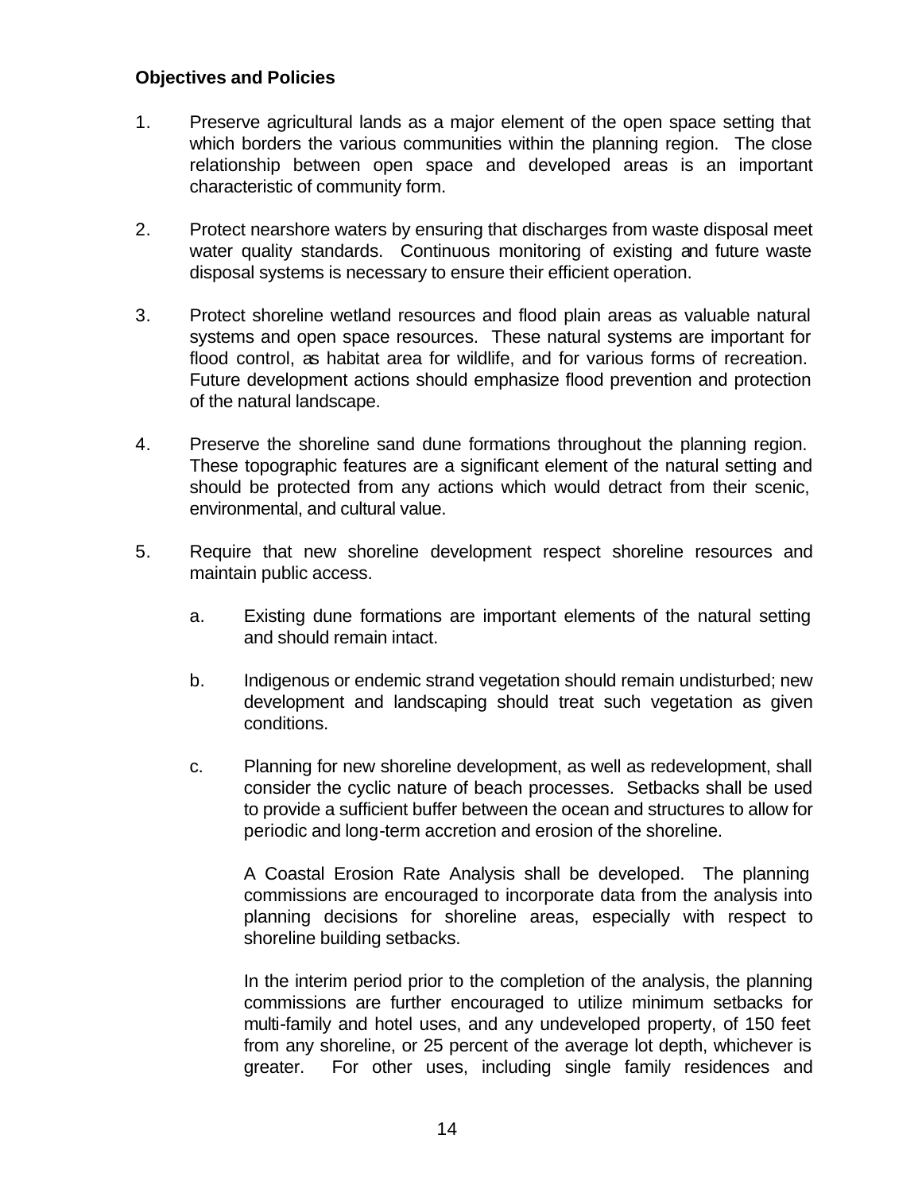**Objectives and Policies**

1. Preserve agricultural lands as a major element of the open space setting that which borders the various communities within the planning region. The close relationship between open space and developed areas is an important characteristic of community form.

2. Protect nearshore waters by ensuring that discharges from waste disposal meet water quality standards. Continuous monitoring of existing and future waste disposal systems is necessary to ensure their efficient operation.

3. Protect shoreline wetland resources and flood plain areas as valuable natural systems and open space resources. These natural systems are important for flood control, as habitat area for wildlife, and for various forms of recreation. Future development actions should emphasize flood prevention and protection of the natural landscape.

4. Preserve the shoreline sand dune formations throughout the planning region. These topographic features are a significant element of the natural setting and should be protected from any actions which would detract from their scenic, environmental, and cultural value.

5. Require that new shoreline development respect shoreline resources and maintain public access.

   a. Existing dune formations are important elements of the natural setting and should remain intact.

   b. Indigenous or endemic strand vegetation should remain undisturbed; new development and landscaping should treat such vegetation as given conditions.

   c. Planning for new shoreline development, as well as redevelopment, shall consider the cyclic nature of beach processes. Setbacks shall be used to provide a sufficient buffer between the ocean and structures to allow for periodic and long-term accretion and erosion of the shoreline.

      A Coastal Erosion Rate Analysis shall be developed. The planning commissions are encouraged to incorporate data from the analysis into planning decisions for shoreline areas, especially with respect to shoreline building setbacks.

      In the interim period prior to the completion of the analysis, the planning commissions are further encouraged to utilize minimum setbacks for multi-family and hotel uses, and any undeveloped property, of 150 feet from any shoreline, or 25 percent of the average lot depth, whichever is greater. For other uses, including single family residences and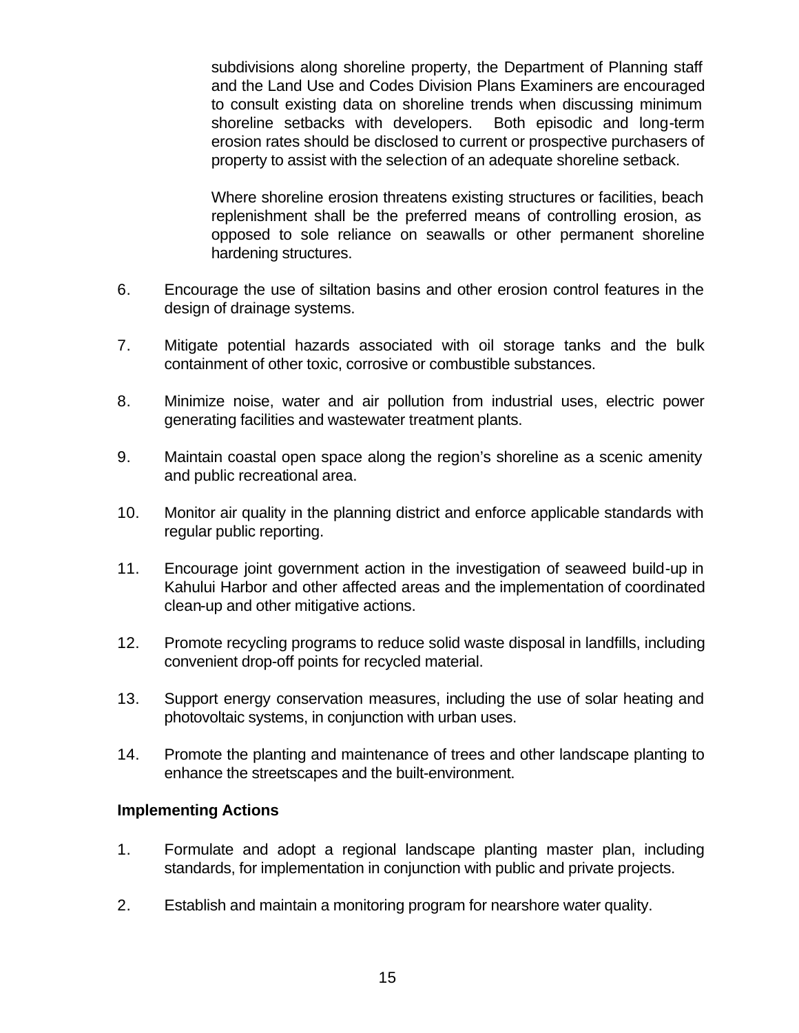subdivisions along shoreline property, the Department of Planning staff and the Land Use and Codes Division Plans Examiners are encouraged to consult existing data on shoreline trends when discussing minimum shoreline setbacks with developers. Both episodic and long-term erosion rates should be disclosed to current or prospective purchasers of property to assist with the selection of an adequate shoreline setback.

Where shoreline erosion threatens existing structures or facilities, beach replenishment shall be the preferred means of controlling erosion, as opposed to sole reliance on seawalls or other permanent shoreline hardening structures.

6. Encourage the use of siltation basins and other erosion control features in the design of drainage systems.

7. Mitigate potential hazards associated with oil storage tanks and the bulk containment of other toxic, corrosive or combustible substances.

8. Minimize noise, water and air pollution from industrial uses, electric power generating facilities and wastewater treatment plants.

9. Maintain coastal open space along the region's shoreline as a scenic amenity and public recreational area.

10. Monitor air quality in the planning district and enforce applicable standards with regular public reporting.

11. Encourage joint government action in the investigation of seaweed build-up in Kahului Harbor and other affected areas and the implementation of coordinated clean-up and other mitigative actions.

12. Promote recycling programs to reduce solid waste disposal in landfills, including convenient drop-off points for recycled material.

13. Support energy conservation measures, including the use of solar heating and photovoltaic systems, in conjunction with urban uses.

14. Promote the planting and maintenance of trees and other landscape planting to enhance the streetscapes and the built-environment.

**Implementing Actions**

1. Formulate and adopt a regional landscape planting master plan, including standards, for implementation in conjunction with public and private projects.

2. Establish and maintain a monitoring program for nearshore water quality.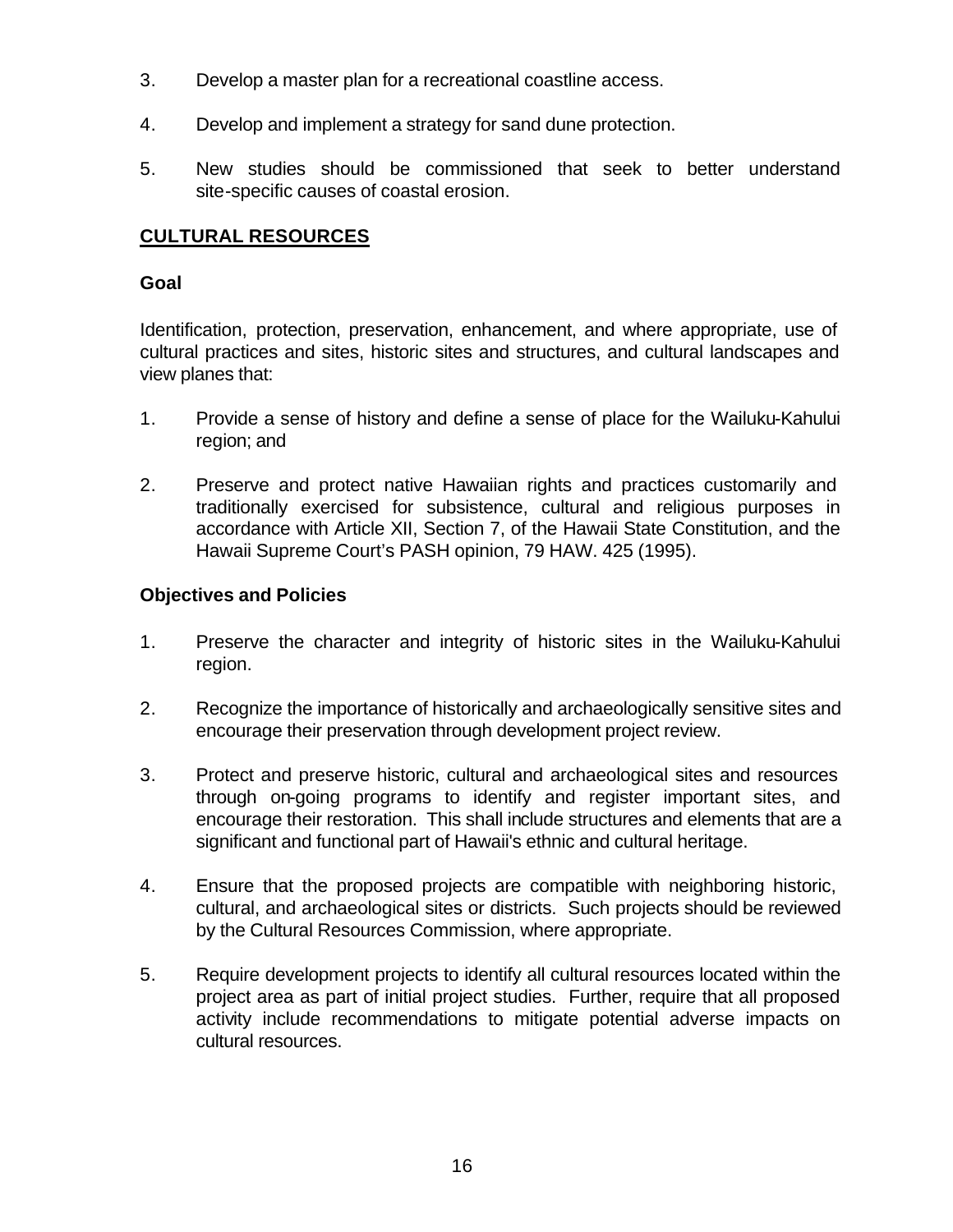3. Develop a master plan for a recreational coastline access.

4. Develop and implement a strategy for sand dune protection.

5. New studies should be commissioned that seek to better understand site-specific causes of coastal erosion.

## CULTURAL RESOURCES

### Goal

Identification, protection, preservation, enhancement, and where appropriate, use of cultural practices and sites, historic sites and structures, and cultural landscapes and view planes that:

1. Provide a sense of history and define a sense of place for the Wailuku-Kahului region; and

2. Preserve and protect native Hawaiian rights and practices customarily and traditionally exercised for subsistence, cultural and religious purposes in accordance with Article XII, Section 7, of the Hawaii State Constitution, and the Hawaii Supreme Court's PASH opinion, 79 HAW. 425 (1995).

### Objectives and Policies

1. Preserve the character and integrity of historic sites in the Wailuku-Kahului region.

2. Recognize the importance of historically and archaeologically sensitive sites and encourage their preservation through development project review.

3. Protect and preserve historic, cultural and archaeological sites and resources through on-going programs to identify and register important sites, and encourage their restoration. This shall include structures and elements that are a significant and functional part of Hawaii's ethnic and cultural heritage.

4. Ensure that the proposed projects are compatible with neighboring historic, cultural, and archaeological sites or districts. Such projects should be reviewed by the Cultural Resources Commission, where appropriate.

5. Require development projects to identify all cultural resources located within the project area as part of initial project studies. Further, require that all proposed activity include recommendations to mitigate potential adverse impacts on cultural resources.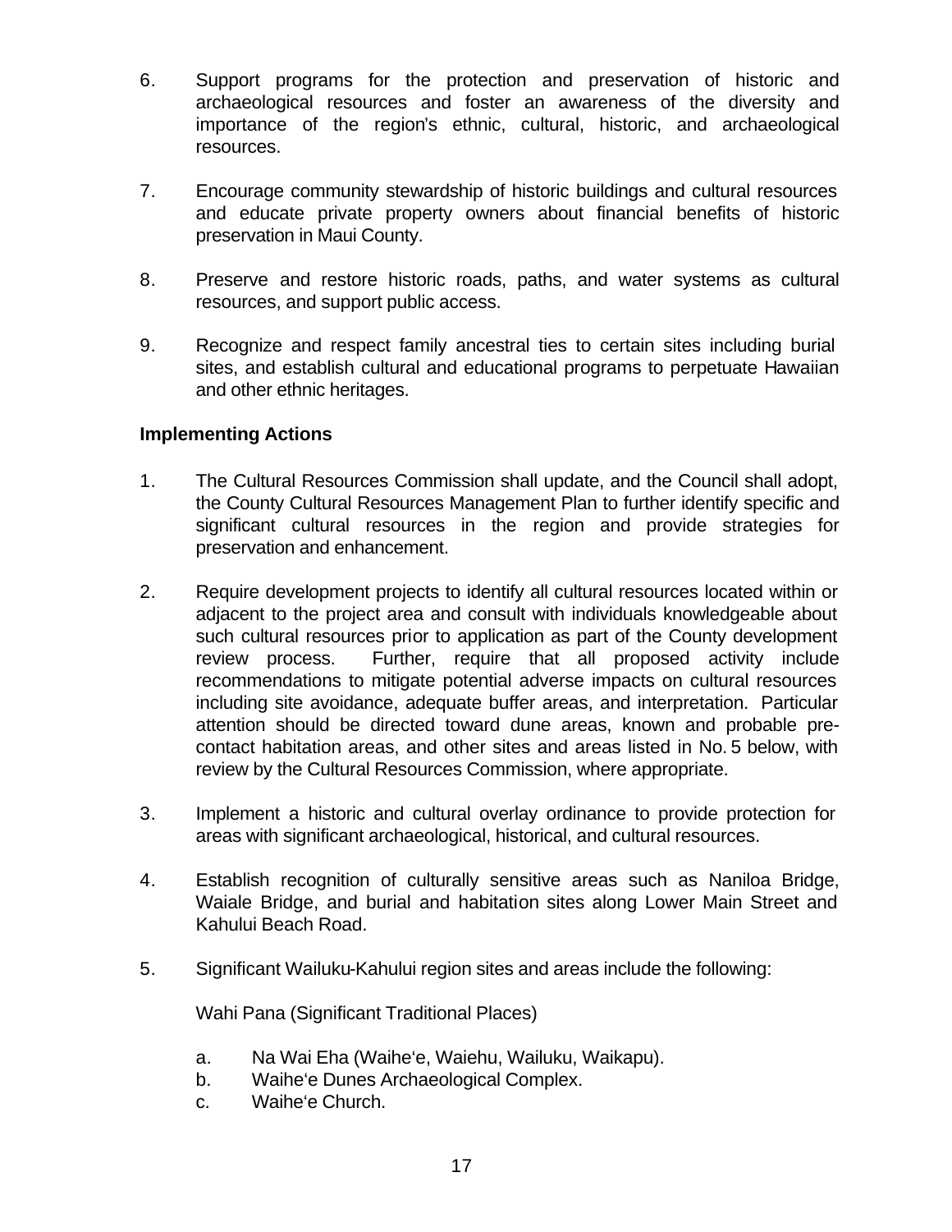6. Support programs for the protection and preservation of historic and archaeological resources and foster an awareness of the diversity and importance of the region's ethnic, cultural, historic, and archaeological resources.

7. Encourage community stewardship of historic buildings and cultural resources and educate private property owners about financial benefits of historic preservation in Maui County.

8. Preserve and restore historic roads, paths, and water systems as cultural resources, and support public access.

9. Recognize and respect family ancestral ties to certain sites including burial sites, and establish cultural and educational programs to perpetuate Hawaiian and other ethnic heritages.

**Implementing Actions**

1. The Cultural Resources Commission shall update, and the Council shall adopt, the County Cultural Resources Management Plan to further identify specific and significant cultural resources in the region and provide strategies for preservation and enhancement.

2. Require development projects to identify all cultural resources located within or adjacent to the project area and consult with individuals knowledgeable about such cultural resources prior to application as part of the County development review process. Further, require that all proposed activity include recommendations to mitigate potential adverse impacts on cultural resources including site avoidance, adequate buffer areas, and interpretation. Particular attention should be directed toward dune areas, known and probable pre-contact habitation areas, and other sites and areas listed in No. 5 below, with review by the Cultural Resources Commission, where appropriate.

3. Implement a historic and cultural overlay ordinance to provide protection for areas with significant archaeological, historical, and cultural resources.

4. Establish recognition of culturally sensitive areas such as Naniloa Bridge, Waiale Bridge, and burial and habitation sites along Lower Main Street and Kahului Beach Road.

5. Significant Wailuku-Kahului region sites and areas include the following:

   Wahi Pana (Significant Traditional Places)

   a. Na Wai Eha (Waiheʻe, Waiehu, Wailuku, Waikapu).
   b. Waiheʻe Dunes Archaeological Complex.
   c. Waiheʻe Church.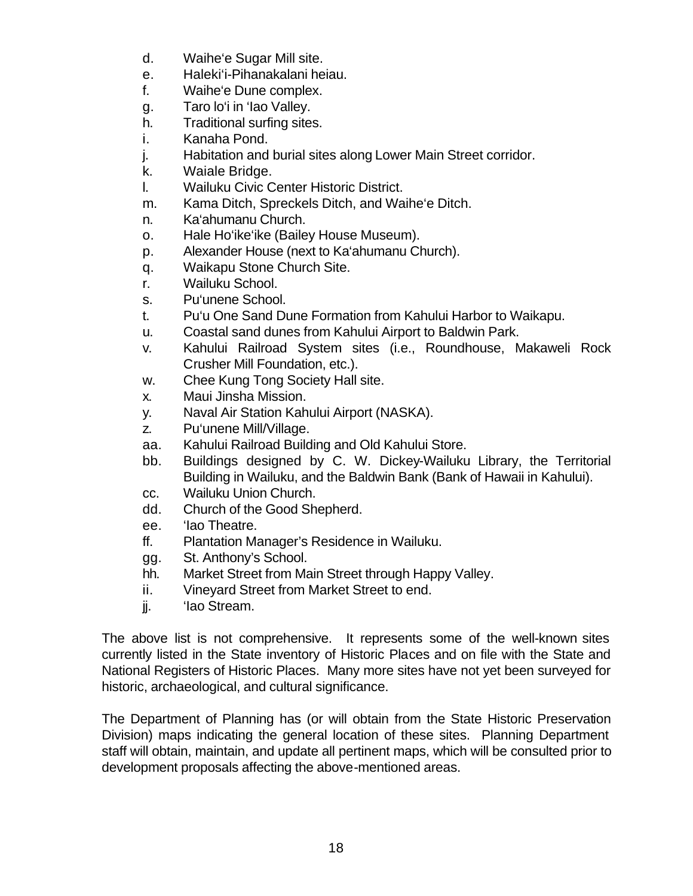d. Waiheʻe Sugar Mill site.
e. Halekiʻi-Pihanakalani heiau.
f. Waiheʻe Dune complex.
g. Taro loʻi in ʻIao Valley.
h. Traditional surfing sites.
i. Kanaha Pond.
j. Habitation and burial sites along Lower Main Street corridor.
k. Waiale Bridge.
l. Wailuku Civic Center Historic District.
m. Kama Ditch, Spreckels Ditch, and Waiheʻe Ditch.
n. Kaʻahumanu Church.
o. Hale Hoʻikeʻike (Bailey House Museum).
p. Alexander House (next to Kaʻahumanu Church).
q. Waikapu Stone Church Site.
r. Wailuku School.
s. Puʻunene School.
t. Puʻu One Sand Dune Formation from Kahului Harbor to Waikapu.
u. Coastal sand dunes from Kahului Airport to Baldwin Park.
v. Kahului Railroad System sites (i.e., Roundhouse, Makaweli Rock Crusher Mill Foundation, etc.).
w. Chee Kung Tong Society Hall site.
x. Maui Jinsha Mission.
y. Naval Air Station Kahului Airport (NASKA).
z. Puʻunene Mill/Village.
aa. Kahului Railroad Building and Old Kahului Store.
bb. Buildings designed by C. W. Dickey-Wailuku Library, the Territorial Building in Wailuku, and the Baldwin Bank (Bank of Hawaii in Kahului).
cc. Wailuku Union Church.
dd. Church of the Good Shepherd.
ee. ʻIao Theatre.
ff. Plantation Manager's Residence in Wailuku.
gg. St. Anthony's School.
hh. Market Street from Main Street through Happy Valley.
ii. Vineyard Street from Market Street to end.
jj. ʻIao Stream.

The above list is not comprehensive. It represents some of the well-known sites currently listed in the State inventory of Historic Places and on file with the State and National Registers of Historic Places. Many more sites have not yet been surveyed for historic, archaeological, and cultural significance.

The Department of Planning has (or will obtain from the State Historic Preservation Division) maps indicating the general location of these sites. Planning Department staff will obtain, maintain, and update all pertinent maps, which will be consulted prior to development proposals affecting the above-mentioned areas.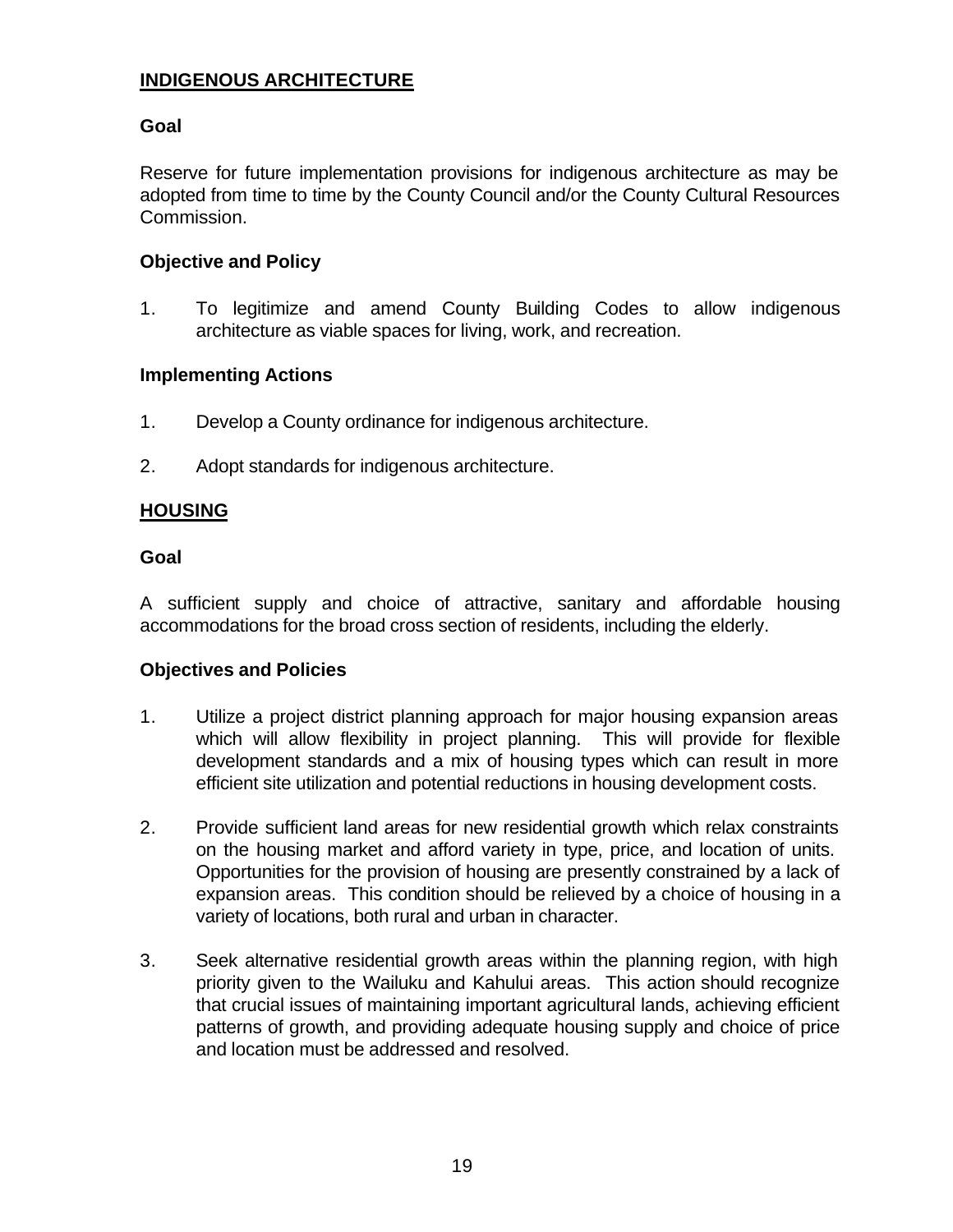## INDIGENOUS ARCHITECTURE

### Goal

Reserve for future implementation provisions for indigenous architecture as may be adopted from time to time by the County Council and/or the County Cultural Resources Commission.

### Objective and Policy

1. To legitimize and amend County Building Codes to allow indigenous architecture as viable spaces for living, work, and recreation.

### Implementing Actions

1. Develop a County ordinance for indigenous architecture.

2. Adopt standards for indigenous architecture.

## HOUSING

### Goal

A sufficient supply and choice of attractive, sanitary and affordable housing accommodations for the broad cross section of residents, including the elderly.

### Objectives and Policies

1. Utilize a project district planning approach for major housing expansion areas which will allow flexibility in project planning. This will provide for flexible development standards and a mix of housing types which can result in more efficient site utilization and potential reductions in housing development costs.

2. Provide sufficient land areas for new residential growth which relax constraints on the housing market and afford variety in type, price, and location of units. Opportunities for the provision of housing are presently constrained by a lack of expansion areas. This condition should be relieved by a choice of housing in a variety of locations, both rural and urban in character.

3. Seek alternative residential growth areas within the planning region, with high priority given to the Wailuku and Kahului areas. This action should recognize that crucial issues of maintaining important agricultural lands, achieving efficient patterns of growth, and providing adequate housing supply and choice of price and location must be addressed and resolved.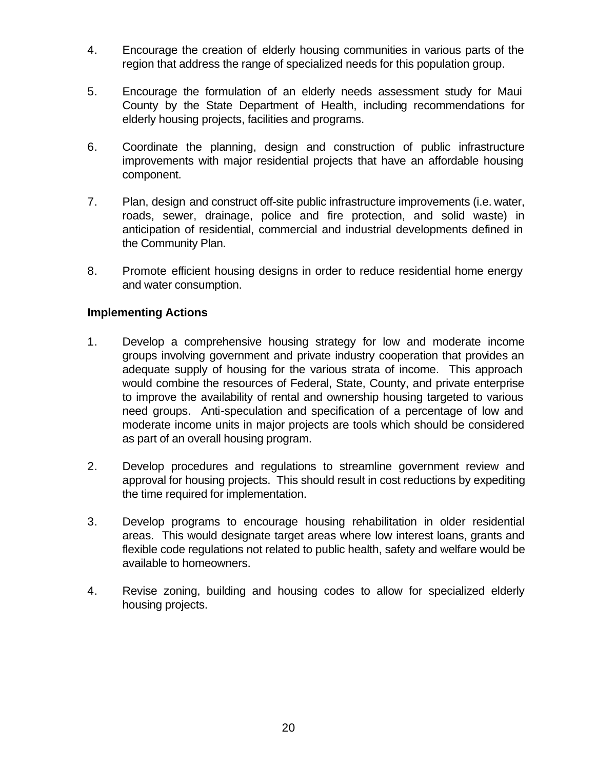4. Encourage the creation of elderly housing communities in various parts of the region that address the range of specialized needs for this population group.

5. Encourage the formulation of an elderly needs assessment study for Maui County by the State Department of Health, including recommendations for elderly housing projects, facilities and programs.

6. Coordinate the planning, design and construction of public infrastructure improvements with major residential projects that have an affordable housing component.

7. Plan, design and construct off-site public infrastructure improvements (i.e. water, roads, sewer, drainage, police and fire protection, and solid waste) in anticipation of residential, commercial and industrial developments defined in the Community Plan.

8. Promote efficient housing designs in order to reduce residential home energy and water consumption.

**Implementing Actions**

1. Develop a comprehensive housing strategy for low and moderate income groups involving government and private industry cooperation that provides an adequate supply of housing for the various strata of income. This approach would combine the resources of Federal, State, County, and private enterprise to improve the availability of rental and ownership housing targeted to various need groups. Anti-speculation and specification of a percentage of low and moderate income units in major projects are tools which should be considered as part of an overall housing program.

2. Develop procedures and regulations to streamline government review and approval for housing projects. This should result in cost reductions by expediting the time required for implementation.

3. Develop programs to encourage housing rehabilitation in older residential areas. This would designate target areas where low interest loans, grants and flexible code regulations not related to public health, safety and welfare would be available to homeowners.

4. Revise zoning, building and housing codes to allow for specialized elderly housing projects.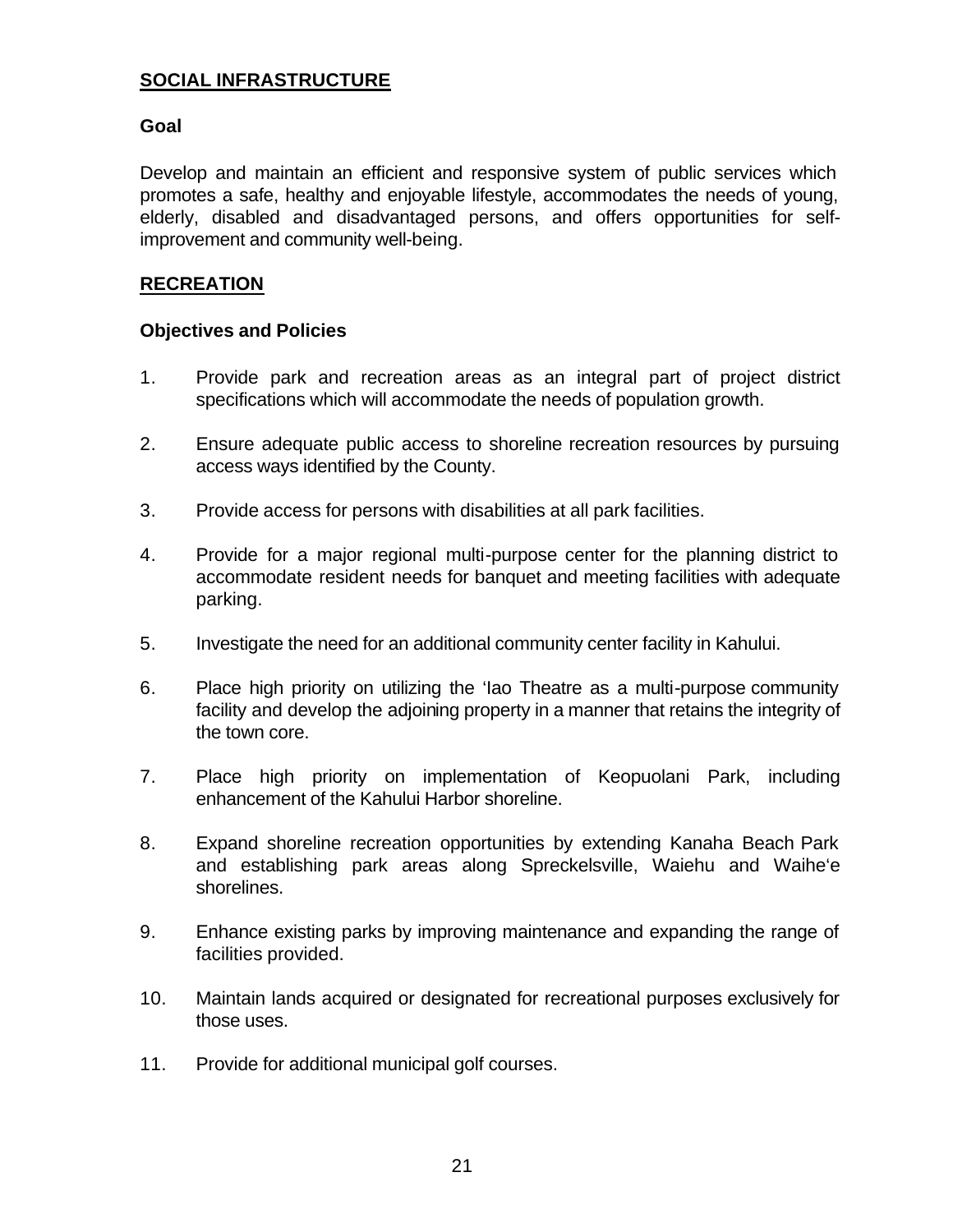## SOCIAL INFRASTRUCTURE

### Goal

Develop and maintain an efficient and responsive system of public services which promotes a safe, healthy and enjoyable lifestyle, accommodates the needs of young, elderly, disabled and disadvantaged persons, and offers opportunities for self-improvement and community well-being.

## RECREATION

### Objectives and Policies

1. Provide park and recreation areas as an integral part of project district specifications which will accommodate the needs of population growth.
2. Ensure adequate public access to shoreline recreation resources by pursuing access ways identified by the County.
3. Provide access for persons with disabilities at all park facilities.
4. Provide for a major regional multi-purpose center for the planning district to accommodate resident needs for banquet and meeting facilities with adequate parking.
5. Investigate the need for an additional community center facility in Kahului.
6. Place high priority on utilizing the ʻIao Theatre as a multi-purpose community facility and develop the adjoining property in a manner that retains the integrity of the town core.
7. Place high priority on implementation of Keopuolani Park, including enhancement of the Kahului Harbor shoreline.
8. Expand shoreline recreation opportunities by extending Kanaha Beach Park and establishing park areas along Spreckelsville, Waiehu and Waiheʻe shorelines.
9. Enhance existing parks by improving maintenance and expanding the range of facilities provided.
10. Maintain lands acquired or designated for recreational purposes exclusively for those uses.
11. Provide for additional municipal golf courses.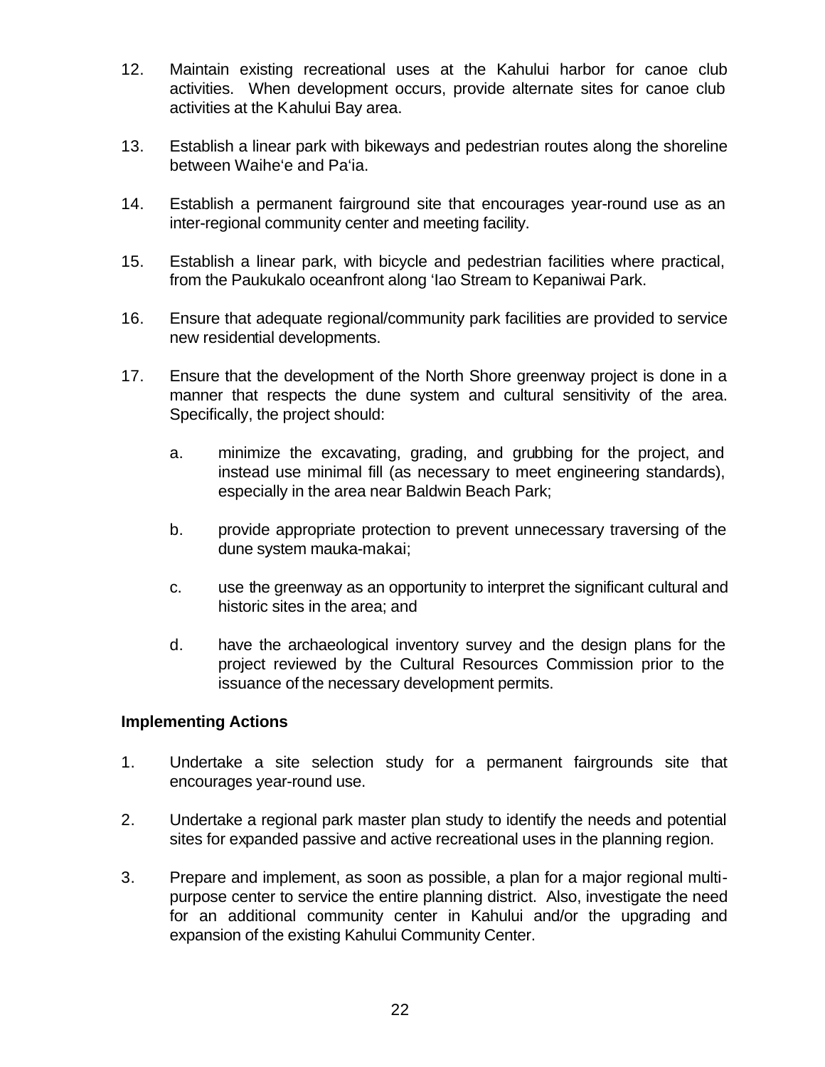12. Maintain existing recreational uses at the Kahului harbor for canoe club activities. When development occurs, provide alternate sites for canoe club activities at the Kahului Bay area.

13. Establish a linear park with bikeways and pedestrian routes along the shoreline between Waiheʻe and Paʻia.

14. Establish a permanent fairground site that encourages year-round use as an inter-regional community center and meeting facility.

15. Establish a linear park, with bicycle and pedestrian facilities where practical, from the Paukukalo oceanfront along ʻIao Stream to Kepaniwai Park.

16. Ensure that adequate regional/community park facilities are provided to service new residential developments.

17. Ensure that the development of the North Shore greenway project is done in a manner that respects the dune system and cultural sensitivity of the area. Specifically, the project should:

    a. minimize the excavating, grading, and grubbing for the project, and instead use minimal fill (as necessary to meet engineering standards), especially in the area near Baldwin Beach Park;

    b. provide appropriate protection to prevent unnecessary traversing of the dune system mauka-makai;

    c. use the greenway as an opportunity to interpret the significant cultural and historic sites in the area; and

    d. have the archaeological inventory survey and the design plans for the project reviewed by the Cultural Resources Commission prior to the issuance of the necessary development permits.

**Implementing Actions**

1. Undertake a site selection study for a permanent fairgrounds site that encourages year-round use.

2. Undertake a regional park master plan study to identify the needs and potential sites for expanded passive and active recreational uses in the planning region.

3. Prepare and implement, as soon as possible, a plan for a major regional multi-purpose center to service the entire planning district. Also, investigate the need for an additional community center in Kahului and/or the upgrading and expansion of the existing Kahului Community Center.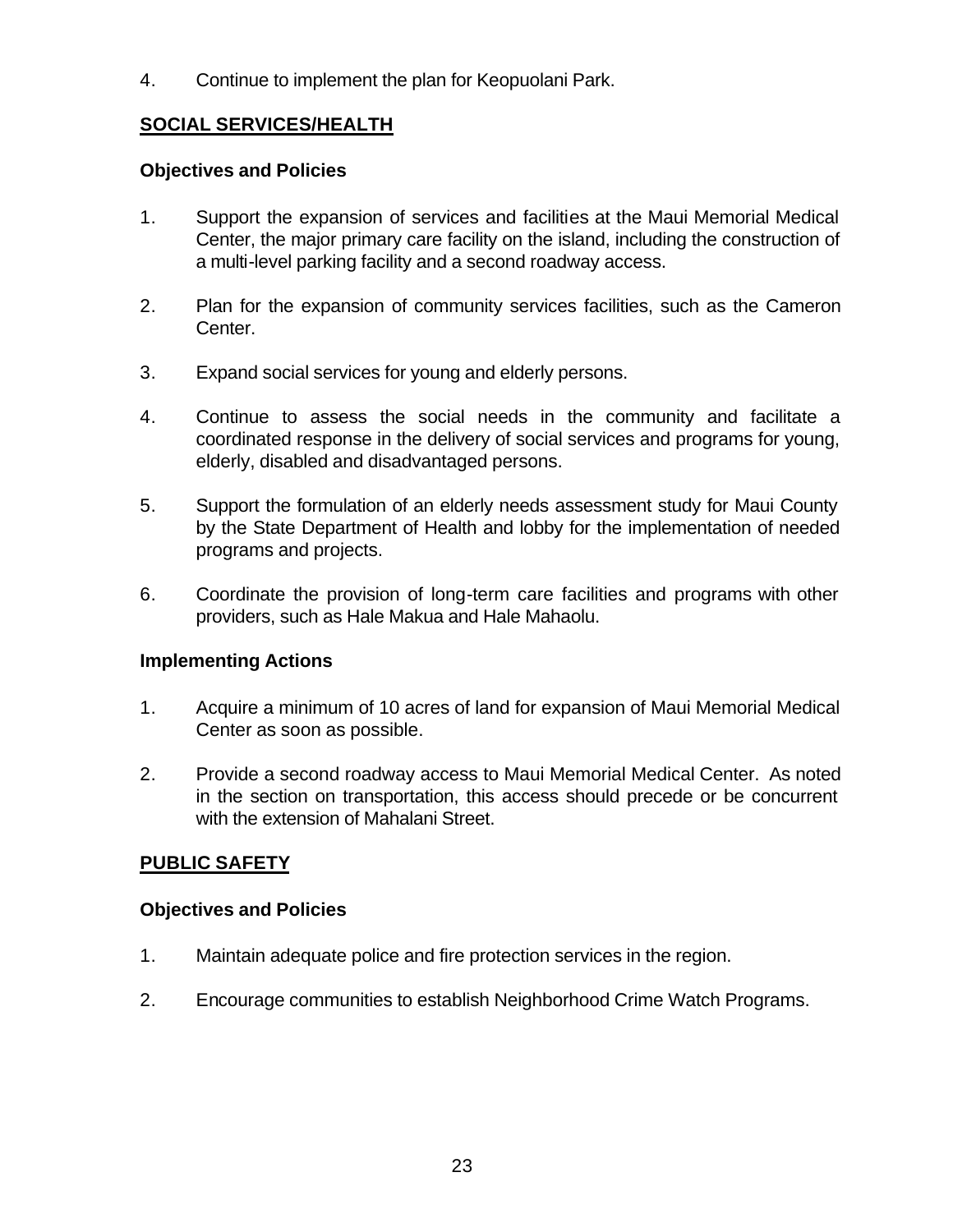4. Continue to implement the plan for Keopuolani Park.

## SOCIAL SERVICES/HEALTH

### Objectives and Policies

1. Support the expansion of services and facilities at the Maui Memorial Medical Center, the major primary care facility on the island, including the construction of a multi-level parking facility and a second roadway access.

2. Plan for the expansion of community services facilities, such as the Cameron Center.

3. Expand social services for young and elderly persons.

4. Continue to assess the social needs in the community and facilitate a coordinated response in the delivery of social services and programs for young, elderly, disabled and disadvantaged persons.

5. Support the formulation of an elderly needs assessment study for Maui County by the State Department of Health and lobby for the implementation of needed programs and projects.

6. Coordinate the provision of long-term care facilities and programs with other providers, such as Hale Makua and Hale Mahaolu.

### Implementing Actions

1. Acquire a minimum of 10 acres of land for expansion of Maui Memorial Medical Center as soon as possible.

2. Provide a second roadway access to Maui Memorial Medical Center. As noted in the section on transportation, this access should precede or be concurrent with the extension of Mahalani Street.

## PUBLIC SAFETY

### Objectives and Policies

1. Maintain adequate police and fire protection services in the region.

2. Encourage communities to establish Neighborhood Crime Watch Programs.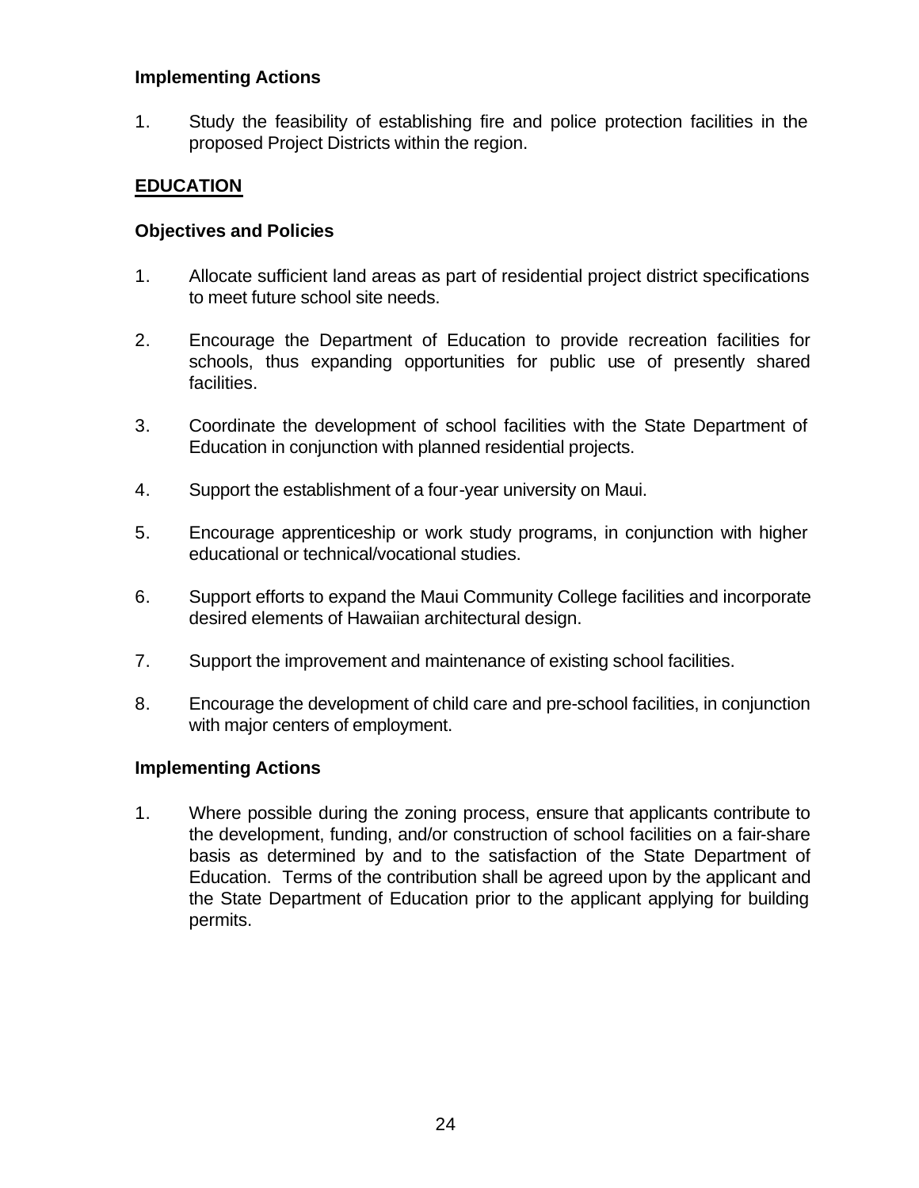### Implementing Actions

1. Study the feasibility of establishing fire and police protection facilities in the proposed Project Districts within the region.

## EDUCATION

### Objectives and Policies

1. Allocate sufficient land areas as part of residential project district specifications to meet future school site needs.

2. Encourage the Department of Education to provide recreation facilities for schools, thus expanding opportunities for public use of presently shared facilities.

3. Coordinate the development of school facilities with the State Department of Education in conjunction with planned residential projects.

4. Support the establishment of a four-year university on Maui.

5. Encourage apprenticeship or work study programs, in conjunction with higher educational or technical/vocational studies.

6. Support efforts to expand the Maui Community College facilities and incorporate desired elements of Hawaiian architectural design.

7. Support the improvement and maintenance of existing school facilities.

8. Encourage the development of child care and pre-school facilities, in conjunction with major centers of employment.

### Implementing Actions

1. Where possible during the zoning process, ensure that applicants contribute to the development, funding, and/or construction of school facilities on a fair-share basis as determined by and to the satisfaction of the State Department of Education. Terms of the contribution shall be agreed upon by the applicant and the State Department of Education prior to the applicant applying for building permits.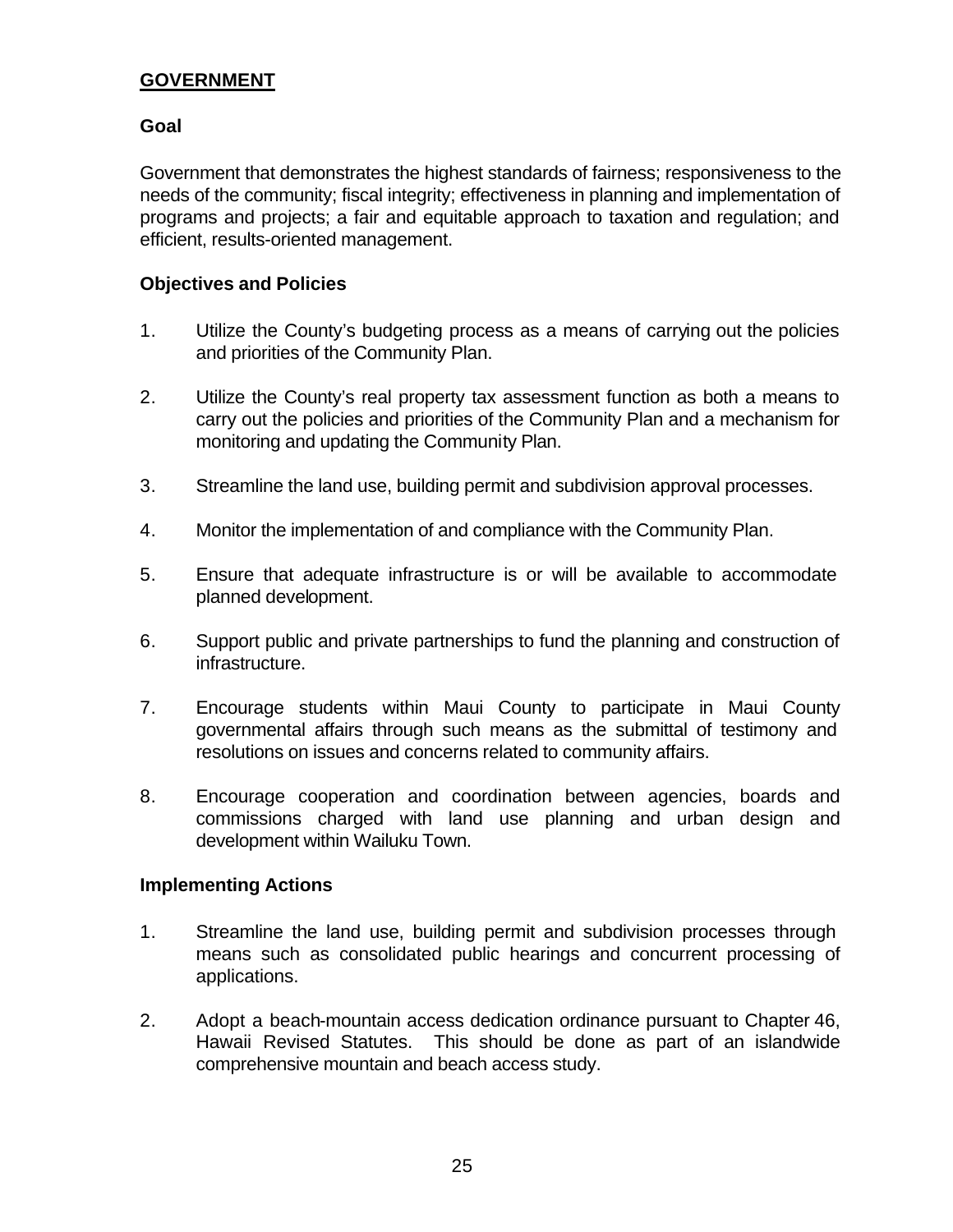## GOVERNMENT

### Goal

Government that demonstrates the highest standards of fairness; responsiveness to the needs of the community; fiscal integrity; effectiveness in planning and implementation of programs and projects; a fair and equitable approach to taxation and regulation; and efficient, results-oriented management.

### Objectives and Policies

1. Utilize the County's budgeting process as a means of carrying out the policies and priorities of the Community Plan.

2. Utilize the County's real property tax assessment function as both a means to carry out the policies and priorities of the Community Plan and a mechanism for monitoring and updating the Community Plan.

3. Streamline the land use, building permit and subdivision approval processes.

4. Monitor the implementation of and compliance with the Community Plan.

5. Ensure that adequate infrastructure is or will be available to accommodate planned development.

6. Support public and private partnerships to fund the planning and construction of infrastructure.

7. Encourage students within Maui County to participate in Maui County governmental affairs through such means as the submittal of testimony and resolutions on issues and concerns related to community affairs.

8. Encourage cooperation and coordination between agencies, boards and commissions charged with land use planning and urban design and development within Wailuku Town.

### Implementing Actions

1. Streamline the land use, building permit and subdivision processes through means such as consolidated public hearings and concurrent processing of applications.

2. Adopt a beach-mountain access dedication ordinance pursuant to Chapter 46, Hawaii Revised Statutes. This should be done as part of an islandwide comprehensive mountain and beach access study.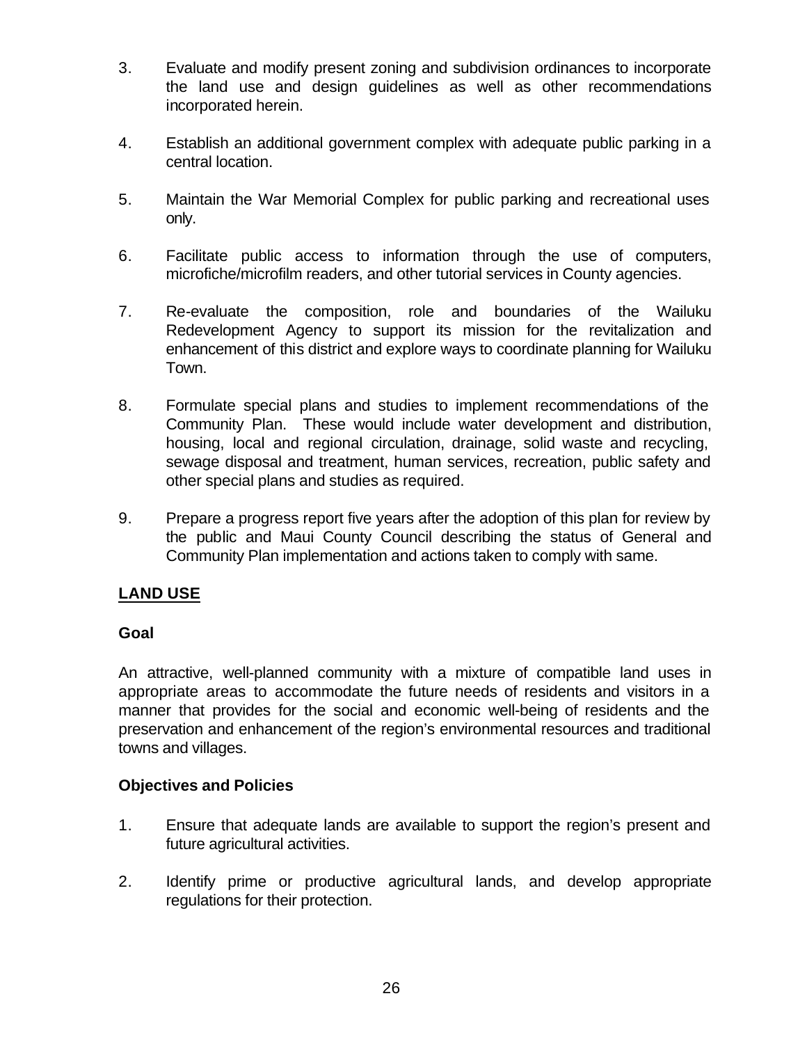3. Evaluate and modify present zoning and subdivision ordinances to incorporate the land use and design guidelines as well as other recommendations incorporated herein.

4. Establish an additional government complex with adequate public parking in a central location.

5. Maintain the War Memorial Complex for public parking and recreational uses only.

6. Facilitate public access to information through the use of computers, microfiche/microfilm readers, and other tutorial services in County agencies.

7. Re-evaluate the composition, role and boundaries of the Wailuku Redevelopment Agency to support its mission for the revitalization and enhancement of this district and explore ways to coordinate planning for Wailuku Town.

8. Formulate special plans and studies to implement recommendations of the Community Plan. These would include water development and distribution, housing, local and regional circulation, drainage, solid waste and recycling, sewage disposal and treatment, human services, recreation, public safety and other special plans and studies as required.

9. Prepare a progress report five years after the adoption of this plan for review by the public and Maui County Council describing the status of General and Community Plan implementation and actions taken to comply with same.

## LAND USE

### Goal

An attractive, well-planned community with a mixture of compatible land uses in appropriate areas to accommodate the future needs of residents and visitors in a manner that provides for the social and economic well-being of residents and the preservation and enhancement of the region's environmental resources and traditional towns and villages.

### Objectives and Policies

1. Ensure that adequate lands are available to support the region's present and future agricultural activities.

2. Identify prime or productive agricultural lands, and develop appropriate regulations for their protection.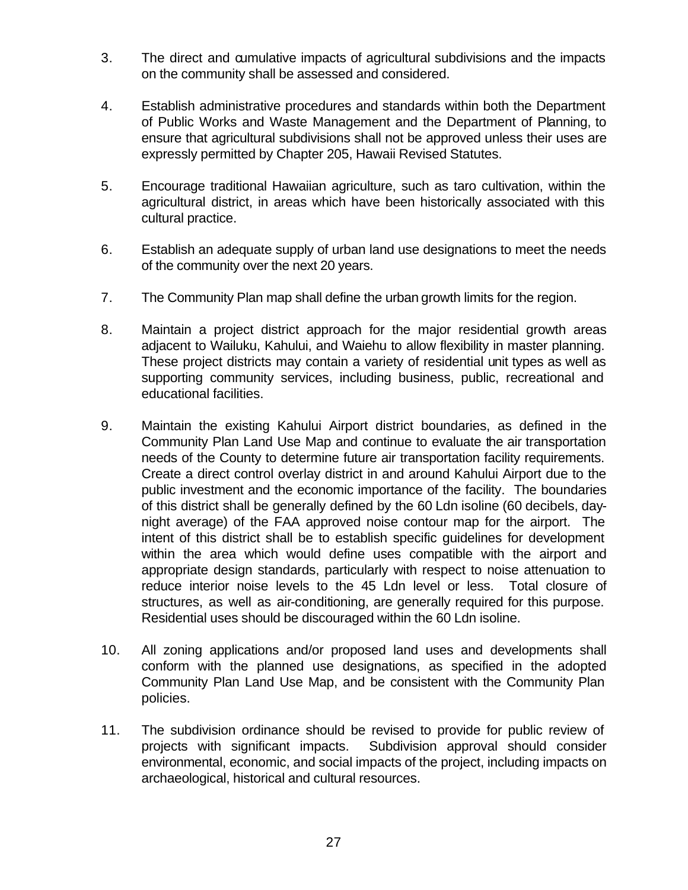3. The direct and cumulative impacts of agricultural subdivisions and the impacts on the community shall be assessed and considered.

4. Establish administrative procedures and standards within both the Department of Public Works and Waste Management and the Department of Planning, to ensure that agricultural subdivisions shall not be approved unless their uses are expressly permitted by Chapter 205, Hawaii Revised Statutes.

5. Encourage traditional Hawaiian agriculture, such as taro cultivation, within the agricultural district, in areas which have been historically associated with this cultural practice.

6. Establish an adequate supply of urban land use designations to meet the needs of the community over the next 20 years.

7. The Community Plan map shall define the urban growth limits for the region.

8. Maintain a project district approach for the major residential growth areas adjacent to Wailuku, Kahului, and Waiehu to allow flexibility in master planning. These project districts may contain a variety of residential unit types as well as supporting community services, including business, public, recreational and educational facilities.

9. Maintain the existing Kahului Airport district boundaries, as defined in the Community Plan Land Use Map and continue to evaluate the air transportation needs of the County to determine future air transportation facility requirements. Create a direct control overlay district in and around Kahului Airport due to the public investment and the economic importance of the facility. The boundaries of this district shall be generally defined by the 60 Ldn isoline (60 decibels, day-night average) of the FAA approved noise contour map for the airport. The intent of this district shall be to establish specific guidelines for development within the area which would define uses compatible with the airport and appropriate design standards, particularly with respect to noise attenuation to reduce interior noise levels to the 45 Ldn level or less. Total closure of structures, as well as air-conditioning, are generally required for this purpose. Residential uses should be discouraged within the 60 Ldn isoline.

10. All zoning applications and/or proposed land uses and developments shall conform with the planned use designations, as specified in the adopted Community Plan Land Use Map, and be consistent with the Community Plan policies.

11. The subdivision ordinance should be revised to provide for public review of projects with significant impacts. Subdivision approval should consider environmental, economic, and social impacts of the project, including impacts on archaeological, historical and cultural resources.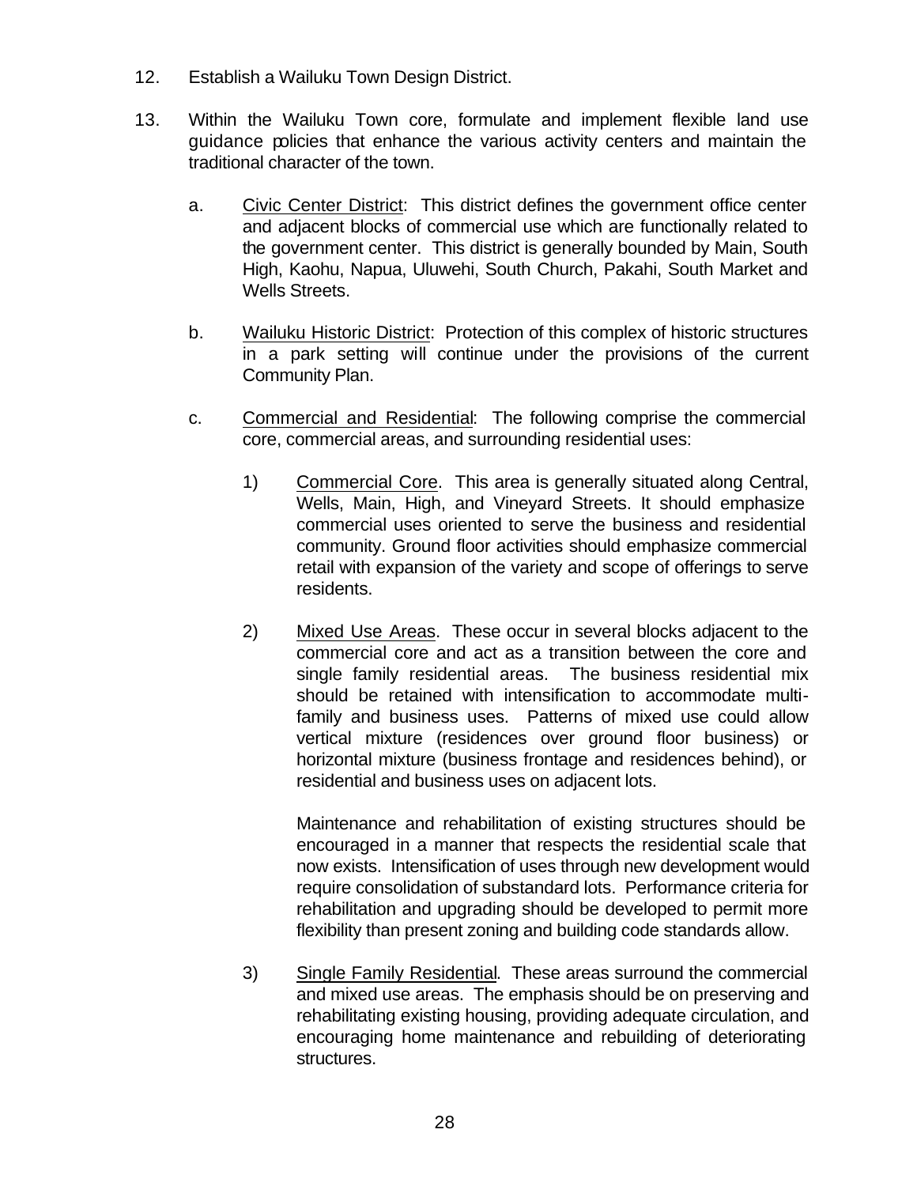12. Establish a Wailuku Town Design District.

13. Within the Wailuku Town core, formulate and implement flexible land use guidance policies that enhance the various activity centers and maintain the traditional character of the town.

    a. <u>Civic Center District</u>: This district defines the government office center and adjacent blocks of commercial use which are functionally related to the government center. This district is generally bounded by Main, South High, Kaohu, Napua, Uluwehi, South Church, Pakahi, South Market and Wells Streets.

    b. <u>Wailuku Historic District</u>: Protection of this complex of historic structures in a park setting will continue under the provisions of the current Community Plan.

    c. <u>Commercial and Residential</u>: The following comprise the commercial core, commercial areas, and surrounding residential uses:

        1) <u>Commercial Core</u>. This area is generally situated along Central, Wells, Main, High, and Vineyard Streets. It should emphasize commercial uses oriented to serve the business and residential community. Ground floor activities should emphasize commercial retail with expansion of the variety and scope of offerings to serve residents.

        2) <u>Mixed Use Areas</u>. These occur in several blocks adjacent to the commercial core and act as a transition between the core and single family residential areas. The business residential mix should be retained with intensification to accommodate multi-family and business uses. Patterns of mixed use could allow vertical mixture (residences over ground floor business) or horizontal mixture (business frontage and residences behind), or residential and business uses on adjacent lots.

            Maintenance and rehabilitation of existing structures should be encouraged in a manner that respects the residential scale that now exists. Intensification of uses through new development would require consolidation of substandard lots. Performance criteria for rehabilitation and upgrading should be developed to permit more flexibility than present zoning and building code standards allow.

        3) <u>Single Family Residential</u>. These areas surround the commercial and mixed use areas. The emphasis should be on preserving and rehabilitating existing housing, providing adequate circulation, and encouraging home maintenance and rebuilding of deteriorating structures.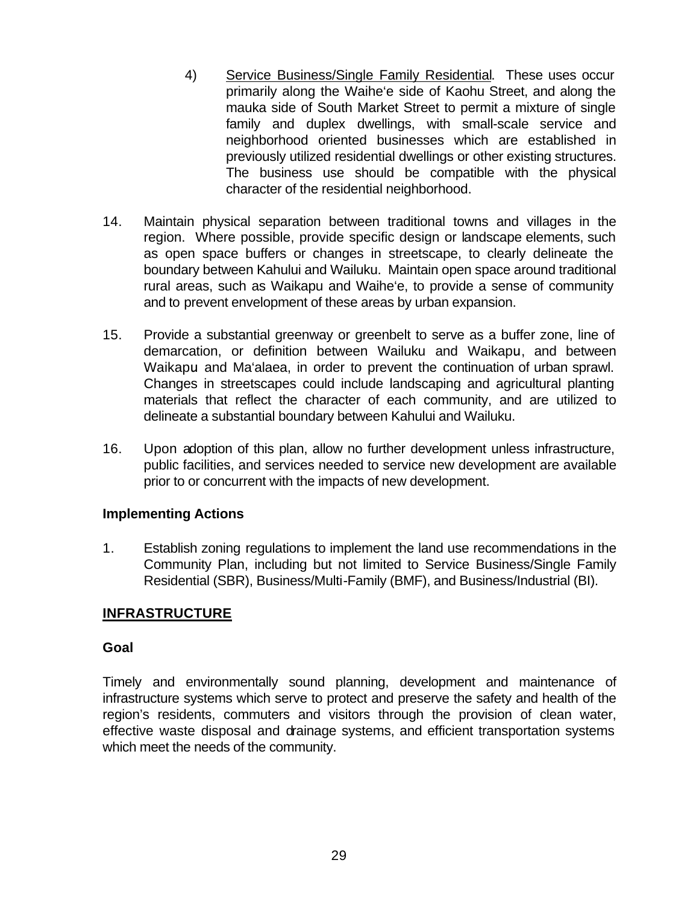4) Service Business/Single Family Residential. These uses occur primarily along the Waiheʻe side of Kaohu Street, and along the mauka side of South Market Street to permit a mixture of single family and duplex dwellings, with small-scale service and neighborhood oriented businesses which are established in previously utilized residential dwellings or other existing structures. The business use should be compatible with the physical character of the residential neighborhood.

14. Maintain physical separation between traditional towns and villages in the region. Where possible, provide specific design or landscape elements, such as open space buffers or changes in streetscape, to clearly delineate the boundary between Kahului and Wailuku. Maintain open space around traditional rural areas, such as Waikapu and Waiheʻe, to provide a sense of community and to prevent envelopment of these areas by urban expansion.

15. Provide a substantial greenway or greenbelt to serve as a buffer zone, line of demarcation, or definition between Wailuku and Waikapu, and between Waikapu and Maʻalaea, in order to prevent the continuation of urban sprawl. Changes in streetscapes could include landscaping and agricultural planting materials that reflect the character of each community, and are utilized to delineate a substantial boundary between Kahului and Wailuku.

16. Upon adoption of this plan, allow no further development unless infrastructure, public facilities, and services needed to service new development are available prior to or concurrent with the impacts of new development.

### Implementing Actions

1. Establish zoning regulations to implement the land use recommendations in the Community Plan, including but not limited to Service Business/Single Family Residential (SBR), Business/Multi-Family (BMF), and Business/Industrial (BI).

## INFRASTRUCTURE

### Goal

Timely and environmentally sound planning, development and maintenance of infrastructure systems which serve to protect and preserve the safety and health of the region's residents, commuters and visitors through the provision of clean water, effective waste disposal and drainage systems, and efficient transportation systems which meet the needs of the community.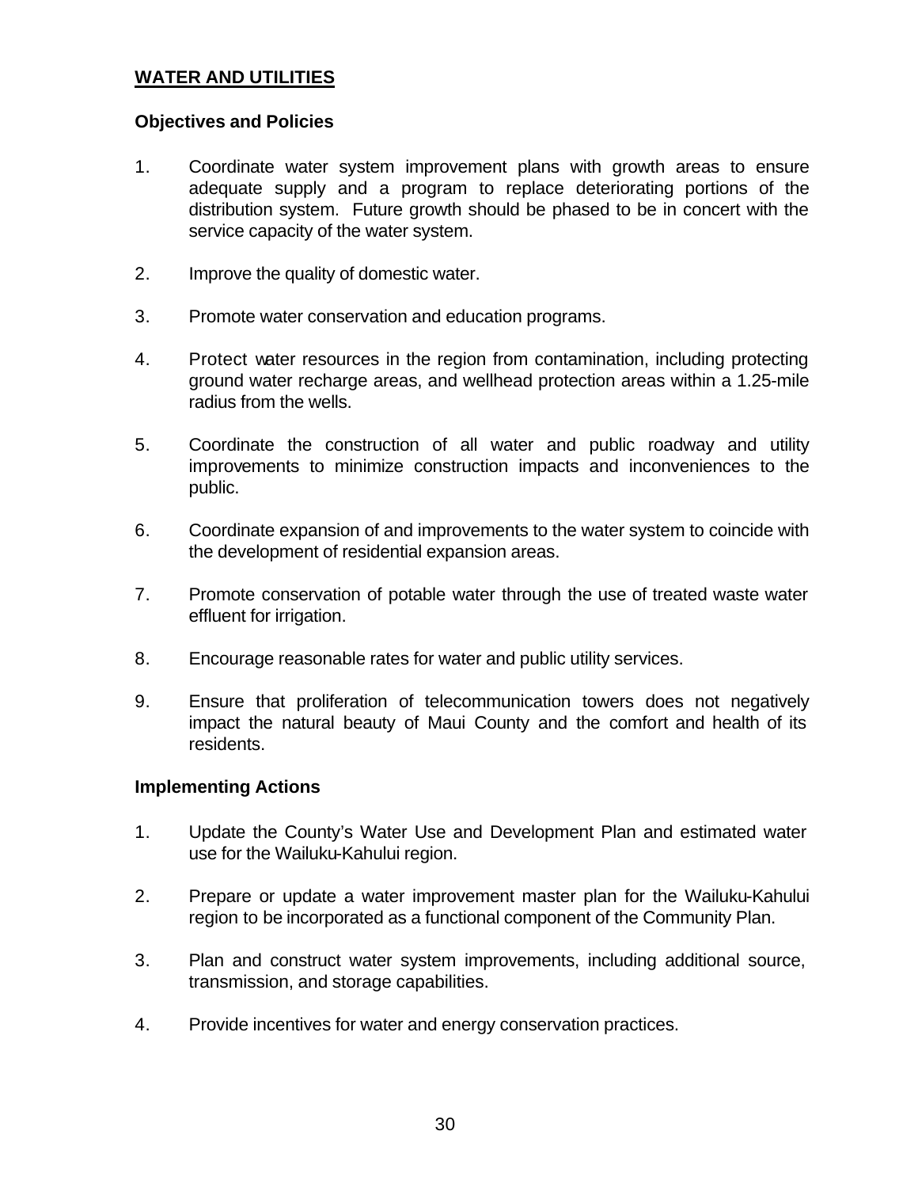## WATER AND UTILITIES

### Objectives and Policies

1. Coordinate water system improvement plans with growth areas to ensure adequate supply and a program to replace deteriorating portions of the distribution system. Future growth should be phased to be in concert with the service capacity of the water system.

2. Improve the quality of domestic water.

3. Promote water conservation and education programs.

4. Protect water resources in the region from contamination, including protecting ground water recharge areas, and wellhead protection areas within a 1.25-mile radius from the wells.

5. Coordinate the construction of all water and public roadway and utility improvements to minimize construction impacts and inconveniences to the public.

6. Coordinate expansion of and improvements to the water system to coincide with the development of residential expansion areas.

7. Promote conservation of potable water through the use of treated waste water effluent for irrigation.

8. Encourage reasonable rates for water and public utility services.

9. Ensure that proliferation of telecommunication towers does not negatively impact the natural beauty of Maui County and the comfort and health of its residents.

### Implementing Actions

1. Update the County's Water Use and Development Plan and estimated water use for the Wailuku-Kahului region.

2. Prepare or update a water improvement master plan for the Wailuku-Kahului region to be incorporated as a functional component of the Community Plan.

3. Plan and construct water system improvements, including additional source, transmission, and storage capabilities.

4. Provide incentives for water and energy conservation practices.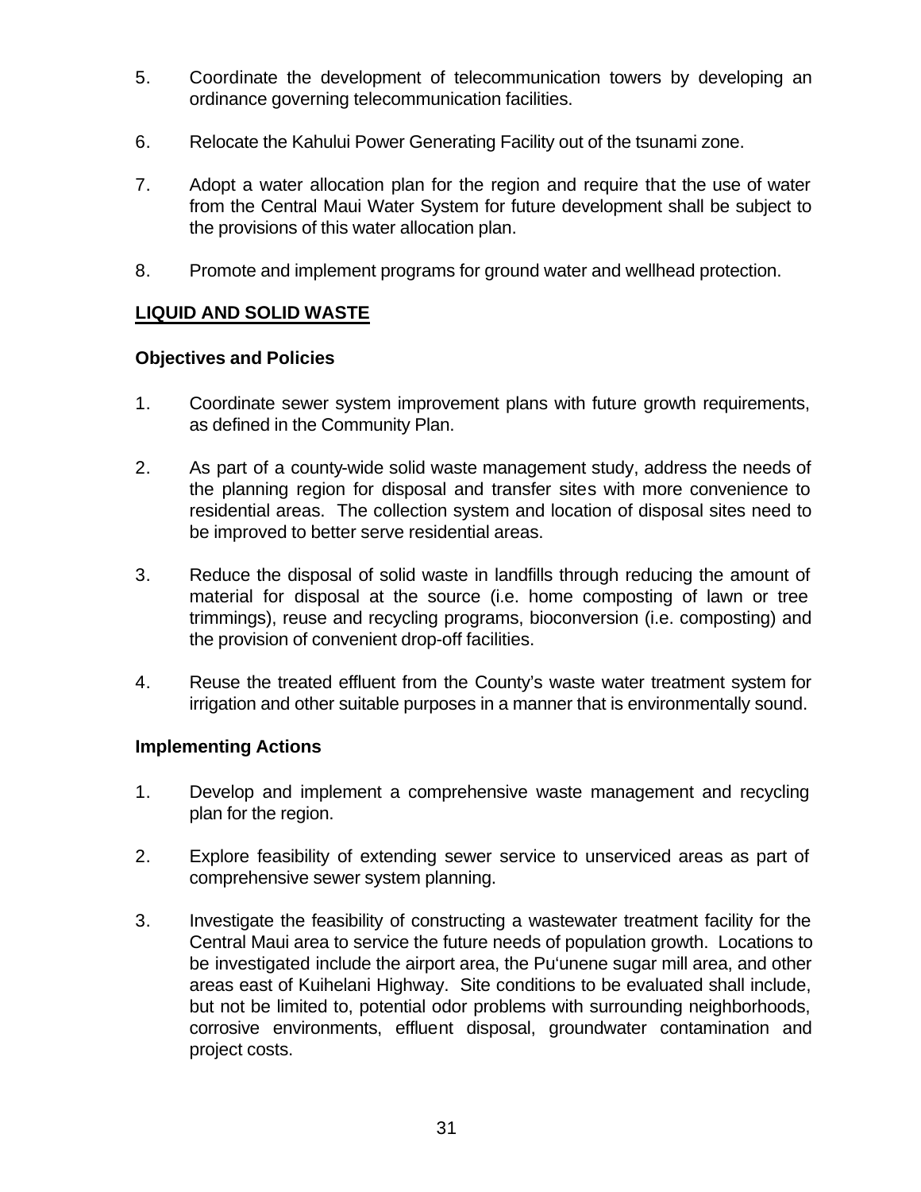5. Coordinate the development of telecommunication towers by developing an ordinance governing telecommunication facilities.

6. Relocate the Kahului Power Generating Facility out of the tsunami zone.

7. Adopt a water allocation plan for the region and require that the use of water from the Central Maui Water System for future development shall be subject to the provisions of this water allocation plan.

8. Promote and implement programs for ground water and wellhead protection.

## LIQUID AND SOLID WASTE

### Objectives and Policies

1. Coordinate sewer system improvement plans with future growth requirements, as defined in the Community Plan.

2. As part of a county-wide solid waste management study, address the needs of the planning region for disposal and transfer sites with more convenience to residential areas. The collection system and location of disposal sites need to be improved to better serve residential areas.

3. Reduce the disposal of solid waste in landfills through reducing the amount of material for disposal at the source (i.e. home composting of lawn or tree trimmings), reuse and recycling programs, bioconversion (i.e. composting) and the provision of convenient drop-off facilities.

4. Reuse the treated effluent from the County's waste water treatment system for irrigation and other suitable purposes in a manner that is environmentally sound.

### Implementing Actions

1. Develop and implement a comprehensive waste management and recycling plan for the region.

2. Explore feasibility of extending sewer service to unserviced areas as part of comprehensive sewer system planning.

3. Investigate the feasibility of constructing a wastewater treatment facility for the Central Maui area to service the future needs of population growth. Locations to be investigated include the airport area, the Pu'unene sugar mill area, and other areas east of Kuihelani Highway. Site conditions to be evaluated shall include, but not be limited to, potential odor problems with surrounding neighborhoods, corrosive environments, effluent disposal, groundwater contamination and project costs.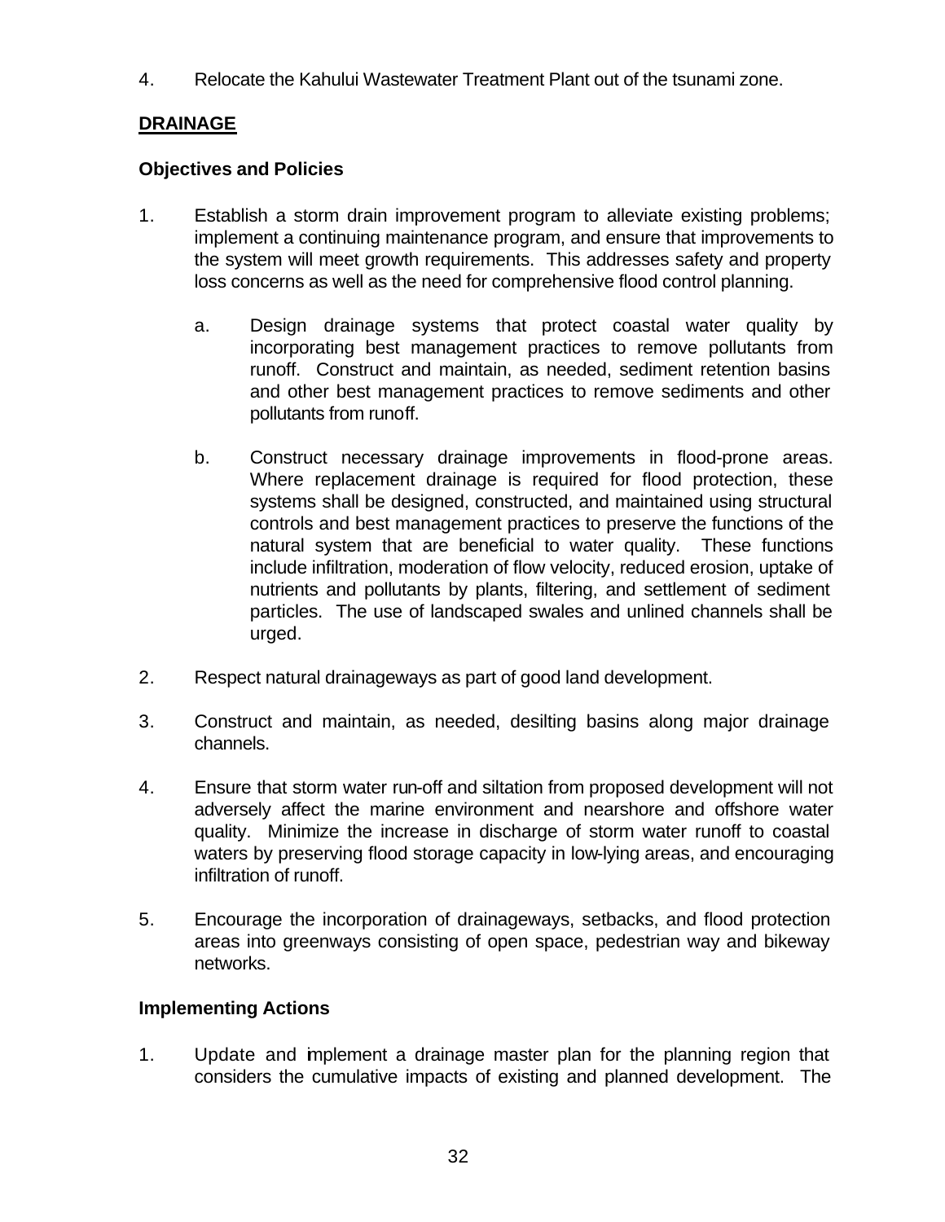4. Relocate the Kahului Wastewater Treatment Plant out of the tsunami zone.

## DRAINAGE

### Objectives and Policies

1. Establish a storm drain improvement program to alleviate existing problems; implement a continuing maintenance program, and ensure that improvements to the system will meet growth requirements. This addresses safety and property loss concerns as well as the need for comprehensive flood control planning.

   a. Design drainage systems that protect coastal water quality by incorporating best management practices to remove pollutants from runoff. Construct and maintain, as needed, sediment retention basins and other best management practices to remove sediments and other pollutants from runoff.

   b. Construct necessary drainage improvements in flood-prone areas. Where replacement drainage is required for flood protection, these systems shall be designed, constructed, and maintained using structural controls and best management practices to preserve the functions of the natural system that are beneficial to water quality. These functions include infiltration, moderation of flow velocity, reduced erosion, uptake of nutrients and pollutants by plants, filtering, and settlement of sediment particles. The use of landscaped swales and unlined channels shall be urged.

2. Respect natural drainageways as part of good land development.

3. Construct and maintain, as needed, desilting basins along major drainage channels.

4. Ensure that storm water run-off and siltation from proposed development will not adversely affect the marine environment and nearshore and offshore water quality. Minimize the increase in discharge of storm water runoff to coastal waters by preserving flood storage capacity in low-lying areas, and encouraging infiltration of runoff.

5. Encourage the incorporation of drainageways, setbacks, and flood protection areas into greenways consisting of open space, pedestrian way and bikeway networks.

### Implementing Actions

1. Update and implement a drainage master plan for the planning region that considers the cumulative impacts of existing and planned development. The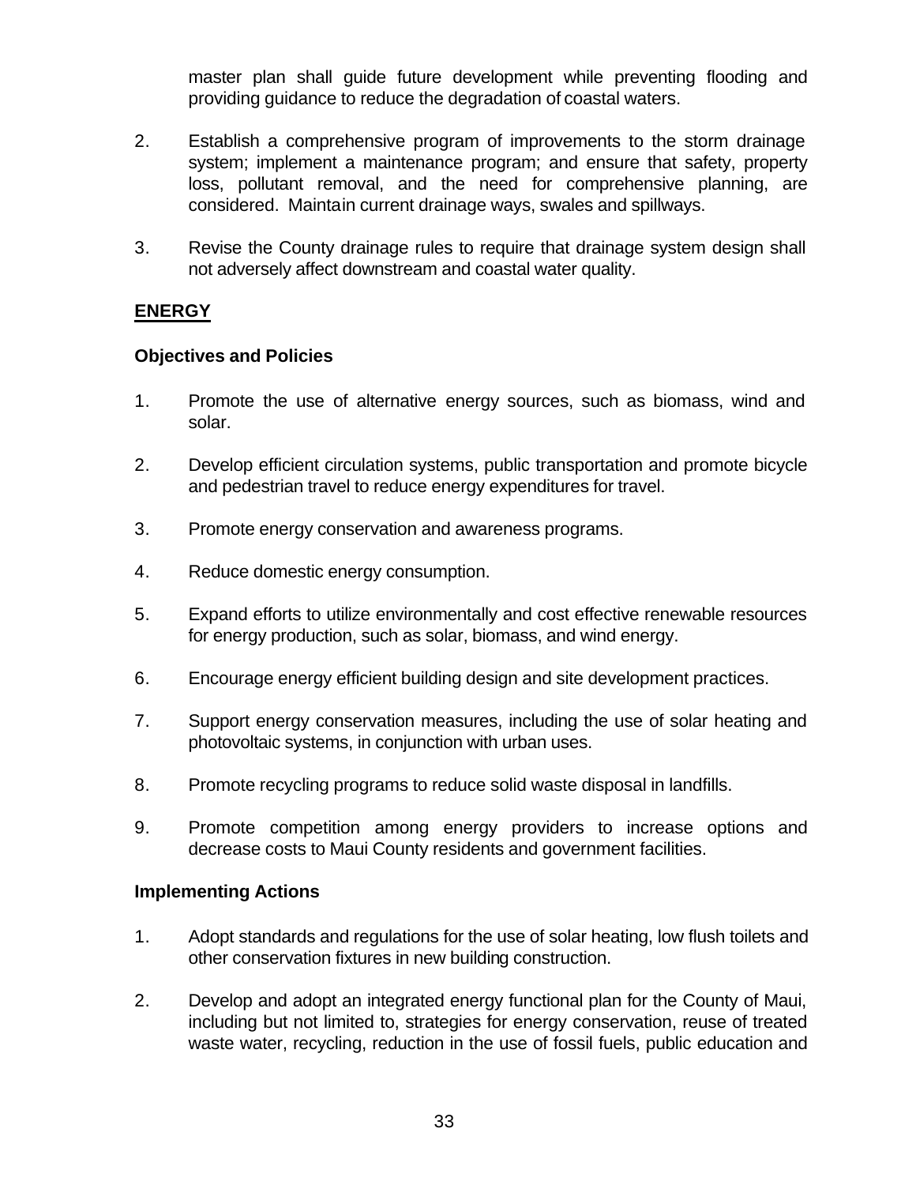master plan shall guide future development while preventing flooding and providing guidance to reduce the degradation of coastal waters.

2. Establish a comprehensive program of improvements to the storm drainage system; implement a maintenance program; and ensure that safety, property loss, pollutant removal, and the need for comprehensive planning, are considered. Maintain current drainage ways, swales and spillways.

3. Revise the County drainage rules to require that drainage system design shall not adversely affect downstream and coastal water quality.

## ENERGY

### Objectives and Policies

1. Promote the use of alternative energy sources, such as biomass, wind and solar.

2. Develop efficient circulation systems, public transportation and promote bicycle and pedestrian travel to reduce energy expenditures for travel.

3. Promote energy conservation and awareness programs.

4. Reduce domestic energy consumption.

5. Expand efforts to utilize environmentally and cost effective renewable resources for energy production, such as solar, biomass, and wind energy.

6. Encourage energy efficient building design and site development practices.

7. Support energy conservation measures, including the use of solar heating and photovoltaic systems, in conjunction with urban uses.

8. Promote recycling programs to reduce solid waste disposal in landfills.

9. Promote competition among energy providers to increase options and decrease costs to Maui County residents and government facilities.

### Implementing Actions

1. Adopt standards and regulations for the use of solar heating, low flush toilets and other conservation fixtures in new building construction.

2. Develop and adopt an integrated energy functional plan for the County of Maui, including but not limited to, strategies for energy conservation, reuse of treated waste water, recycling, reduction in the use of fossil fuels, public education and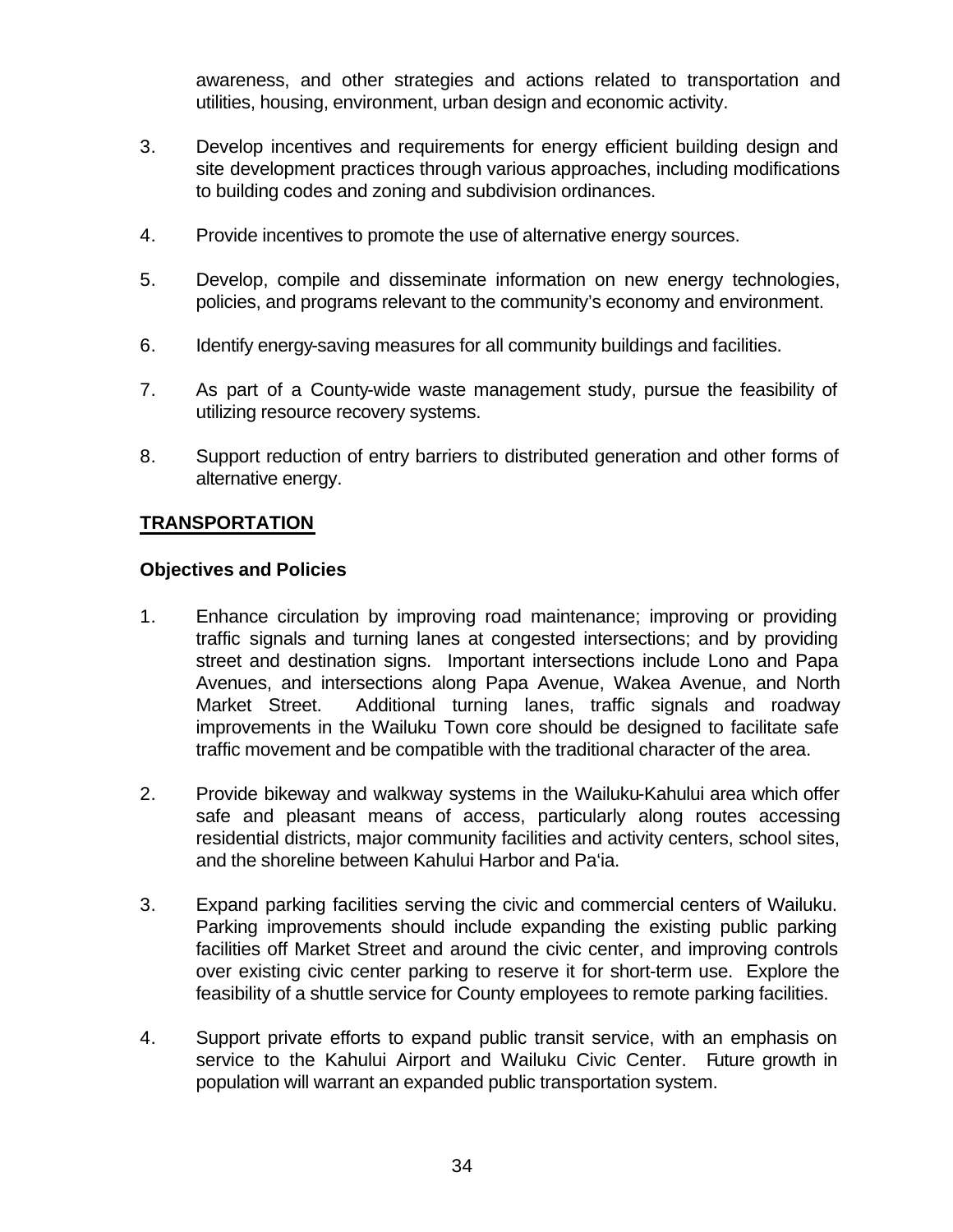awareness, and other strategies and actions related to transportation and utilities, housing, environment, urban design and economic activity.

3. Develop incentives and requirements for energy efficient building design and site development practices through various approaches, including modifications to building codes and zoning and subdivision ordinances.

4. Provide incentives to promote the use of alternative energy sources.

5. Develop, compile and disseminate information on new energy technologies, policies, and programs relevant to the community's economy and environment.

6. Identify energy-saving measures for all community buildings and facilities.

7. As part of a County-wide waste management study, pursue the feasibility of utilizing resource recovery systems.

8. Support reduction of entry barriers to distributed generation and other forms of alternative energy.

## TRANSPORTATION

### Objectives and Policies

1. Enhance circulation by improving road maintenance; improving or providing traffic signals and turning lanes at congested intersections; and by providing street and destination signs. Important intersections include Lono and Papa Avenues, and intersections along Papa Avenue, Wakea Avenue, and North Market Street. Additional turning lanes, traffic signals and roadway improvements in the Wailuku Town core should be designed to facilitate safe traffic movement and be compatible with the traditional character of the area.

2. Provide bikeway and walkway systems in the Wailuku-Kahului area which offer safe and pleasant means of access, particularly along routes accessing residential districts, major community facilities and activity centers, school sites, and the shoreline between Kahului Harbor and Pa'ia.

3. Expand parking facilities serving the civic and commercial centers of Wailuku. Parking improvements should include expanding the existing public parking facilities off Market Street and around the civic center, and improving controls over existing civic center parking to reserve it for short-term use. Explore the feasibility of a shuttle service for County employees to remote parking facilities.

4. Support private efforts to expand public transit service, with an emphasis on service to the Kahului Airport and Wailuku Civic Center. Future growth in population will warrant an expanded public transportation system.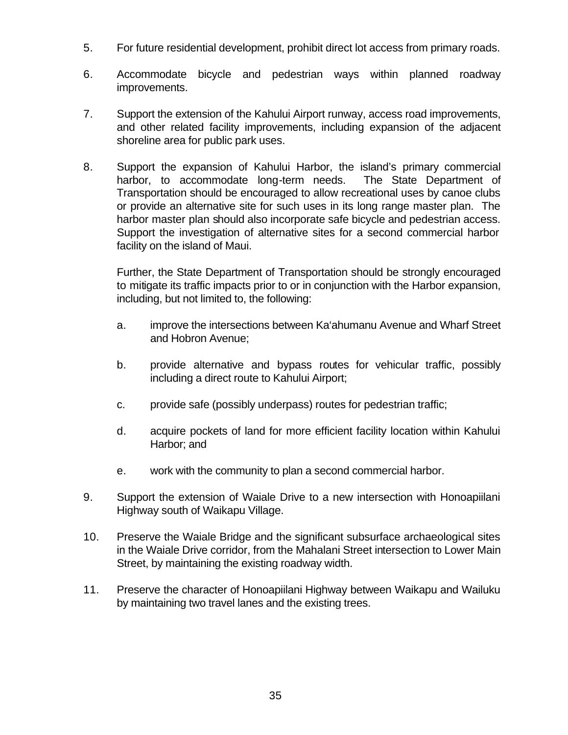5. For future residential development, prohibit direct lot access from primary roads.

6. Accommodate bicycle and pedestrian ways within planned roadway improvements.

7. Support the extension of the Kahului Airport runway, access road improvements, and other related facility improvements, including expansion of the adjacent shoreline area for public park uses.

8. Support the expansion of Kahului Harbor, the island's primary commercial harbor, to accommodate long-term needs. The State Department of Transportation should be encouraged to allow recreational uses by canoe clubs or provide an alternative site for such uses in its long range master plan. The harbor master plan should also incorporate safe bicycle and pedestrian access. Support the investigation of alternative sites for a second commercial harbor facility on the island of Maui.

   Further, the State Department of Transportation should be strongly encouraged to mitigate its traffic impacts prior to or in conjunction with the Harbor expansion, including, but not limited to, the following:

   a. improve the intersections between Ka'ahumanu Avenue and Wharf Street and Hobron Avenue;

   b. provide alternative and bypass routes for vehicular traffic, possibly including a direct route to Kahului Airport;

   c. provide safe (possibly underpass) routes for pedestrian traffic;

   d. acquire pockets of land for more efficient facility location within Kahului Harbor; and

   e. work with the community to plan a second commercial harbor.

9. Support the extension of Waiale Drive to a new intersection with Honoapiilani Highway south of Waikapu Village.

10. Preserve the Waiale Bridge and the significant subsurface archaeological sites in the Waiale Drive corridor, from the Mahalani Street intersection to Lower Main Street, by maintaining the existing roadway width.

11. Preserve the character of Honoapiilani Highway between Waikapu and Wailuku by maintaining two travel lanes and the existing trees.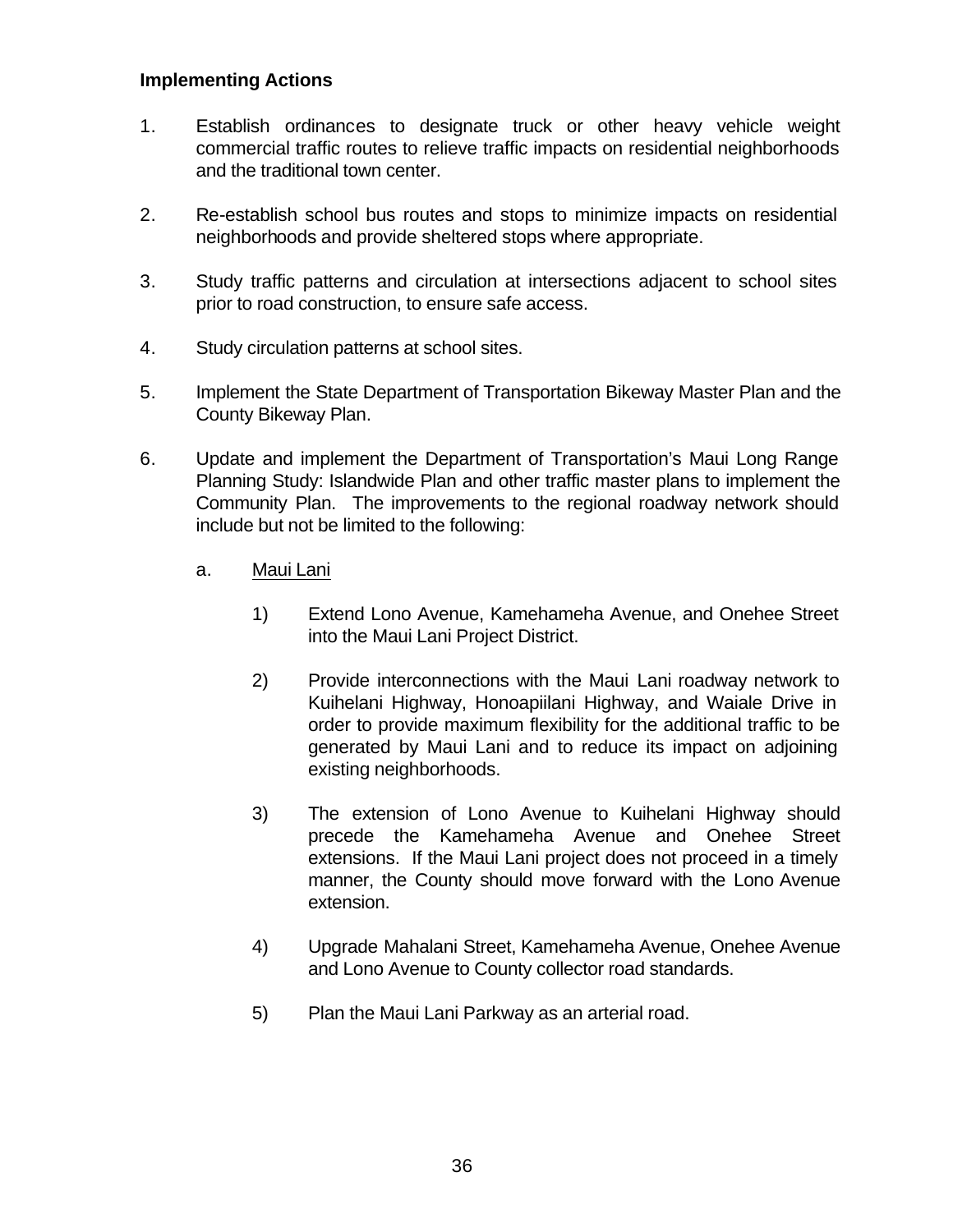**Implementing Actions**

1. Establish ordinances to designate truck or other heavy vehicle weight commercial traffic routes to relieve traffic impacts on residential neighborhoods and the traditional town center.

2. Re-establish school bus routes and stops to minimize impacts on residential neighborhoods and provide sheltered stops where appropriate.

3. Study traffic patterns and circulation at intersections adjacent to school sites prior to road construction, to ensure safe access.

4. Study circulation patterns at school sites.

5. Implement the State Department of Transportation Bikeway Master Plan and the County Bikeway Plan.

6. Update and implement the Department of Transportation's Maui Long Range Planning Study: Islandwide Plan and other traffic master plans to implement the Community Plan. The improvements to the regional roadway network should include but not be limited to the following:

   a. <u>Maui Lani</u>

      1) Extend Lono Avenue, Kamehameha Avenue, and Onehee Street into the Maui Lani Project District.

      2) Provide interconnections with the Maui Lani roadway network to Kuihelani Highway, Honoapiilani Highway, and Waiale Drive in order to provide maximum flexibility for the additional traffic to be generated by Maui Lani and to reduce its impact on adjoining existing neighborhoods.

      3) The extension of Lono Avenue to Kuihelani Highway should precede the Kamehameha Avenue and Onehee Street extensions. If the Maui Lani project does not proceed in a timely manner, the County should move forward with the Lono Avenue extension.

      4) Upgrade Mahalani Street, Kamehameha Avenue, Onehee Avenue and Lono Avenue to County collector road standards.

      5) Plan the Maui Lani Parkway as an arterial road.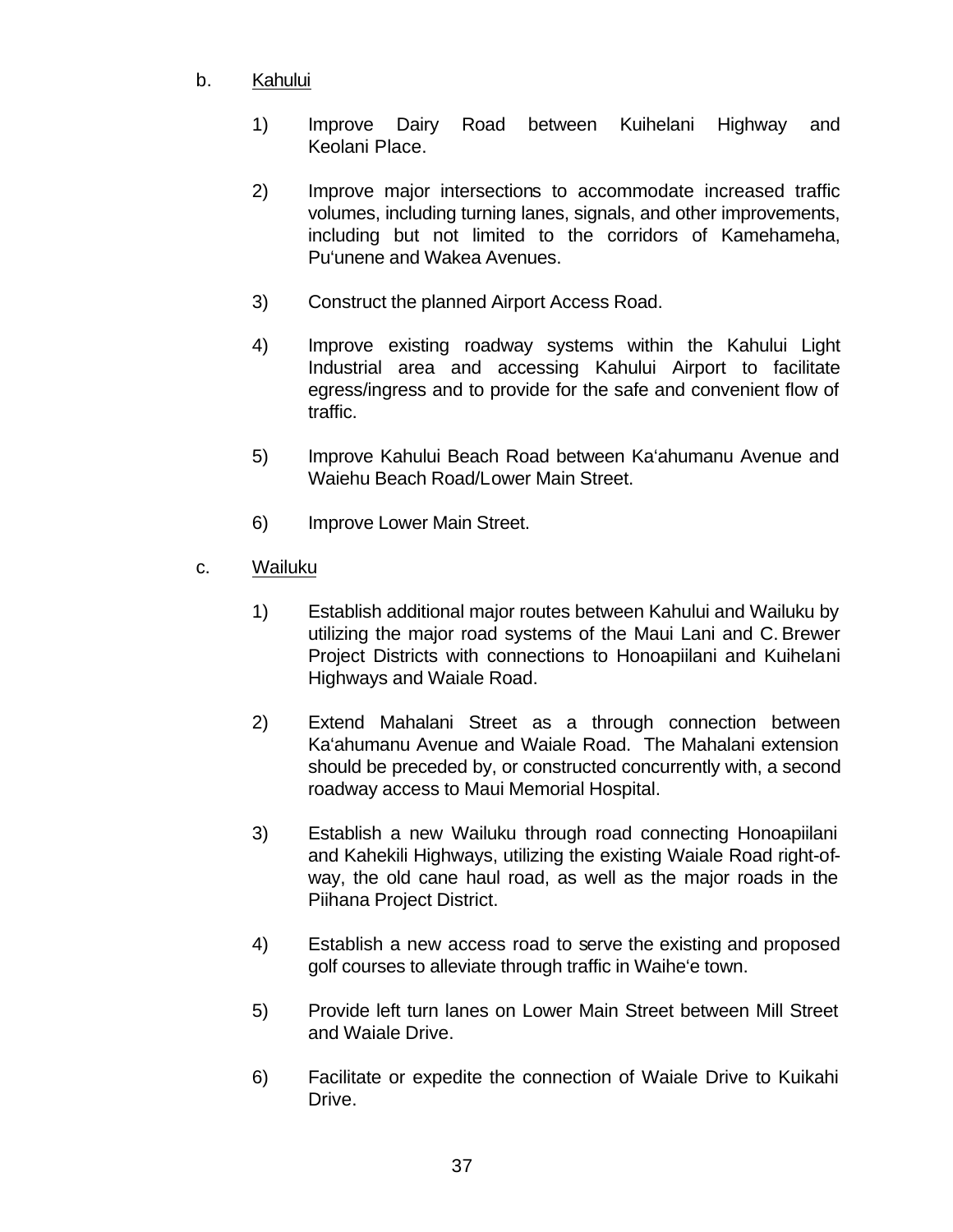b. <u>Kahului</u>

1) Improve Dairy Road between Kuihelani Highway and Keolani Place.

2) Improve major intersections to accommodate increased traffic volumes, including turning lanes, signals, and other improvements, including but not limited to the corridors of Kamehameha, Pu‘unene and Wakea Avenues.

3) Construct the planned Airport Access Road.

4) Improve existing roadway systems within the Kahului Light Industrial area and accessing Kahului Airport to facilitate egress/ingress and to provide for the safe and convenient flow of traffic.

5) Improve Kahului Beach Road between Ka‘ahumanu Avenue and Waiehu Beach Road/Lower Main Street.

6) Improve Lower Main Street.

c. <u>Wailuku</u>

1) Establish additional major routes between Kahului and Wailuku by utilizing the major road systems of the Maui Lani and C. Brewer Project Districts with connections to Honoapiilani and Kuihelani Highways and Waiale Road.

2) Extend Mahalani Street as a through connection between Ka‘ahumanu Avenue and Waiale Road. The Mahalani extension should be preceded by, or constructed concurrently with, a second roadway access to Maui Memorial Hospital.

3) Establish a new Wailuku through road connecting Honoapiilani and Kahekili Highways, utilizing the existing Waiale Road right-of-way, the old cane haul road, as well as the major roads in the Piihana Project District.

4) Establish a new access road to serve the existing and proposed golf courses to alleviate through traffic in Waihe‘e town.

5) Provide left turn lanes on Lower Main Street between Mill Street and Waiale Drive.

6) Facilitate or expedite the connection of Waiale Drive to Kuikahi Drive.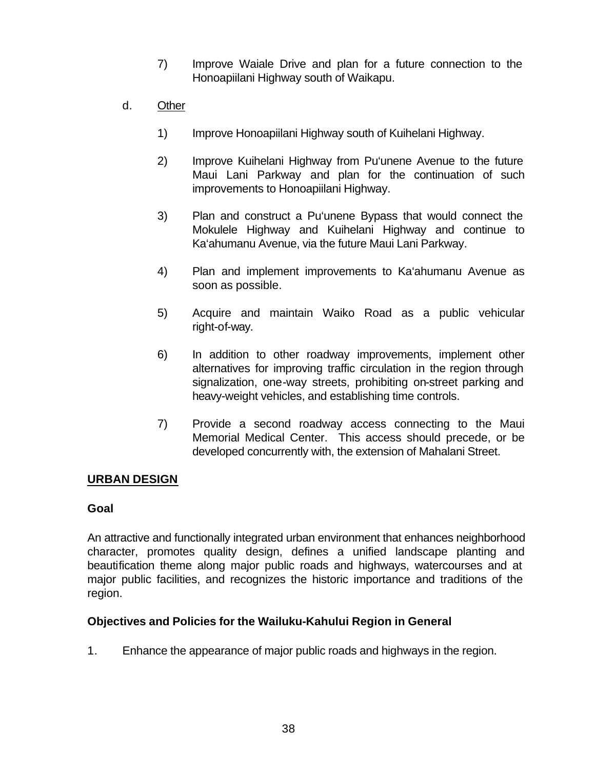7) Improve Waiale Drive and plan for a future connection to the Honoapiilani Highway south of Waikapu.

d. Other

1) Improve Honoapiilani Highway south of Kuihelani Highway.

2) Improve Kuihelani Highway from Pu'unene Avenue to the future Maui Lani Parkway and plan for the continuation of such improvements to Honoapiilani Highway.

3) Plan and construct a Pu'unene Bypass that would connect the Mokulele Highway and Kuihelani Highway and continue to Ka'ahumanu Avenue, via the future Maui Lani Parkway.

4) Plan and implement improvements to Ka'ahumanu Avenue as soon as possible.

5) Acquire and maintain Waiko Road as a public vehicular right-of-way.

6) In addition to other roadway improvements, implement other alternatives for improving traffic circulation in the region through signalization, one-way streets, prohibiting on-street parking and heavy-weight vehicles, and establishing time controls.

7) Provide a second roadway access connecting to the Maui Memorial Medical Center. This access should precede, or be developed concurrently with, the extension of Mahalani Street.

## URBAN DESIGN

### Goal

An attractive and functionally integrated urban environment that enhances neighborhood character, promotes quality design, defines a unified landscape planting and beautification theme along major public roads and highways, watercourses and at major public facilities, and recognizes the historic importance and traditions of the region.

### Objectives and Policies for the Wailuku-Kahului Region in General

1. Enhance the appearance of major public roads and highways in the region.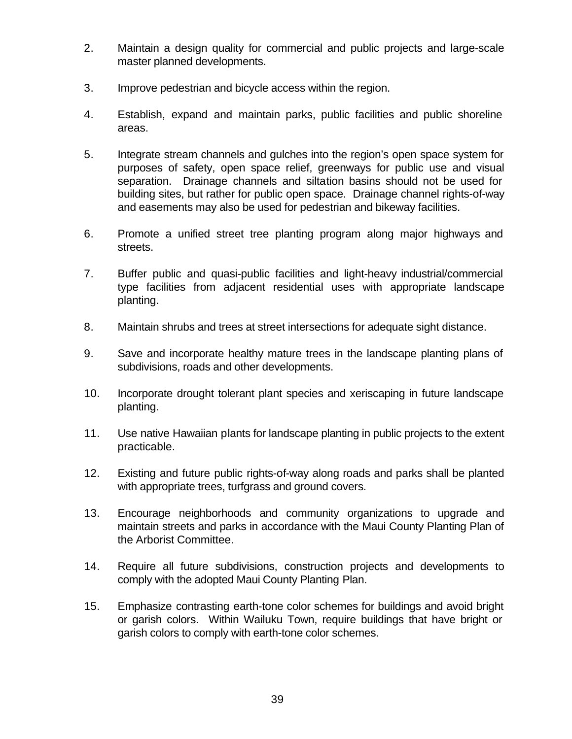2. Maintain a design quality for commercial and public projects and large-scale master planned developments.

3. Improve pedestrian and bicycle access within the region.

4. Establish, expand and maintain parks, public facilities and public shoreline areas.

5. Integrate stream channels and gulches into the region's open space system for purposes of safety, open space relief, greenways for public use and visual separation. Drainage channels and siltation basins should not be used for building sites, but rather for public open space. Drainage channel rights-of-way and easements may also be used for pedestrian and bikeway facilities.

6. Promote a unified street tree planting program along major highways and streets.

7. Buffer public and quasi-public facilities and light-heavy industrial/commercial type facilities from adjacent residential uses with appropriate landscape planting.

8. Maintain shrubs and trees at street intersections for adequate sight distance.

9. Save and incorporate healthy mature trees in the landscape planting plans of subdivisions, roads and other developments.

10. Incorporate drought tolerant plant species and xeriscaping in future landscape planting.

11. Use native Hawaiian plants for landscape planting in public projects to the extent practicable.

12. Existing and future public rights-of-way along roads and parks shall be planted with appropriate trees, turfgrass and ground covers.

13. Encourage neighborhoods and community organizations to upgrade and maintain streets and parks in accordance with the Maui County Planting Plan of the Arborist Committee.

14. Require all future subdivisions, construction projects and developments to comply with the adopted Maui County Planting Plan.

15. Emphasize contrasting earth-tone color schemes for buildings and avoid bright or garish colors. Within Wailuku Town, require buildings that have bright or garish colors to comply with earth-tone color schemes.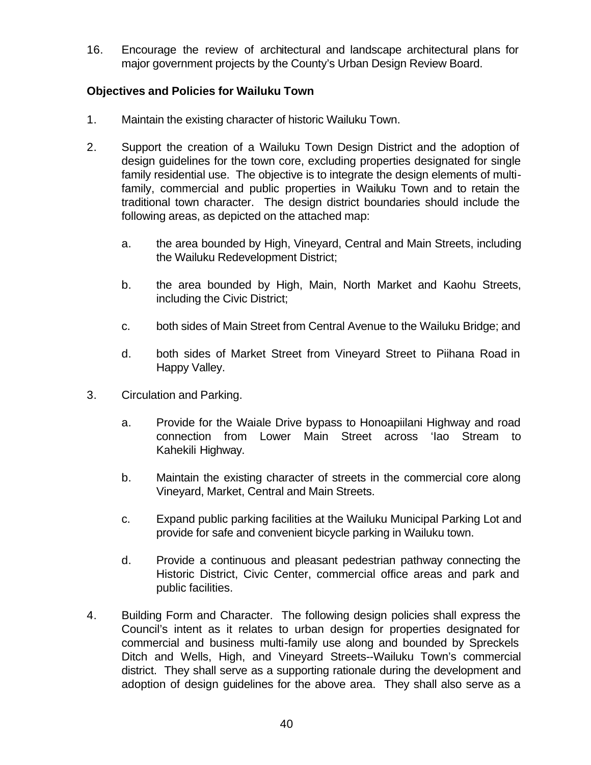16. Encourage the review of architectural and landscape architectural plans for major government projects by the County's Urban Design Review Board.

**Objectives and Policies for Wailuku Town**

1. Maintain the existing character of historic Wailuku Town.

2. Support the creation of a Wailuku Town Design District and the adoption of design guidelines for the town core, excluding properties designated for single family residential use. The objective is to integrate the design elements of multi-family, commercial and public properties in Wailuku Town and to retain the traditional town character. The design district boundaries should include the following areas, as depicted on the attached map:

   a. the area bounded by High, Vineyard, Central and Main Streets, including the Wailuku Redevelopment District;

   b. the area bounded by High, Main, North Market and Kaohu Streets, including the Civic District;

   c. both sides of Main Street from Central Avenue to the Wailuku Bridge; and

   d. both sides of Market Street from Vineyard Street to Piihana Road in Happy Valley.

3. Circulation and Parking.

   a. Provide for the Waiale Drive bypass to Honoapiilani Highway and road connection from Lower Main Street across 'Iao Stream to Kahekili Highway.

   b. Maintain the existing character of streets in the commercial core along Vineyard, Market, Central and Main Streets.

   c. Expand public parking facilities at the Wailuku Municipal Parking Lot and provide for safe and convenient bicycle parking in Wailuku town.

   d. Provide a continuous and pleasant pedestrian pathway connecting the Historic District, Civic Center, commercial office areas and park and public facilities.

4. Building Form and Character. The following design policies shall express the Council's intent as it relates to urban design for properties designated for commercial and business multi-family use along and bounded by Spreckels Ditch and Wells, High, and Vineyard Streets--Wailuku Town's commercial district. They shall serve as a supporting rationale during the development and adoption of design guidelines for the above area. They shall also serve as a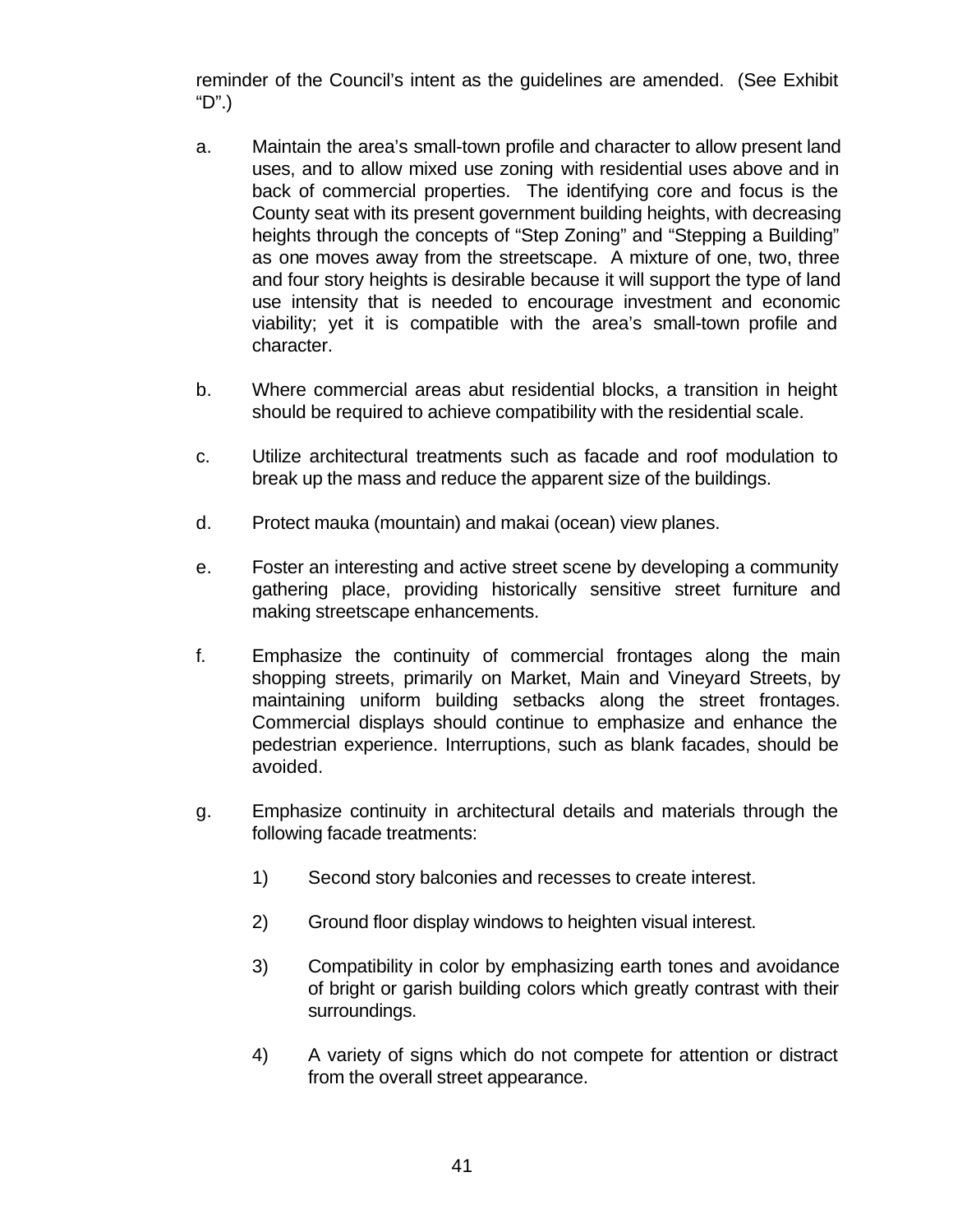reminder of the Council's intent as the guidelines are amended. (See Exhibit "D".)

a. Maintain the area's small-town profile and character to allow present land uses, and to allow mixed use zoning with residential uses above and in back of commercial properties. The identifying core and focus is the County seat with its present government building heights, with decreasing heights through the concepts of "Step Zoning" and "Stepping a Building" as one moves away from the streetscape. A mixture of one, two, three and four story heights is desirable because it will support the type of land use intensity that is needed to encourage investment and economic viability; yet it is compatible with the area's small-town profile and character.

b. Where commercial areas abut residential blocks, a transition in height should be required to achieve compatibility with the residential scale.

c. Utilize architectural treatments such as facade and roof modulation to break up the mass and reduce the apparent size of the buildings.

d. Protect mauka (mountain) and makai (ocean) view planes.

e. Foster an interesting and active street scene by developing a community gathering place, providing historically sensitive street furniture and making streetscape enhancements.

f. Emphasize the continuity of commercial frontages along the main shopping streets, primarily on Market, Main and Vineyard Streets, by maintaining uniform building setbacks along the street frontages. Commercial displays should continue to emphasize and enhance the pedestrian experience. Interruptions, such as blank facades, should be avoided.

g. Emphasize continuity in architectural details and materials through the following facade treatments:

   1) Second story balconies and recesses to create interest.

   2) Ground floor display windows to heighten visual interest.

   3) Compatibility in color by emphasizing earth tones and avoidance of bright or garish building colors which greatly contrast with their surroundings.

   4) A variety of signs which do not compete for attention or distract from the overall street appearance.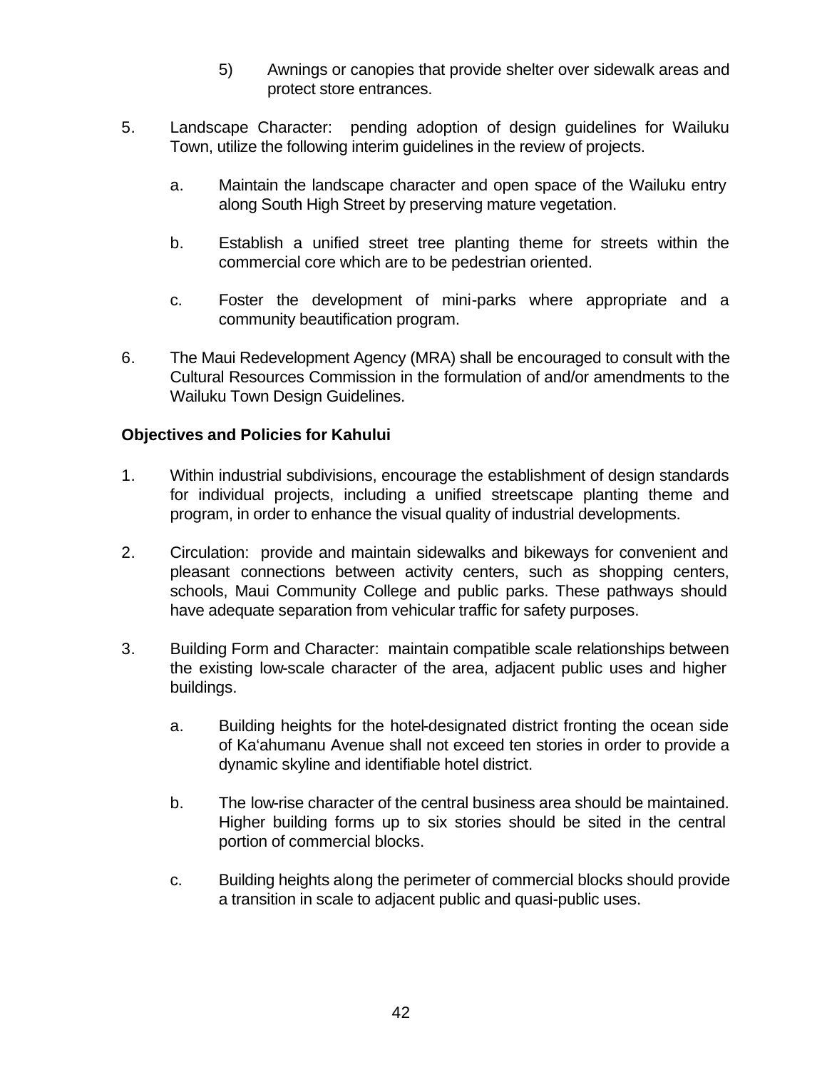5) Awnings or canopies that provide shelter over sidewalk areas and protect store entrances.

5. Landscape Character: pending adoption of design guidelines for Wailuku Town, utilize the following interim guidelines in the review of projects.

   a. Maintain the landscape character and open space of the Wailuku entry along South High Street by preserving mature vegetation.

   b. Establish a unified street tree planting theme for streets within the commercial core which are to be pedestrian oriented.

   c. Foster the development of mini-parks where appropriate and a community beautification program.

6. The Maui Redevelopment Agency (MRA) shall be encouraged to consult with the Cultural Resources Commission in the formulation of and/or amendments to the Wailuku Town Design Guidelines.

**Objectives and Policies for Kahului**

1. Within industrial subdivisions, encourage the establishment of design standards for individual projects, including a unified streetscape planting theme and program, in order to enhance the visual quality of industrial developments.

2. Circulation: provide and maintain sidewalks and bikeways for convenient and pleasant connections between activity centers, such as shopping centers, schools, Maui Community College and public parks. These pathways should have adequate separation from vehicular traffic for safety purposes.

3. Building Form and Character: maintain compatible scale relationships between the existing low-scale character of the area, adjacent public uses and higher buildings.

   a. Building heights for the hotel-designated district fronting the ocean side of Ka'ahumanu Avenue shall not exceed ten stories in order to provide a dynamic skyline and identifiable hotel district.

   b. The low-rise character of the central business area should be maintained. Higher building forms up to six stories should be sited in the central portion of commercial blocks.

   c. Building heights along the perimeter of commercial blocks should provide a transition in scale to adjacent public and quasi-public uses.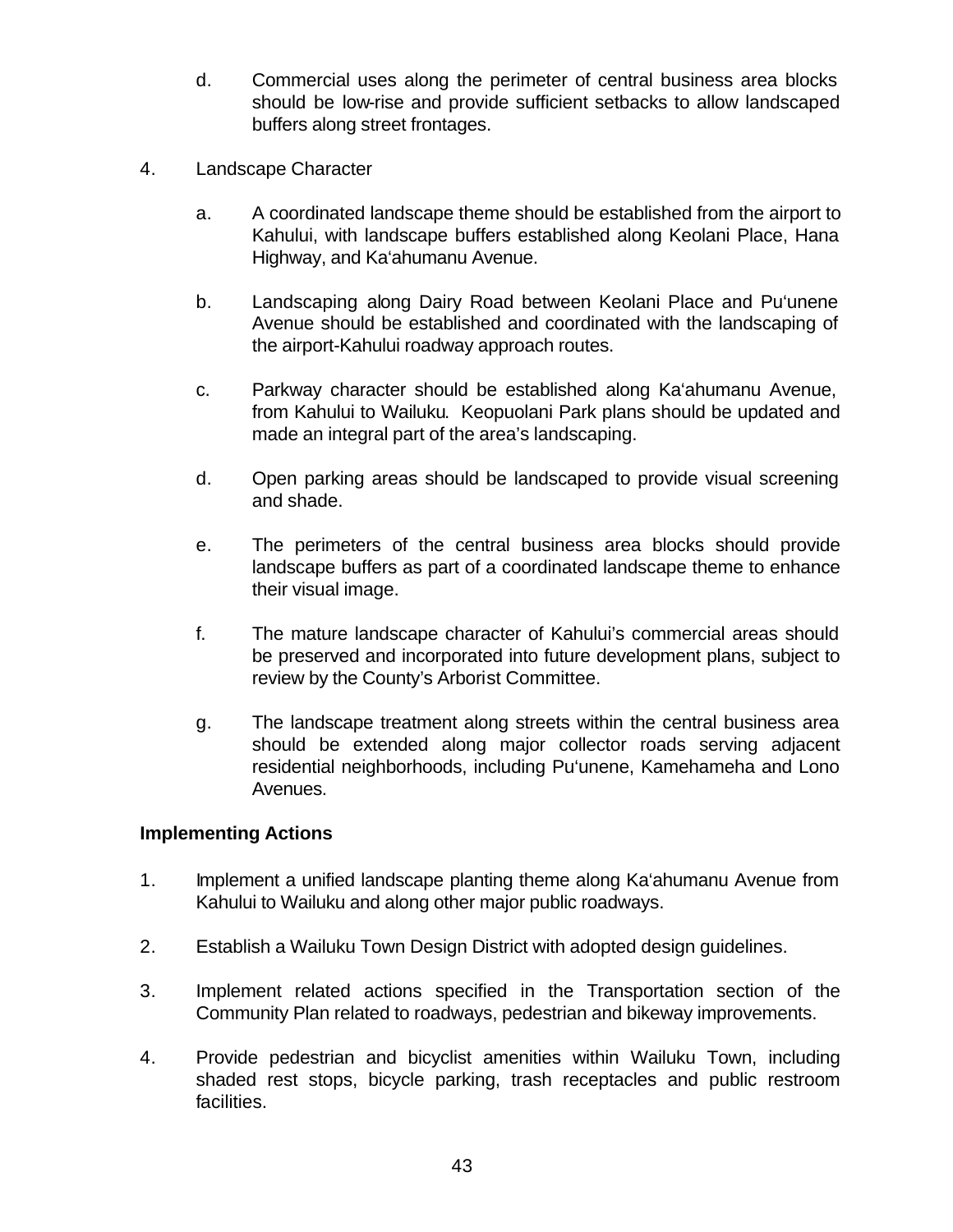d. Commercial uses along the perimeter of central business area blocks should be low-rise and provide sufficient setbacks to allow landscaped buffers along street frontages.

4. Landscape Character

   a. A coordinated landscape theme should be established from the airport to Kahului, with landscape buffers established along Keolani Place, Hana Highway, and Ka'ahumanu Avenue.

   b. Landscaping along Dairy Road between Keolani Place and Pu'unene Avenue should be established and coordinated with the landscaping of the airport-Kahului roadway approach routes.

   c. Parkway character should be established along Ka'ahumanu Avenue, from Kahului to Wailuku. Keopuolani Park plans should be updated and made an integral part of the area's landscaping.

   d. Open parking areas should be landscaped to provide visual screening and shade.

   e. The perimeters of the central business area blocks should provide landscape buffers as part of a coordinated landscape theme to enhance their visual image.

   f. The mature landscape character of Kahului's commercial areas should be preserved and incorporated into future development plans, subject to review by the County's Arborist Committee.

   g. The landscape treatment along streets within the central business area should be extended along major collector roads serving adjacent residential neighborhoods, including Pu'unene, Kamehameha and Lono Avenues.

**Implementing Actions**

1. Implement a unified landscape planting theme along Ka'ahumanu Avenue from Kahului to Wailuku and along other major public roadways.

2. Establish a Wailuku Town Design District with adopted design guidelines.

3. Implement related actions specified in the Transportation section of the Community Plan related to roadways, pedestrian and bikeway improvements.

4. Provide pedestrian and bicyclist amenities within Wailuku Town, including shaded rest stops, bicycle parking, trash receptacles and public restroom facilities.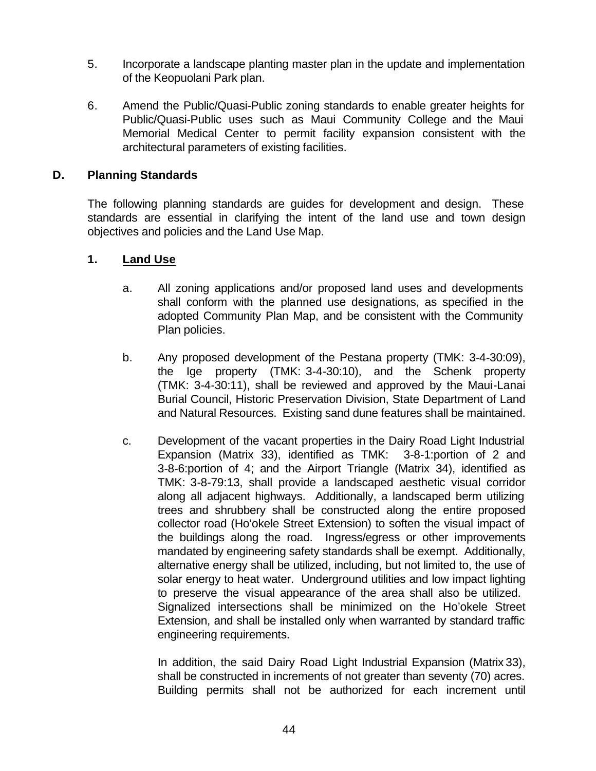5. Incorporate a landscape planting master plan in the update and implementation of the Keopuolani Park plan.

6. Amend the Public/Quasi-Public zoning standards to enable greater heights for Public/Quasi-Public uses such as Maui Community College and the Maui Memorial Medical Center to permit facility expansion consistent with the architectural parameters of existing facilities.

## D. Planning Standards

The following planning standards are guides for development and design. These standards are essential in clarifying the intent of the land use and town design objectives and policies and the Land Use Map.

### 1. <u>Land Use</u>

a. All zoning applications and/or proposed land uses and developments shall conform with the planned use designations, as specified in the adopted Community Plan Map, and be consistent with the Community Plan policies.

b. Any proposed development of the Pestana property (TMK: 3-4-30:09), the Ige property (TMK: 3-4-30:10), and the Schenk property (TMK: 3-4-30:11), shall be reviewed and approved by the Maui-Lanai Burial Council, Historic Preservation Division, State Department of Land and Natural Resources. Existing sand dune features shall be maintained.

c. Development of the vacant properties in the Dairy Road Light Industrial Expansion (Matrix 33), identified as TMK: 3-8-1:portion of 2 and 3-8-6:portion of 4; and the Airport Triangle (Matrix 34), identified as TMK: 3-8-79:13, shall provide a landscaped aesthetic visual corridor along all adjacent highways. Additionally, a landscaped berm utilizing trees and shrubbery shall be constructed along the entire proposed collector road (Ho'okele Street Extension) to soften the visual impact of the buildings along the road. Ingress/egress or other improvements mandated by engineering safety standards shall be exempt. Additionally, alternative energy shall be utilized, including, but not limited to, the use of solar energy to heat water. Underground utilities and low impact lighting to preserve the visual appearance of the area shall also be utilized. Signalized intersections shall be minimized on the Ho'okele Street Extension, and shall be installed only when warranted by standard traffic engineering requirements.

   In addition, the said Dairy Road Light Industrial Expansion (Matrix 33), shall be constructed in increments of not greater than seventy (70) acres. Building permits shall not be authorized for each increment until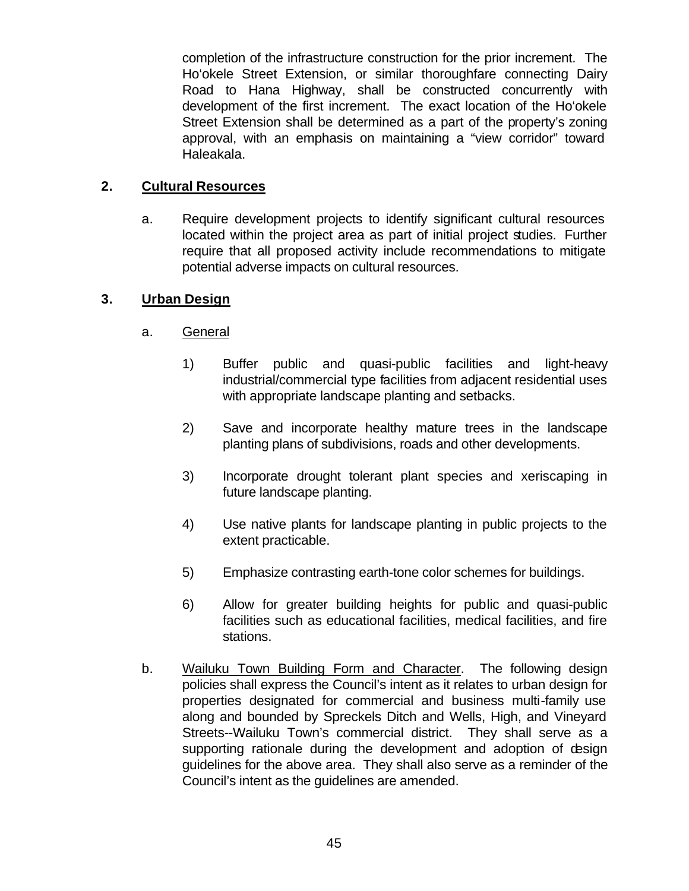completion of the infrastructure construction for the prior increment. The Ho'okele Street Extension, or similar thoroughfare connecting Dairy Road to Hana Highway, shall be constructed concurrently with development of the first increment. The exact location of the Ho'okele Street Extension shall be determined as a part of the property's zoning approval, with an emphasis on maintaining a "view corridor" toward Haleakala.

**2. Cultural Resources**

a. Require development projects to identify significant cultural resources located within the project area as part of initial project studies. Further require that all proposed activity include recommendations to mitigate potential adverse impacts on cultural resources.

**3. Urban Design**

a. General

1) Buffer public and quasi-public facilities and light-heavy industrial/commercial type facilities from adjacent residential uses with appropriate landscape planting and setbacks.

2) Save and incorporate healthy mature trees in the landscape planting plans of subdivisions, roads and other developments.

3) Incorporate drought tolerant plant species and xeriscaping in future landscape planting.

4) Use native plants for landscape planting in public projects to the extent practicable.

5) Emphasize contrasting earth-tone color schemes for buildings.

6) Allow for greater building heights for public and quasi-public facilities such as educational facilities, medical facilities, and fire stations.

b. Wailuku Town Building Form and Character. The following design policies shall express the Council's intent as it relates to urban design for properties designated for commercial and business multi-family use along and bounded by Spreckels Ditch and Wells, High, and Vineyard Streets--Wailuku Town's commercial district. They shall serve as a supporting rationale during the development and adoption of design guidelines for the above area. They shall also serve as a reminder of the Council's intent as the guidelines are amended.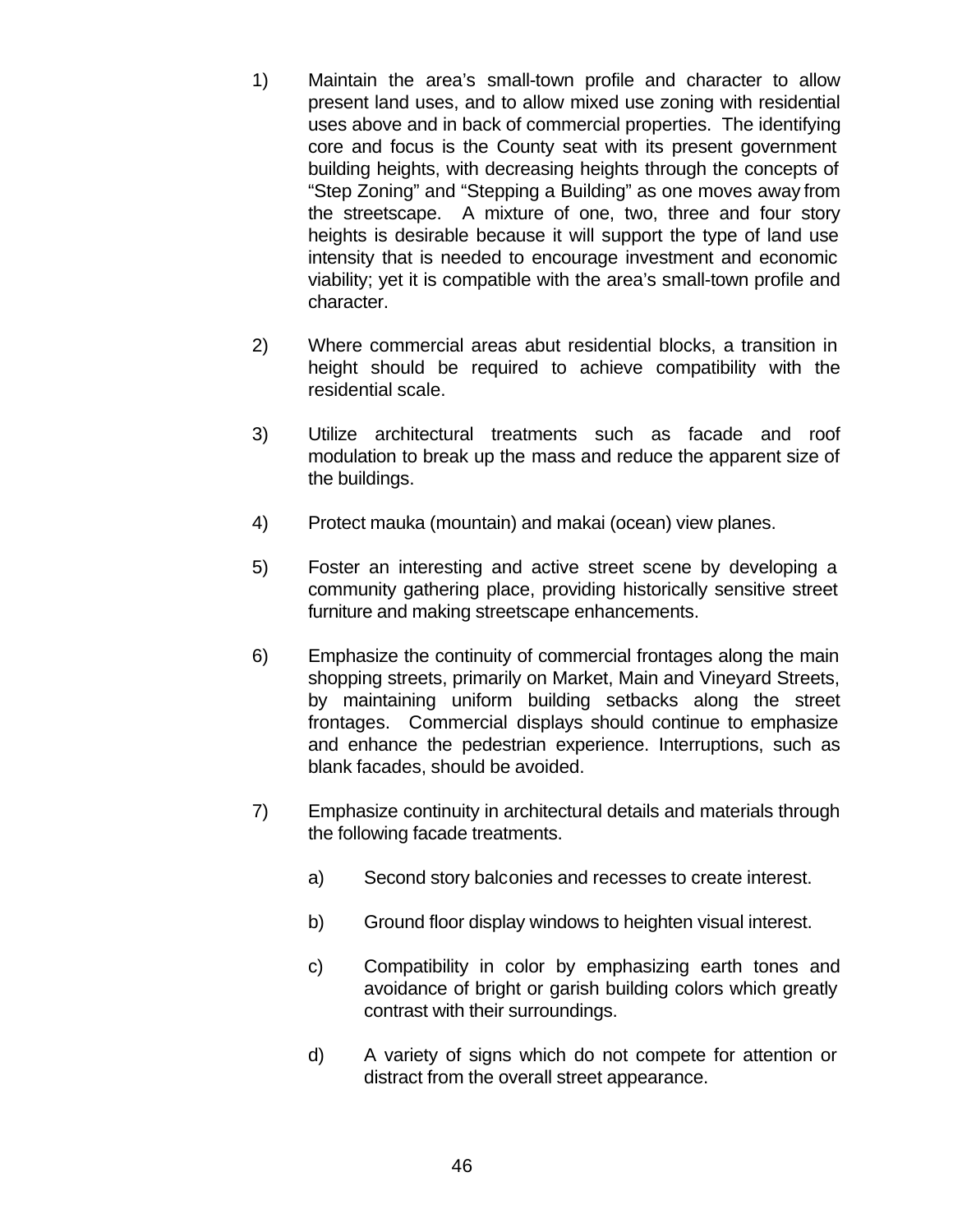1) Maintain the area's small-town profile and character to allow present land uses, and to allow mixed use zoning with residential uses above and in back of commercial properties. The identifying core and focus is the County seat with its present government building heights, with decreasing heights through the concepts of "Step Zoning" and "Stepping a Building" as one moves away from the streetscape. A mixture of one, two, three and four story heights is desirable because it will support the type of land use intensity that is needed to encourage investment and economic viability; yet it is compatible with the area's small-town profile and character.

2) Where commercial areas abut residential blocks, a transition in height should be required to achieve compatibility with the residential scale.

3) Utilize architectural treatments such as facade and roof modulation to break up the mass and reduce the apparent size of the buildings.

4) Protect mauka (mountain) and makai (ocean) view planes.

5) Foster an interesting and active street scene by developing a community gathering place, providing historically sensitive street furniture and making streetscape enhancements.

6) Emphasize the continuity of commercial frontages along the main shopping streets, primarily on Market, Main and Vineyard Streets, by maintaining uniform building setbacks along the street frontages. Commercial displays should continue to emphasize and enhance the pedestrian experience. Interruptions, such as blank facades, should be avoided.

7) Emphasize continuity in architectural details and materials through the following facade treatments.

    a) Second story balconies and recesses to create interest.

    b) Ground floor display windows to heighten visual interest.

    c) Compatibility in color by emphasizing earth tones and avoidance of bright or garish building colors which greatly contrast with their surroundings.

    d) A variety of signs which do not compete for attention or distract from the overall street appearance.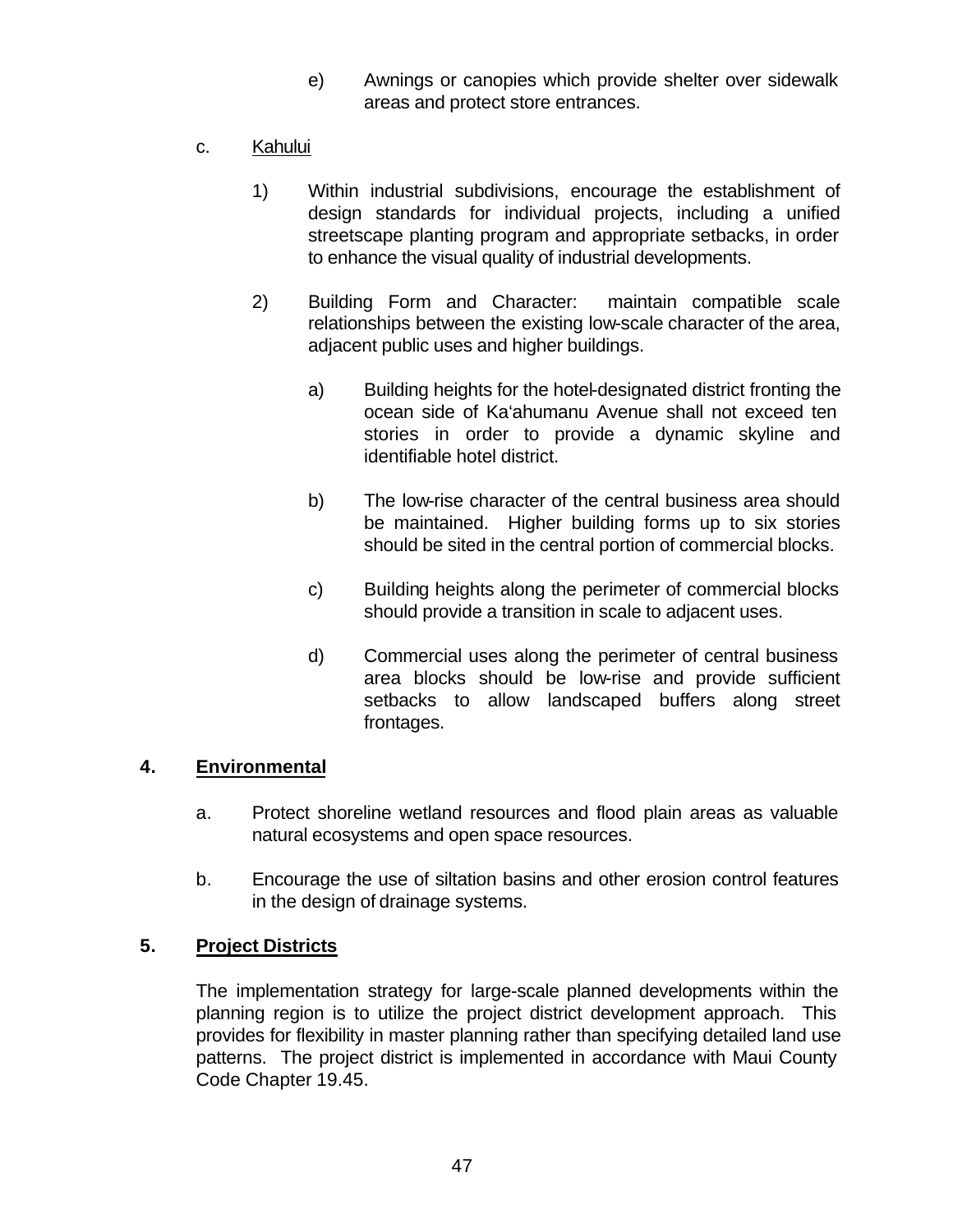e) Awnings or canopies which provide shelter over sidewalk areas and protect store entrances.

c. Kahului

1) Within industrial subdivisions, encourage the establishment of design standards for individual projects, including a unified streetscape planting program and appropriate setbacks, in order to enhance the visual quality of industrial developments.

2) Building Form and Character: maintain compatible scale relationships between the existing low-scale character of the area, adjacent public uses and higher buildings.

a) Building heights for the hotel-designated district fronting the ocean side of Ka'ahumanu Avenue shall not exceed ten stories in order to provide a dynamic skyline and identifiable hotel district.

b) The low-rise character of the central business area should be maintained. Higher building forms up to six stories should be sited in the central portion of commercial blocks.

c) Building heights along the perimeter of commercial blocks should provide a transition in scale to adjacent uses.

d) Commercial uses along the perimeter of central business area blocks should be low-rise and provide sufficient setbacks to allow landscaped buffers along street frontages.

## 4. Environmental

a. Protect shoreline wetland resources and flood plain areas as valuable natural ecosystems and open space resources.

b. Encourage the use of siltation basins and other erosion control features in the design of drainage systems.

## 5. Project Districts

The implementation strategy for large-scale planned developments within the planning region is to utilize the project district development approach. This provides for flexibility in master planning rather than specifying detailed land use patterns. The project district is implemented in accordance with Maui County Code Chapter 19.45.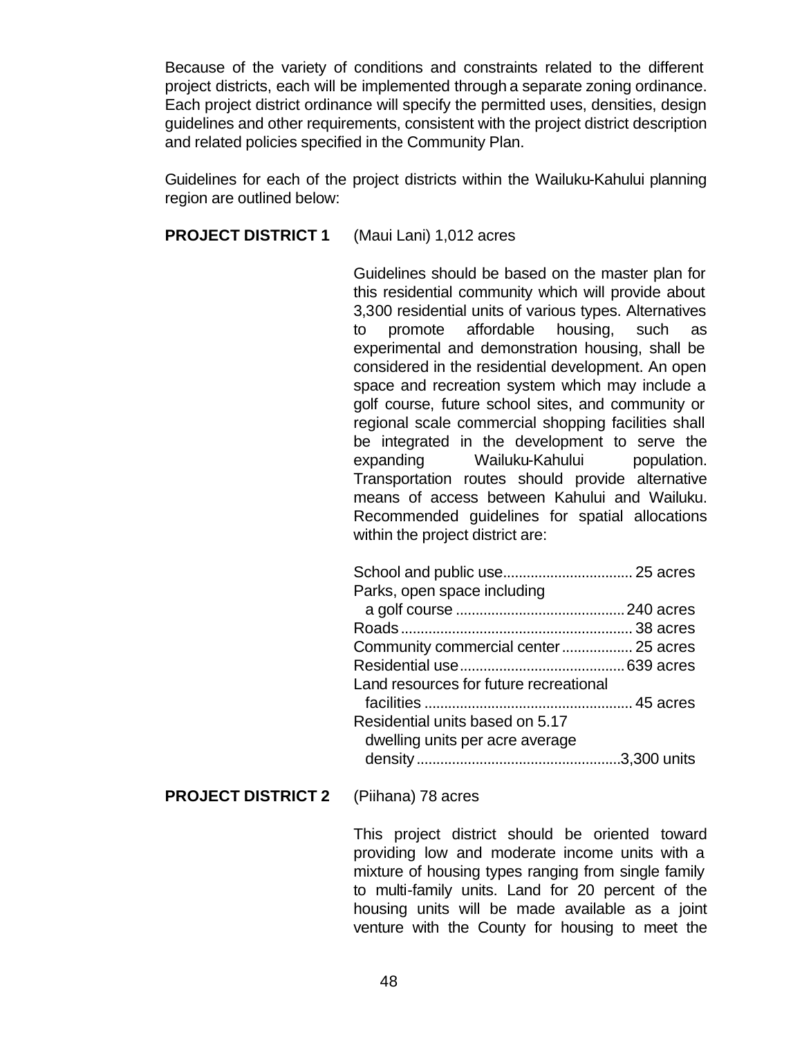Because of the variety of conditions and constraints related to the different project districts, each will be implemented through a separate zoning ordinance. Each project district ordinance will specify the permitted uses, densities, design guidelines and other requirements, consistent with the project district description and related policies specified in the Community Plan.

Guidelines for each of the project districts within the Wailuku-Kahului planning region are outlined below:

**PROJECT DISTRICT 1** (Maui Lani) 1,012 acres

Guidelines should be based on the master plan for this residential community which will provide about 3,300 residential units of various types. Alternatives to promote affordable housing, such as experimental and demonstration housing, shall be considered in the residential development. An open space and recreation system which may include a golf course, future school sites, and community or regional scale commercial shopping facilities shall be integrated in the development to serve the expanding Wailuku-Kahului population. Transportation routes should provide alternative means of access between Kahului and Wailuku. Recommended guidelines for spatial allocations within the project district are:

| | |
|---|---|
| School and public use | 25 acres |
| Parks, open space including a golf course | 240 acres |
| Roads | 38 acres |
| Community commercial center | 25 acres |
| Residential use | 639 acres |
| Land resources for future recreational facilities | 45 acres |
| Residential units based on 5.17 dwelling units per acre average density | 3,300 units |

**PROJECT DISTRICT 2** (Piihana) 78 acres

This project district should be oriented toward providing low and moderate income units with a mixture of housing types ranging from single family to multi-family units. Land for 20 percent of the housing units will be made available as a joint venture with the County for housing to meet the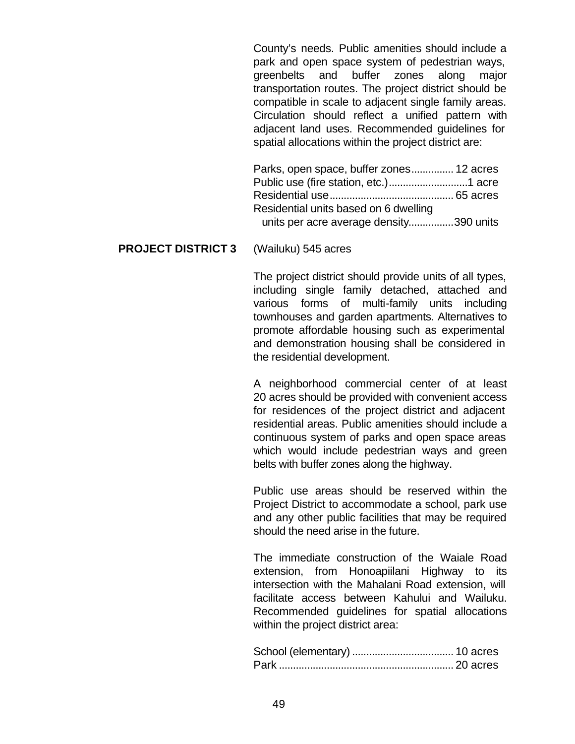County's needs. Public amenities should include a park and open space system of pedestrian ways, greenbelts and buffer zones along major transportation routes. The project district should be compatible in scale to adjacent single family areas. Circulation should reflect a unified pattern with adjacent land uses. Recommended guidelines for spatial allocations within the project district are:

Parks, open space, buffer zones............... 12 acres
Public use (fire station, etc.)...........................1 acre
Residential use........................................... 65 acres
Residential units based on 6 dwelling
  units per acre average density................390 units

**PROJECT DISTRICT 3** (Wailuku) 545 acres

The project district should provide units of all types, including single family detached, attached and various forms of multi-family units including townhouses and garden apartments. Alternatives to promote affordable housing such as experimental and demonstration housing shall be considered in the residential development.

A neighborhood commercial center of at least 20 acres should be provided with convenient access for residences of the project district and adjacent residential areas. Public amenities should include a continuous system of parks and open space areas which would include pedestrian ways and green belts with buffer zones along the highway.

Public use areas should be reserved within the Project District to accommodate a school, park use and any other public facilities that may be required should the need arise in the future.

The immediate construction of the Waiale Road extension, from Honoapiilani Highway to its intersection with the Mahalani Road extension, will facilitate access between Kahului and Wailuku. Recommended guidelines for spatial allocations within the project district area:

School (elementary) ................................... 10 acres
Park ............................................................. 20 acres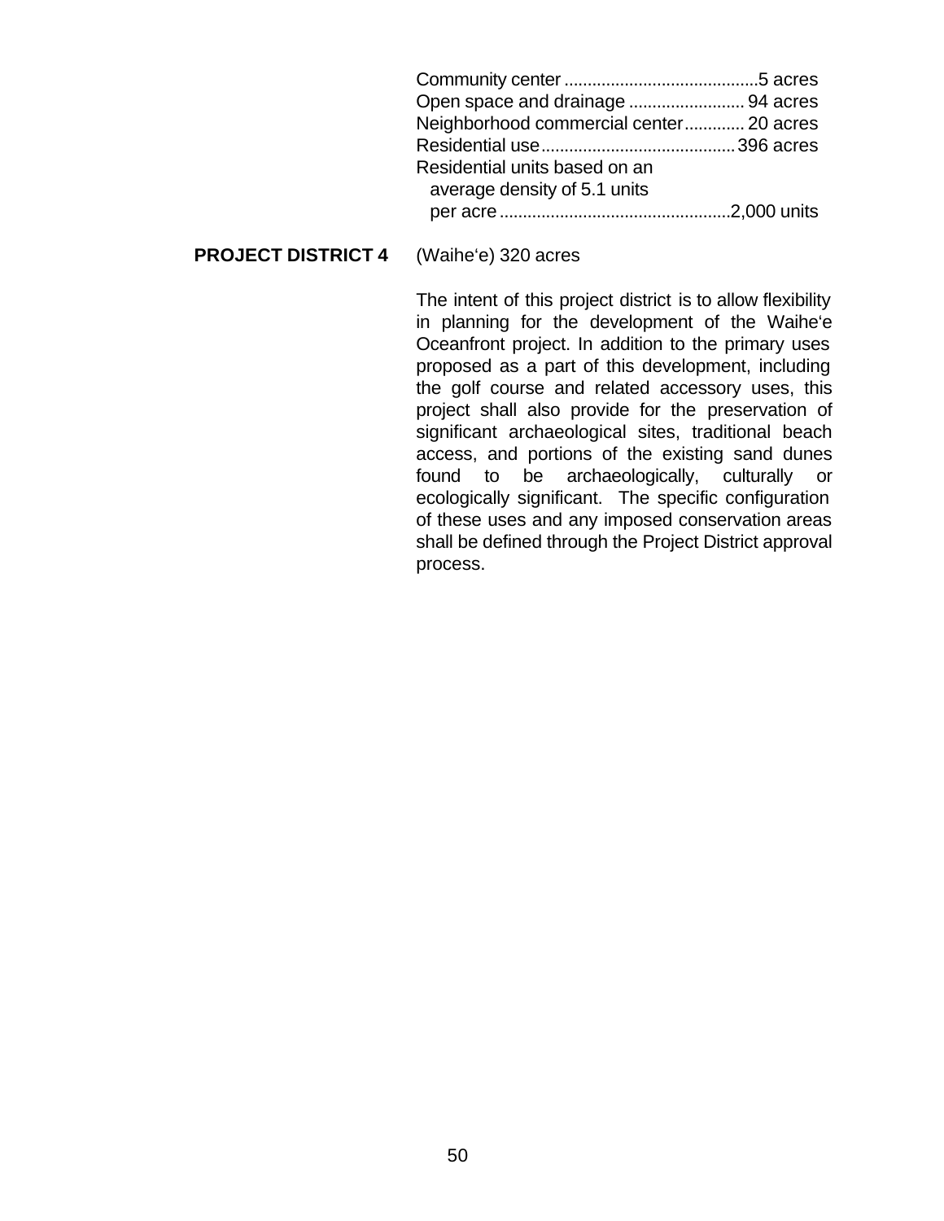Community center ..........................................5 acres
Open space and drainage ......................... 94 acres
Neighborhood commercial center............. 20 acres
Residential use..........................................396 acres
Residential units based on an
average density of 5.1 units
per acre ..................................................2,000 units

**PROJECT DISTRICT 4** (Waiheʻe) 320 acres

The intent of this project district is to allow flexibility in planning for the development of the Waiheʻe Oceanfront project. In addition to the primary uses proposed as a part of this development, including the golf course and related accessory uses, this project shall also provide for the preservation of significant archaeological sites, traditional beach access, and portions of the existing sand dunes found to be archaeologically, culturally or ecologically significant. The specific configuration of these uses and any imposed conservation areas shall be defined through the Project District approval process.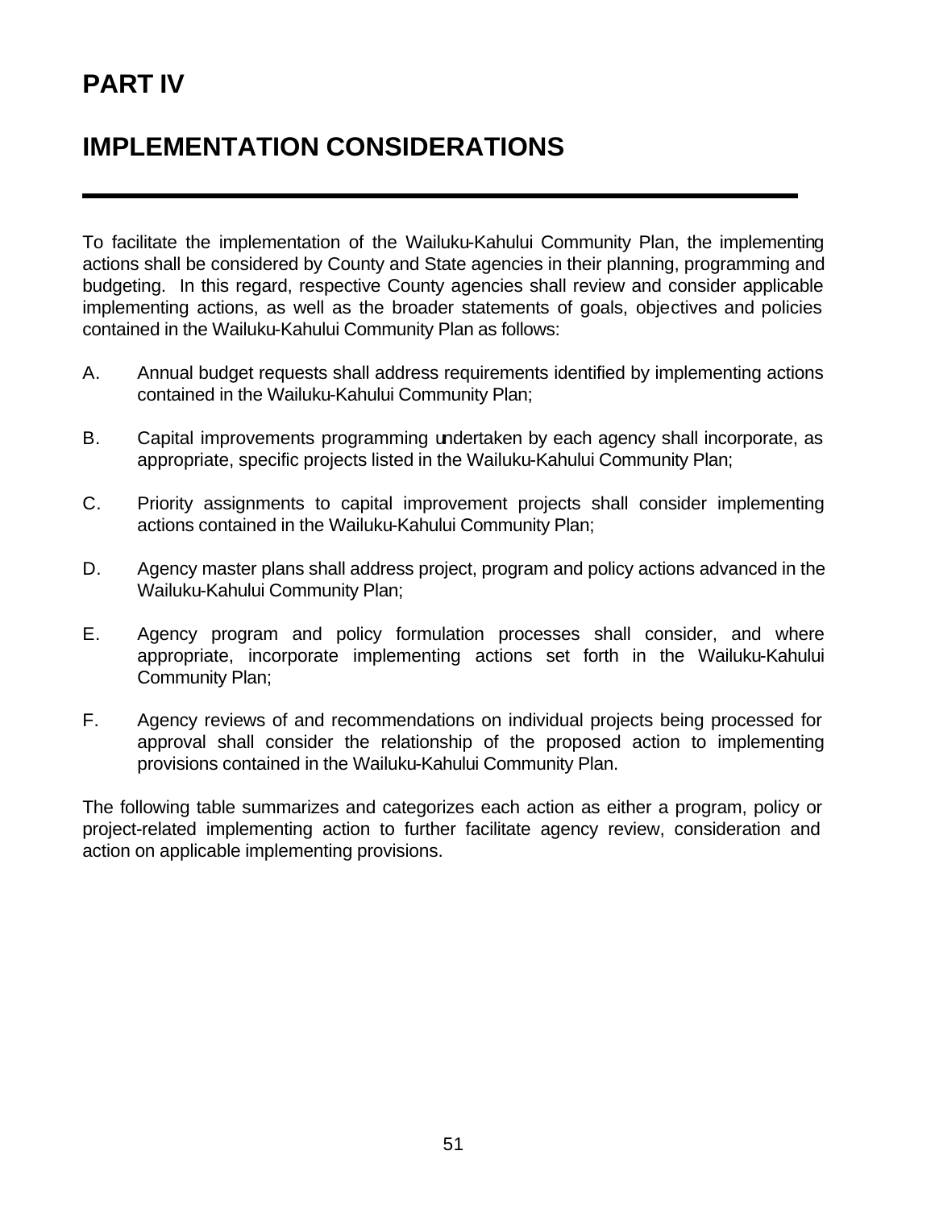# PART IV

# IMPLEMENTATION CONSIDERATIONS

To facilitate the implementation of the Wailuku-Kahului Community Plan, the implementing actions shall be considered by County and State agencies in their planning, programming and budgeting. In this regard, respective County agencies shall review and consider applicable implementing actions, as well as the broader statements of goals, objectives and policies contained in the Wailuku-Kahului Community Plan as follows:

A. Annual budget requests shall address requirements identified by implementing actions contained in the Wailuku-Kahului Community Plan;

B. Capital improvements programming undertaken by each agency shall incorporate, as appropriate, specific projects listed in the Wailuku-Kahului Community Plan;

C. Priority assignments to capital improvement projects shall consider implementing actions contained in the Wailuku-Kahului Community Plan;

D. Agency master plans shall address project, program and policy actions advanced in the Wailuku-Kahului Community Plan;

E. Agency program and policy formulation processes shall consider, and where appropriate, incorporate implementing actions set forth in the Wailuku-Kahului Community Plan;

F. Agency reviews of and recommendations on individual projects being processed for approval shall consider the relationship of the proposed action to implementing provisions contained in the Wailuku-Kahului Community Plan.

The following table summarizes and categorizes each action as either a program, policy or project-related implementing action to further facilitate agency review, consideration and action on applicable implementing provisions.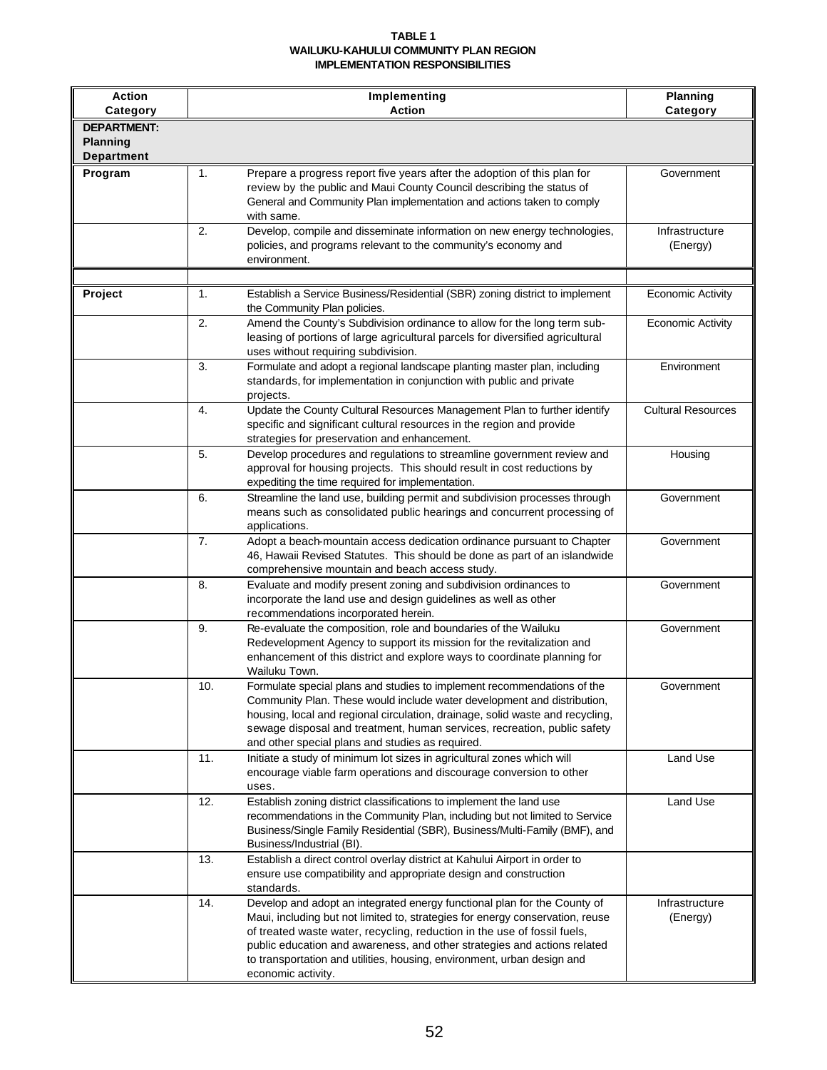**TABLE 1**
**WAILUKU-KAHULUI COMMUNITY PLAN REGION**
**IMPLEMENTATION RESPONSIBILITIES**

| Action Category | | Implementing Action | Planning Category |
|---|---|---|---|
| **DEPARTMENT: Planning Department** | | | |
| **Program** | 1. | Prepare a progress report five years after the adoption of this plan for review by the public and Maui County Council describing the status of General and Community Plan implementation and actions taken to comply with same. | Government |
| | 2. | Develop, compile and disseminate information on new energy technologies, policies, and programs relevant to the community's economy and environment. | Infrastructure (Energy) |
| | | | |
| **Project** | 1. | Establish a Service Business/Residential (SBR) zoning district to implement the Community Plan policies. | Economic Activity |
| | 2. | Amend the County's Subdivision ordinance to allow for the long term sub-leasing of portions of large agricultural parcels for diversified agricultural uses without requiring subdivision. | Economic Activity |
| | 3. | Formulate and adopt a regional landscape planting master plan, including standards, for implementation in conjunction with public and private projects. | Environment |
| | 4. | Update the County Cultural Resources Management Plan to further identify specific and significant cultural resources in the region and provide strategies for preservation and enhancement. | Cultural Resources |
| | 5. | Develop procedures and regulations to streamline government review and approval for housing projects. This should result in cost reductions by expediting the time required for implementation. | Housing |
| | 6. | Streamline the land use, building permit and subdivision processes through means such as consolidated public hearings and concurrent processing of applications. | Government |
| | 7. | Adopt a beach-mountain access dedication ordinance pursuant to Chapter 46, Hawaii Revised Statutes. This should be done as part of an islandwide comprehensive mountain and beach access study. | Government |
| | 8. | Evaluate and modify present zoning and subdivision ordinances to incorporate the land use and design guidelines as well as other recommendations incorporated herein. | Government |
| | 9. | Re-evaluate the composition, role and boundaries of the Wailuku Redevelopment Agency to support its mission for the revitalization and enhancement of this district and explore ways to coordinate planning for Wailuku Town. | Government |
| | 10. | Formulate special plans and studies to implement recommendations of the Community Plan. These would include water development and distribution, housing, local and regional circulation, drainage, solid waste and recycling, sewage disposal and treatment, human services, recreation, public safety and other special plans and studies as required. | Government |
| | 11. | Initiate a study of minimum lot sizes in agricultural zones which will encourage viable farm operations and discourage conversion to other uses. | Land Use |
| | 12. | Establish zoning district classifications to implement the land use recommendations in the Community Plan, including but not limited to Service Business/Single Family Residential (SBR), Business/Multi-Family (BMF), and Business/Industrial (BI). | Land Use |
| | 13. | Establish a direct control overlay district at Kahului Airport in order to ensure use compatibility and appropriate design and construction standards. | |
| | 14. | Develop and adopt an integrated energy functional plan for the County of Maui, including but not limited to, strategies for energy conservation, reuse of treated waste water, recycling, reduction in the use of fossil fuels, public education and awareness, and other strategies and actions related to transportation and utilities, housing, environment, urban design and economic activity. | Infrastructure (Energy) |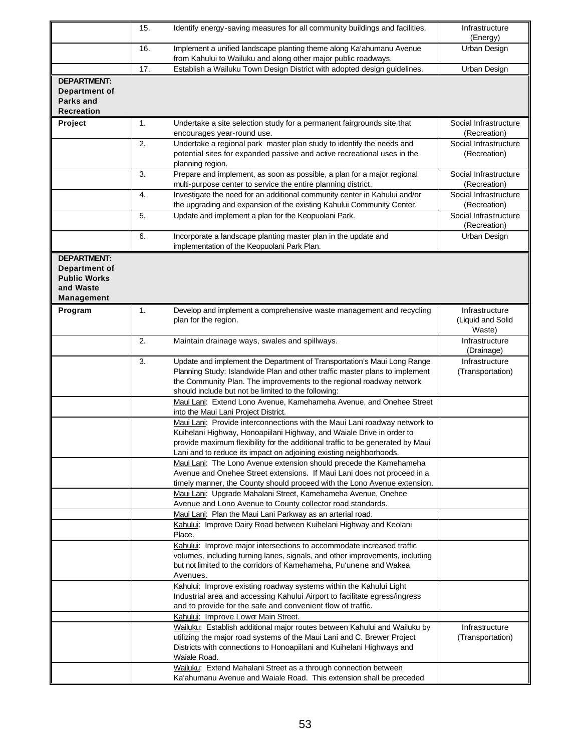| | | | |
|---|---|---|---|
| | 15. | Identify energy-saving measures for all community buildings and facilities. | Infrastructure (Energy) |
| | 16. | Implement a unified landscape planting theme along Ka'ahumanu Avenue from Kahului to Wailuku and along other major public roadways. | Urban Design |
| | 17. | Establish a Wailuku Town Design District with adopted design guidelines. | Urban Design |
| **DEPARTMENT: Department of Parks and Recreation** | | | |
| **Project** | 1. | Undertake a site selection study for a permanent fairgrounds site that encourages year-round use. | Social Infrastructure (Recreation) |
| | 2. | Undertake a regional park master plan study to identify the needs and potential sites for expanded passive and active recreational uses in the planning region. | Social Infrastructure (Recreation) |
| | 3. | Prepare and implement, as soon as possible, a plan for a major regional multi-purpose center to service the entire planning district. | Social Infrastructure (Recreation) |
| | 4. | Investigate the need for an additional community center in Kahului and/or the upgrading and expansion of the existing Kahului Community Center. | Social Infrastructure (Recreation) |
| | 5. | Update and implement a plan for the Keopuolani Park. | Social Infrastructure (Recreation) |
| | 6. | Incorporate a landscape planting master plan in the update and implementation of the Keopuolani Park Plan. | Urban Design |
| **DEPARTMENT: Department of Public Works and Waste Management** | | | |
| **Program** | 1. | Develop and implement a comprehensive waste management and recycling plan for the region. | Infrastructure (Liquid and Solid Waste) |
| | 2. | Maintain drainage ways, swales and spillways. | Infrastructure (Drainage) |
| | 3. | Update and implement the Department of Transportation's Maui Long Range Planning Study: Islandwide Plan and other traffic master plans to implement the Community Plan. The improvements to the regional roadway network should include but not be limited to the following: | Infrastructure (Transportation) |
| | | Maui Lani: Extend Lono Avenue, Kamehameha Avenue, and Onehee Street into the Maui Lani Project District. | |
| | | Maui Lani: Provide interconnections with the Maui Lani roadway network to Kuihelani Highway, Honoapiilani Highway, and Waiale Drive in order to provide maximum flexibility for the additional traffic to be generated by Maui Lani and to reduce its impact on adjoining existing neighborhoods. | |
| | | Maui Lani: The Lono Avenue extension should precede the Kamehameha Avenue and Onehee Street extensions. If Maui Lani does not proceed in a timely manner, the County should proceed with the Lono Avenue extension. | |
| | | Maui Lani: Upgrade Mahalani Street, Kamehameha Avenue, Onehee Avenue and Lono Avenue to County collector road standards. | |
| | | Maui Lani: Plan the Maui Lani Parkway as an arterial road. | |
| | | Kahului: Improve Dairy Road between Kuihelani Highway and Keolani Place. | |
| | | Kahului: Improve major intersections to accommodate increased traffic volumes, including turning lanes, signals, and other improvements, including but not limited to the corridors of Kamehameha, Pu'unene and Wakea Avenues. | |
| | | Kahului: Improve existing roadway systems within the Kahului Light Industrial area and accessing Kahului Airport to facilitate egress/ingress and to provide for the safe and convenient flow of traffic. | |
| | | Kahului: Improve Lower Main Street. | |
| | | Wailuku: Establish additional major routes between Kahului and Wailuku by utilizing the major road systems of the Maui Lani and C. Brewer Project Districts with connections to Honoapiilani and Kuihelani Highways and Waiale Road. | Infrastructure (Transportation) |
| | | Wailuku: Extend Mahalani Street as a through connection between Ka'ahumanu Avenue and Waiale Road. This extension shall be preceded | |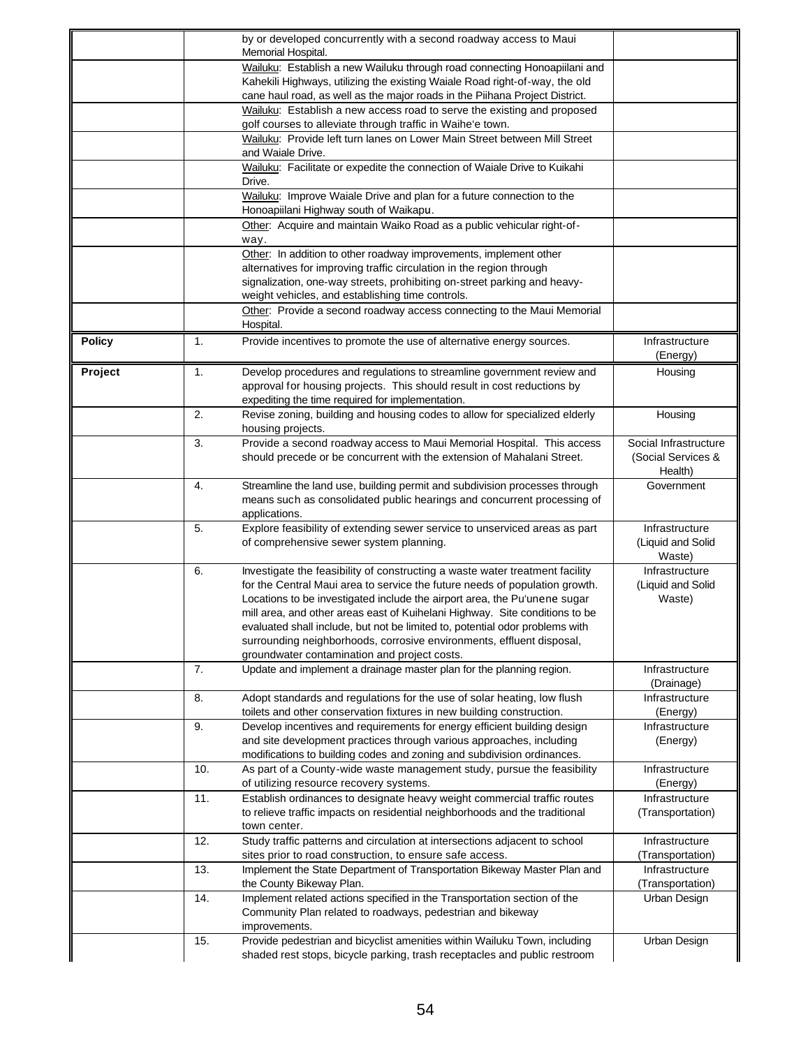| | | | |
|---|---|---|---|
| | | by or developed concurrently with a second roadway access to Maui Memorial Hospital. | |
| | | Wailuku: Establish a new Wailuku through road connecting Honoapiilani and Kahekili Highways, utilizing the existing Waiale Road right-of-way, the old cane haul road, as well as the major roads in the Piihana Project District. | |
| | | Wailuku: Establish a new access road to serve the existing and proposed golf courses to alleviate through traffic in Waihe'e town. | |
| | | Wailuku: Provide left turn lanes on Lower Main Street between Mill Street and Waiale Drive. | |
| | | Wailuku: Facilitate or expedite the connection of Waiale Drive to Kuikahi Drive. | |
| | | Wailuku: Improve Waiale Drive and plan for a future connection to the Honoapiilani Highway south of Waikapu. | |
| | | Other: Acquire and maintain Waiko Road as a public vehicular right-of-way. | |
| | | Other: In addition to other roadway improvements, implement other alternatives for improving traffic circulation in the region through signalization, one-way streets, prohibiting on-street parking and heavy-weight vehicles, and establishing time controls. | |
| | | Other: Provide a second roadway access connecting to the Maui Memorial Hospital. | |
| **Policy** | 1. | Provide incentives to promote the use of alternative energy sources. | Infrastructure (Energy) |
| **Project** | 1. | Develop procedures and regulations to streamline government review and approval for housing projects. This should result in cost reductions by expediting the time required for implementation. | Housing |
| | 2. | Revise zoning, building and housing codes to allow for specialized elderly housing projects. | Housing |
| | 3. | Provide a second roadway access to Maui Memorial Hospital. This access should precede or be concurrent with the extension of Mahalani Street. | Social Infrastructure (Social Services & Health) |
| | 4. | Streamline the land use, building permit and subdivision processes through means such as consolidated public hearings and concurrent processing of applications. | Government |
| | 5. | Explore feasibility of extending sewer service to unserviced areas as part of comprehensive sewer system planning. | Infrastructure (Liquid and Solid Waste) |
| | 6. | Investigate the feasibility of constructing a waste water treatment facility for the Central Maui area to service the future needs of population growth. Locations to be investigated include the airport area, the Pu'unene sugar mill area, and other areas east of Kuihelani Highway. Site conditions to be evaluated shall include, but not be limited to, potential odor problems with surrounding neighborhoods, corrosive environments, effluent disposal, groundwater contamination and project costs. | Infrastructure (Liquid and Solid Waste) |
| | 7. | Update and implement a drainage master plan for the planning region. | Infrastructure (Drainage) |
| | 8. | Adopt standards and regulations for the use of solar heating, low flush toilets and other conservation fixtures in new building construction. | Infrastructure (Energy) |
| | 9. | Develop incentives and requirements for energy efficient building design and site development practices through various approaches, including modifications to building codes and zoning and subdivision ordinances. | Infrastructure (Energy) |
| | 10. | As part of a County-wide waste management study, pursue the feasibility of utilizing resource recovery systems. | Infrastructure (Energy) |
| | 11. | Establish ordinances to designate heavy weight commercial traffic routes to relieve traffic impacts on residential neighborhoods and the traditional town center. | Infrastructure (Transportation) |
| | 12. | Study traffic patterns and circulation at intersections adjacent to school sites prior to road construction, to ensure safe access. | Infrastructure (Transportation) |
| | 13. | Implement the State Department of Transportation Bikeway Master Plan and the County Bikeway Plan. | Infrastructure (Transportation) |
| | 14. | Implement related actions specified in the Transportation section of the Community Plan related to roadways, pedestrian and bikeway improvements. | Urban Design |
| | 15. | Provide pedestrian and bicyclist amenities within Wailuku Town, including shaded rest stops, bicycle parking, trash receptacles and public restroom | Urban Design |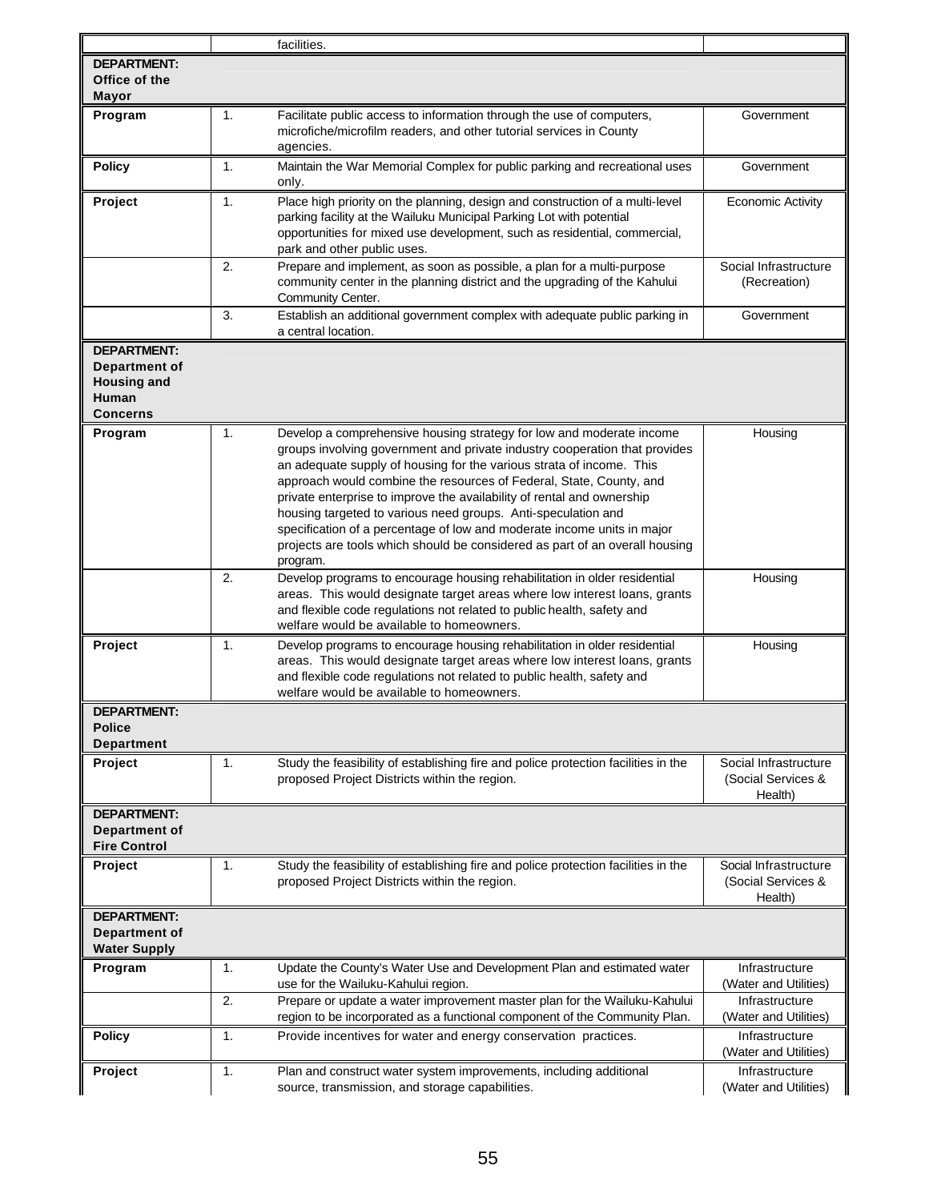| | | | |
|---|---|---|---|
| | | facilities. | |
| **DEPARTMENT: Office of the Mayor** | | | |
| **Program** | 1. | Facilitate public access to information through the use of computers, microfiche/microfilm readers, and other tutorial services in County agencies. | Government |
| **Policy** | 1. | Maintain the War Memorial Complex for public parking and recreational uses only. | Government |
| **Project** | 1. | Place high priority on the planning, design and construction of a multi-level parking facility at the Wailuku Municipal Parking Lot with potential opportunities for mixed use development, such as residential, commercial, park and other public uses. | Economic Activity |
| | 2. | Prepare and implement, as soon as possible, a plan for a multi-purpose community center in the planning district and the upgrading of the Kahului Community Center. | Social Infrastructure (Recreation) |
| | 3. | Establish an additional government complex with adequate public parking in a central location. | Government |
| **DEPARTMENT: Department of Housing and Human Concerns** | | | |
| **Program** | 1. | Develop a comprehensive housing strategy for low and moderate income groups involving government and private industry cooperation that provides an adequate supply of housing for the various strata of income. This approach would combine the resources of Federal, State, County, and private enterprise to improve the availability of rental and ownership housing targeted to various need groups. Anti-speculation and specification of a percentage of low and moderate income units in major projects are tools which should be considered as part of an overall housing program. | Housing |
| | 2. | Develop programs to encourage housing rehabilitation in older residential areas. This would designate target areas where low interest loans, grants and flexible code regulations not related to public health, safety and welfare would be available to homeowners. | Housing |
| **Project** | 1. | Develop programs to encourage housing rehabilitation in older residential areas. This would designate target areas where low interest loans, grants and flexible code regulations not related to public health, safety and welfare would be available to homeowners. | Housing |
| **DEPARTMENT: Police Department** | | | |
| **Project** | 1. | Study the feasibility of establishing fire and police protection facilities in the proposed Project Districts within the region. | Social Infrastructure (Social Services & Health) |
| **DEPARTMENT: Department of Fire Control** | | | |
| **Project** | 1. | Study the feasibility of establishing fire and police protection facilities in the proposed Project Districts within the region. | Social Infrastructure (Social Services & Health) |
| **DEPARTMENT: Department of Water Supply** | | | |
| **Program** | 1. | Update the County's Water Use and Development Plan and estimated water use for the Wailuku-Kahului region. | Infrastructure (Water and Utilities) |
| | 2. | Prepare or update a water improvement master plan for the Wailuku-Kahului region to be incorporated as a functional component of the Community Plan. | Infrastructure (Water and Utilities) |
| **Policy** | 1. | Provide incentives for water and energy conservation practices. | Infrastructure (Water and Utilities) |
| **Project** | 1. | Plan and construct water system improvements, including additional source, transmission, and storage capabilities. | Infrastructure (Water and Utilities) |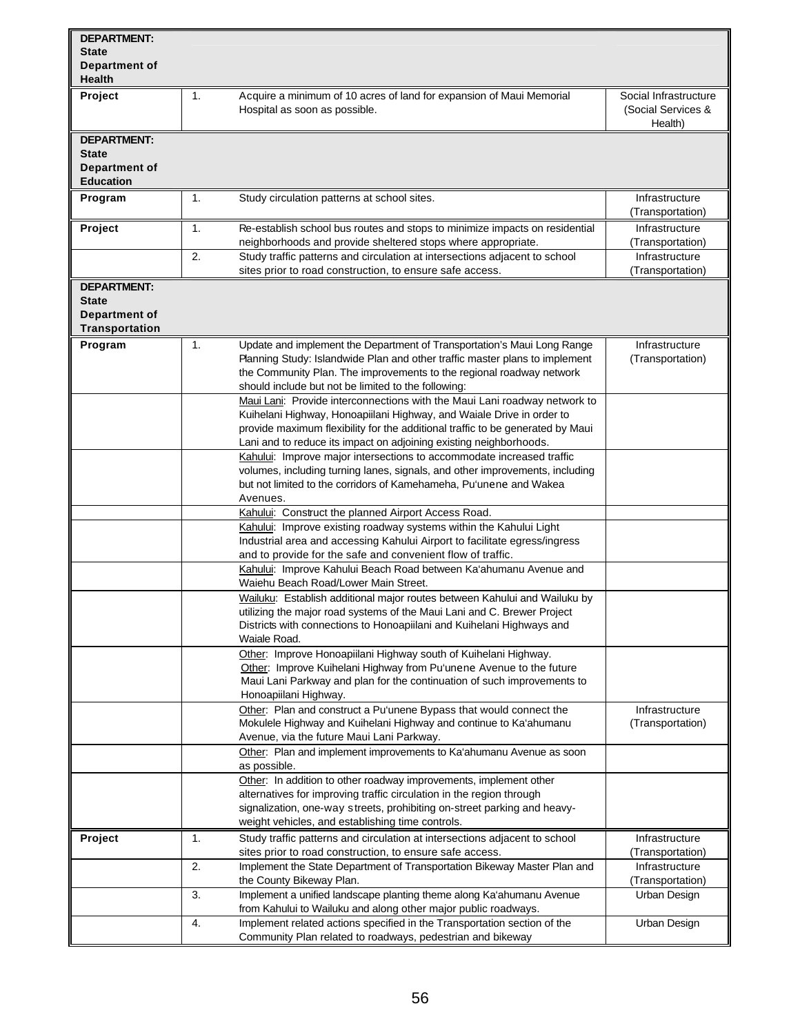| DEPARTMENT: State Department of Health | | | |
|---|---|---|---|
| **Project** | 1. | Acquire a minimum of 10 acres of land for expansion of Maui Memorial Hospital as soon as possible. | Social Infrastructure (Social Services & Health) |
| **DEPARTMENT: State Department of Education** | | | |
| **Program** | 1. | Study circulation patterns at school sites. | Infrastructure (Transportation) |
| **Project** | 1. | Re-establish school bus routes and stops to minimize impacts on residential neighborhoods and provide sheltered stops where appropriate. | Infrastructure (Transportation) |
| | 2. | Study traffic patterns and circulation at intersections adjacent to school sites prior to road construction, to ensure safe access. | Infrastructure (Transportation) |
| **DEPARTMENT: State Department of Transportation** | | | |
| **Program** | 1. | Update and implement the Department of Transportation's Maui Long Range Planning Study: Islandwide Plan and other traffic master plans to implement the Community Plan. The improvements to the regional roadway network should include but not be limited to the following: | Infrastructure (Transportation) |
| | | Maui Lani: Provide interconnections with the Maui Lani roadway network to Kuihelani Highway, Honoapiilani Highway, and Waiale Drive in order to provide maximum flexibility for the additional traffic to be generated by Maui Lani and to reduce its impact on adjoining existing neighborhoods. | |
| | | Kahului: Improve major intersections to accommodate increased traffic volumes, including turning lanes, signals, and other improvements, including but not limited to the corridors of Kamehameha, Pu'unene and Wakea Avenues. | |
| | | Kahului: Construct the planned Airport Access Road. | |
| | | Kahului: Improve existing roadway systems within the Kahului Light Industrial area and accessing Kahului Airport to facilitate egress/ingress and to provide for the safe and convenient flow of traffic. | |
| | | Kahului: Improve Kahului Beach Road between Ka'ahumanu Avenue and Waiehu Beach Road/Lower Main Street. | |
| | | Wailuku: Establish additional major routes between Kahului and Wailuku by utilizing the major road systems of the Maui Lani and C. Brewer Project Districts with connections to Honoapiilani and Kuihelani Highways and Waiale Road. | |
| | | Other: Improve Honoapiilani Highway south of Kuihelani Highway. Other: Improve Kuihelani Highway from Pu'unene Avenue to the future Maui Lani Parkway and plan for the continuation of such improvements to Honoapiilani Highway. | |
| | | Other: Plan and construct a Pu'unene Bypass that would connect the Mokulele Highway and Kuihelani Highway and continue to Ka'ahumanu Avenue, via the future Maui Lani Parkway. | Infrastructure (Transportation) |
| | | Other: Plan and implement improvements to Ka'ahumanu Avenue as soon as possible. | |
| | | Other: In addition to other roadway improvements, implement other alternatives for improving traffic circulation in the region through signalization, one-way streets, prohibiting on-street parking and heavy-weight vehicles, and establishing time controls. | |
| **Project** | 1. | Study traffic patterns and circulation at intersections adjacent to school sites prior to road construction, to ensure safe access. | Infrastructure (Transportation) |
| | 2. | Implement the State Department of Transportation Bikeway Master Plan and the County Bikeway Plan. | Infrastructure (Transportation) |
| | 3. | Implement a unified landscape planting theme along Ka'ahumanu Avenue from Kahului to Wailuku and along other major public roadways. | Urban Design |
| | 4. | Implement related actions specified in the Transportation section of the Community Plan related to roadways, pedestrian and bikeway | Urban Design |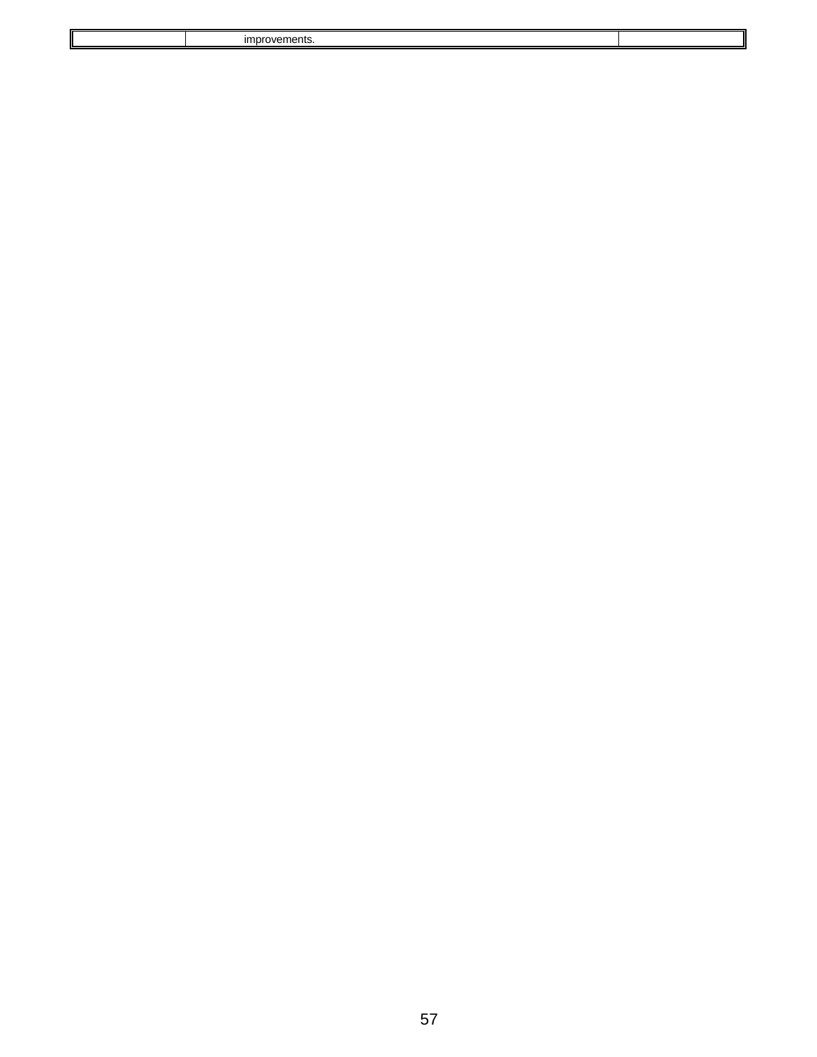| | | |
|---|---|---|
| | improvements. | |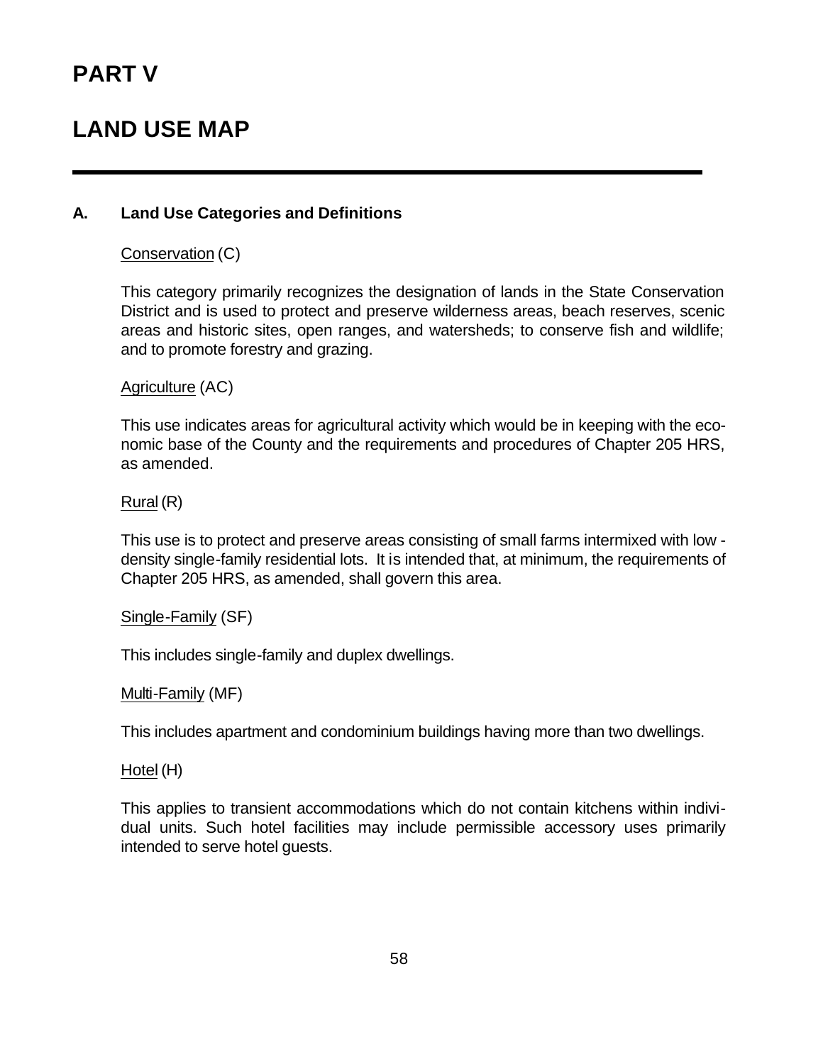# PART V

# LAND USE MAP

## A. Land Use Categories and Definitions

Conservation (C)

This category primarily recognizes the designation of lands in the State Conservation District and is used to protect and preserve wilderness areas, beach reserves, scenic areas and historic sites, open ranges, and watersheds; to conserve fish and wildlife; and to promote forestry and grazing.

Agriculture (AC)

This use indicates areas for agricultural activity which would be in keeping with the economic base of the County and the requirements and procedures of Chapter 205 HRS, as amended.

Rural (R)

This use is to protect and preserve areas consisting of small farms intermixed with low-density single-family residential lots. It is intended that, at minimum, the requirements of Chapter 205 HRS, as amended, shall govern this area.

Single-Family (SF)

This includes single-family and duplex dwellings.

Multi-Family (MF)

This includes apartment and condominium buildings having more than two dwellings.

Hotel (H)

This applies to transient accommodations which do not contain kitchens within individual units. Such hotel facilities may include permissible accessory uses primarily intended to serve hotel guests.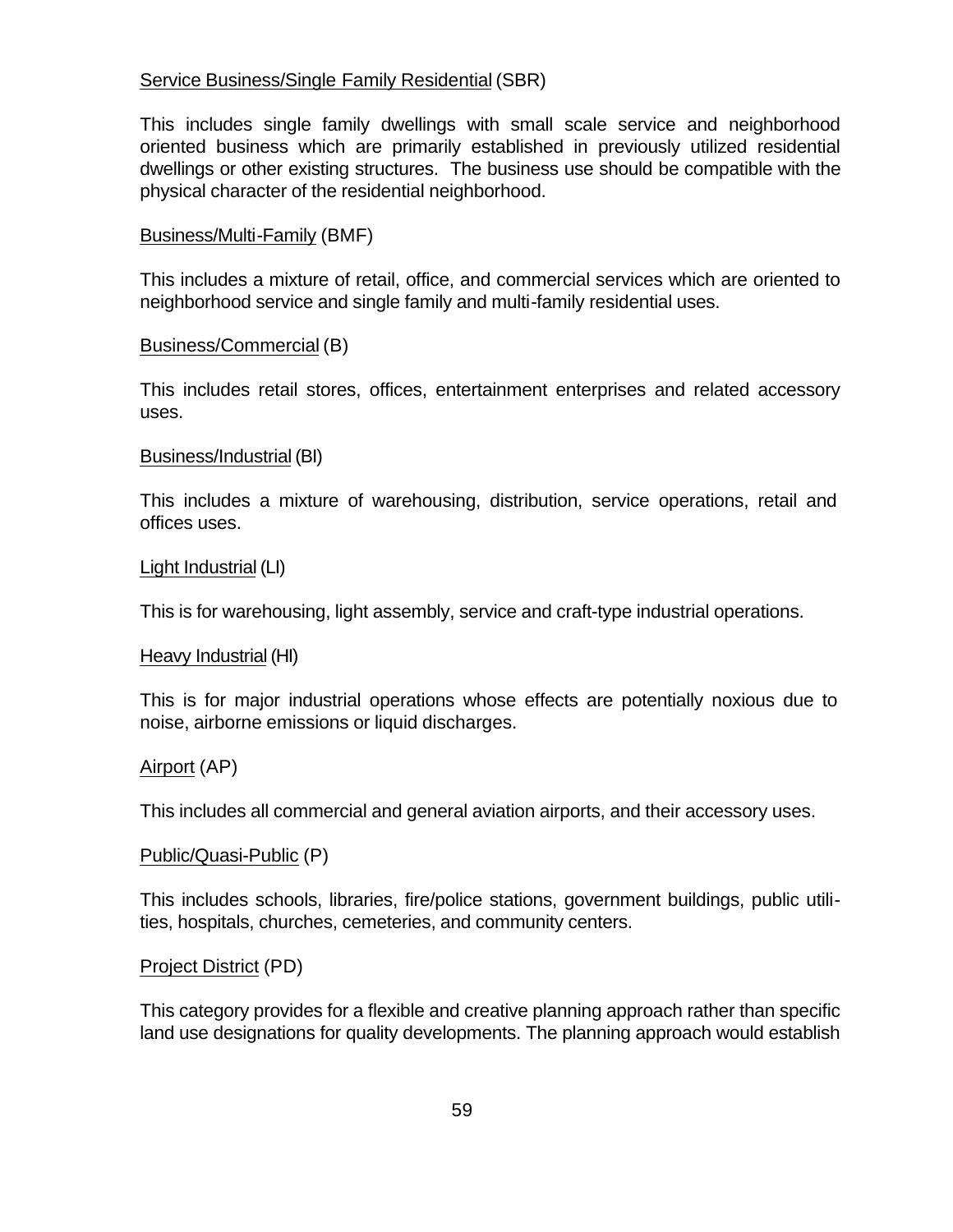Service Business/Single Family Residential (SBR)

This includes single family dwellings with small scale service and neighborhood oriented business which are primarily established in previously utilized residential dwellings or other existing structures. The business use should be compatible with the physical character of the residential neighborhood.

Business/Multi-Family (BMF)

This includes a mixture of retail, office, and commercial services which are oriented to neighborhood service and single family and multi-family residential uses.

Business/Commercial (B)

This includes retail stores, offices, entertainment enterprises and related accessory uses.

Business/Industrial (BI)

This includes a mixture of warehousing, distribution, service operations, retail and offices uses.

Light Industrial (LI)

This is for warehousing, light assembly, service and craft-type industrial operations.

Heavy Industrial (HI)

This is for major industrial operations whose effects are potentially noxious due to noise, airborne emissions or liquid discharges.

Airport (AP)

This includes all commercial and general aviation airports, and their accessory uses.

Public/Quasi-Public (P)

This includes schools, libraries, fire/police stations, government buildings, public utilities, hospitals, churches, cemeteries, and community centers.

Project District (PD)

This category provides for a flexible and creative planning approach rather than specific land use designations for quality developments. The planning approach would establish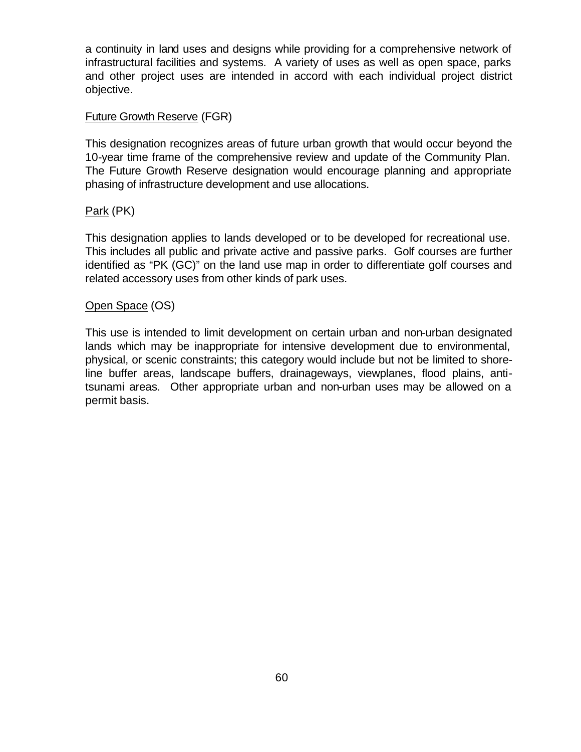a continuity in land uses and designs while providing for a comprehensive network of infrastructural facilities and systems. A variety of uses as well as open space, parks and other project uses are intended in accord with each individual project district objective.

Future Growth Reserve (FGR)

This designation recognizes areas of future urban growth that would occur beyond the 10-year time frame of the comprehensive review and update of the Community Plan. The Future Growth Reserve designation would encourage planning and appropriate phasing of infrastructure development and use allocations.

Park (PK)

This designation applies to lands developed or to be developed for recreational use. This includes all public and private active and passive parks. Golf courses are further identified as "PK (GC)" on the land use map in order to differentiate golf courses and related accessory uses from other kinds of park uses.

Open Space (OS)

This use is intended to limit development on certain urban and non-urban designated lands which may be inappropriate for intensive development due to environmental, physical, or scenic constraints; this category would include but not be limited to shoreline buffer areas, landscape buffers, drainageways, viewplanes, flood plains, anti-tsunami areas. Other appropriate urban and non-urban uses may be allowed on a permit basis.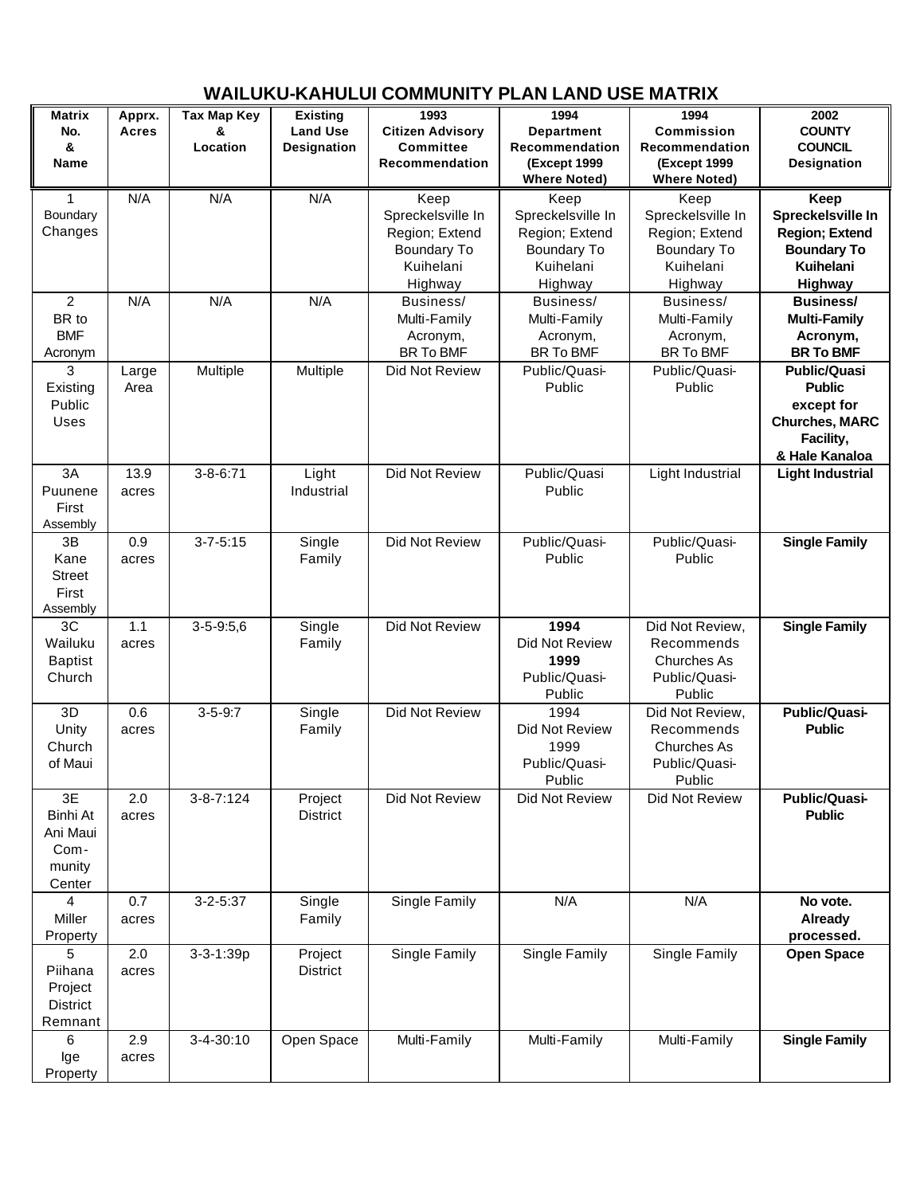# WAILUKU-KAHULUI COMMUNITY PLAN LAND USE MATRIX

| Matrix No. & Name | Apprx. Acres | Tax Map Key & Location | Existing Land Use Designation | 1993 Citizen Advisory Committee Recommendation | 1994 Department Recommendation (Except 1999 Where Noted) | 1994 Commission Recommendation (Except 1999 Where Noted) | 2002 COUNTY COUNCIL Designation |
|---|---|---|---|---|---|---|---|
| 1 Boundary Changes | N/A | N/A | N/A | Keep Spreckelsville In Region; Extend Boundary To Kuihelani Highway | Keep Spreckelsville In Region; Extend Boundary To Kuihelani Highway | Keep Spreckelsville In Region; Extend Boundary To Kuihelani Highway | **Keep Spreckelsville In Region; Extend Boundary To Kuihelani Highway** |
| 2 BR to BMF Acronym | N/A | N/A | N/A | Business/ Multi-Family Acronym, BR To BMF | Business/ Multi-Family Acronym, BR To BMF | Business/ Multi-Family Acronym, BR To BMF | **Business/ Multi-Family Acronym, BR To BMF** |
| 3 Existing Public Uses | Large Area | Multiple | Multiple | Did Not Review | Public/Quasi-Public | Public/Quasi-Public | **Public/Quasi Public except for Churches, MARC Facility, & Hale Kanaloa** |
| 3A Puunene First Assembly | 13.9 acres | 3-8-6:71 | Light Industrial | Did Not Review | Public/Quasi Public | Light Industrial | **Light Industrial** |
| 3B Kane Street First Assembly | 0.9 acres | 3-7-5:15 | Single Family | Did Not Review | Public/Quasi-Public | Public/Quasi-Public | **Single Family** |
| 3C Wailuku Baptist Church | 1.1 acres | 3-5-9:5,6 | Single Family | Did Not Review | **1994** Did Not Review **1999** Public/Quasi-Public | Did Not Review, Recommends Churches As Public/Quasi-Public | **Single Family** |
| 3D Unity Church of Maui | 0.6 acres | 3-5-9:7 | Single Family | Did Not Review | 1994 Did Not Review 1999 Public/Quasi-Public | Did Not Review, Recommends Churches As Public/Quasi-Public | **Public/Quasi-Public** |
| 3E Binhi At Ani Maui Com-munity Center | 2.0 acres | 3-8-7:124 | Project District | Did Not Review | Did Not Review | Did Not Review | **Public/Quasi-Public** |
| 4 Miller Property | 0.7 acres | 3-2-5:37 | Single Family | Single Family | N/A | N/A | **No vote. Already processed.** |
| 5 Piihana Project District Remnant | 2.0 acres | 3-3-1:39p | Project District | Single Family | Single Family | Single Family | **Open Space** |
| 6 Ige Property | 2.9 acres | 3-4-30:10 | Open Space | Multi-Family | Multi-Family | Multi-Family | **Single Family** |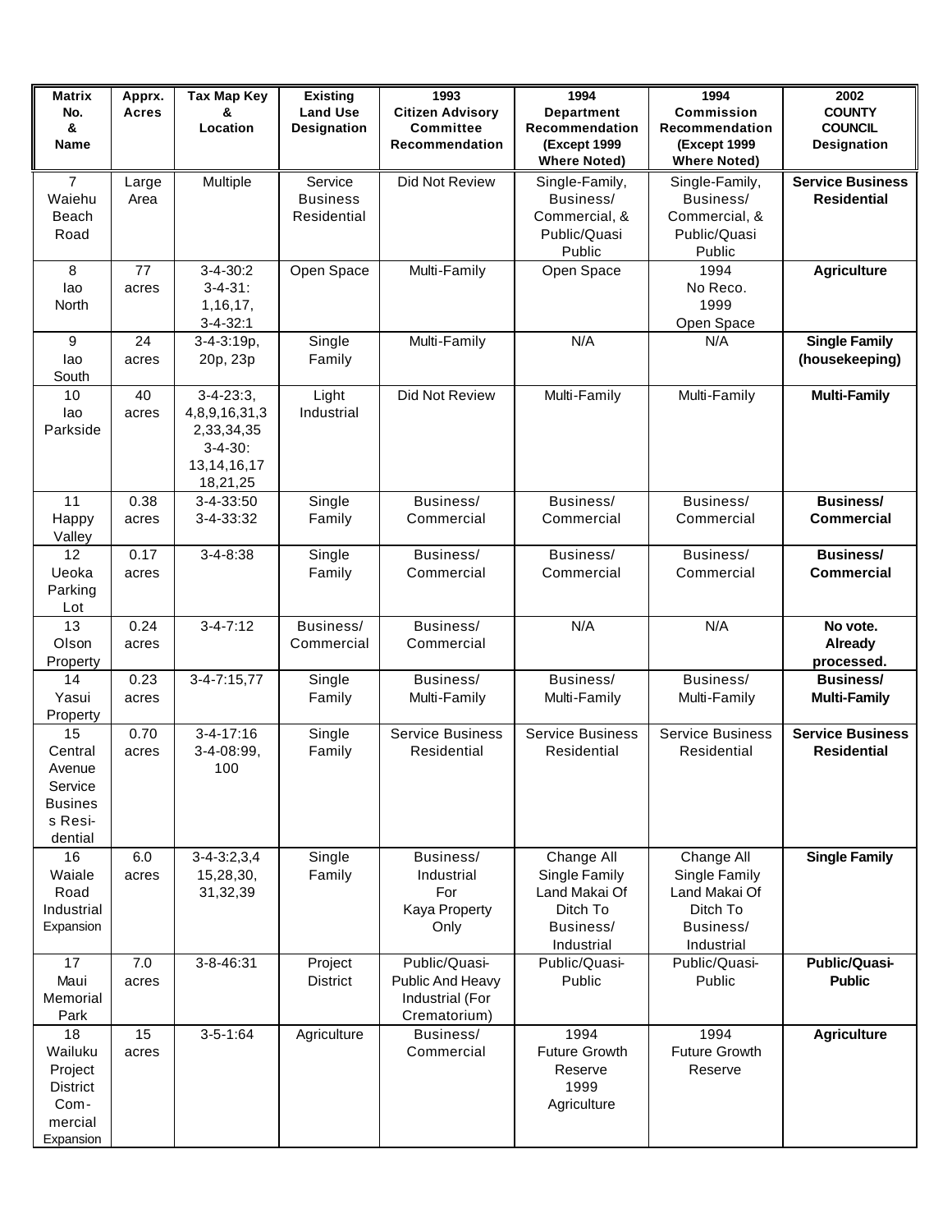| Matrix No. & Name | Apprx. Acres | Tax Map Key & Location | Existing Land Use Designation | 1993 Citizen Advisory Committee Recommendation | 1994 Department Recommendation (Except 1999 Where Noted) | 1994 Commission Recommendation (Except 1999 Where Noted) | 2002 COUNTY COUNCIL Designation |
|---|---|---|---|---|---|---|---|
| 7 Waiehu Beach Road | Large Area | Multiple | Service Business Residential | Did Not Review | Single-Family, Business/ Commercial, & Public/Quasi Public | Single-Family, Business/ Commercial, & Public/Quasi Public | **Service Business Residential** |
| 8 Iao North | 77 acres | 3-4-30:2 3-4-31: 1,16,17, 3-4-32:1 | Open Space | Multi-Family | Open Space | 1994 No Reco. 1999 Open Space | **Agriculture** |
| 9 Iao South | 24 acres | 3-4-3:19p, 20p, 23p | Single Family | Multi-Family | N/A | N/A | **Single Family (housekeeping)** |
| 10 Iao Parkside | 40 acres | 3-4-23:3, 4,8,9,16,31,3 2,33,34,35 3-4-30: 13,14,16,17 18,21,25 | Light Industrial | Did Not Review | Multi-Family | Multi-Family | **Multi-Family** |
| 11 Happy Valley | 0.38 acres | 3-4-33:50 3-4-33:32 | Single Family | Business/ Commercial | Business/ Commercial | Business/ Commercial | **Business/ Commercial** |
| 12 Ueoka Parking Lot | 0.17 acres | 3-4-8:38 | Single Family | Business/ Commercial | Business/ Commercial | Business/ Commercial | **Business/ Commercial** |
| 13 Olson Property | 0.24 acres | 3-4-7:12 | Business/ Commercial | Business/ Commercial | N/A | N/A | **No vote. Already processed.** |
| 14 Yasui Property | 0.23 acres | 3-4-7:15,77 | Single Family | Business/ Multi-Family | Business/ Multi-Family | Business/ Multi-Family | **Business/ Multi-Family** |
| 15 Central Avenue Service Business Residential | 0.70 acres | 3-4-17:16 3-4-08:99, 100 | Single Family | Service Business Residential | Service Business Residential | Service Business Residential | **Service Business Residential** |
| 16 Waiale Road Industrial Expansion | 6.0 acres | 3-4-3:2,3,4 15,28,30, 31,32,39 | Single Family | Business/ Industrial For Kaya Property Only | Change All Single Family Land Makai Of Ditch To Business/ Industrial | Change All Single Family Land Makai Of Ditch To Business/ Industrial | **Single Family** |
| 17 Maui Memorial Park | 7.0 acres | 3-8-46:31 | Project District | Public/Quasi-Public And Heavy Industrial (For Crematorium) | Public/Quasi-Public | Public/Quasi-Public | **Public/Quasi-Public** |
| 18 Wailuku Project District Commercial Expansion | 15 acres | 3-5-1:64 | Agriculture | Business/ Commercial | 1994 Future Growth Reserve 1999 Agriculture | 1994 Future Growth Reserve | **Agriculture** |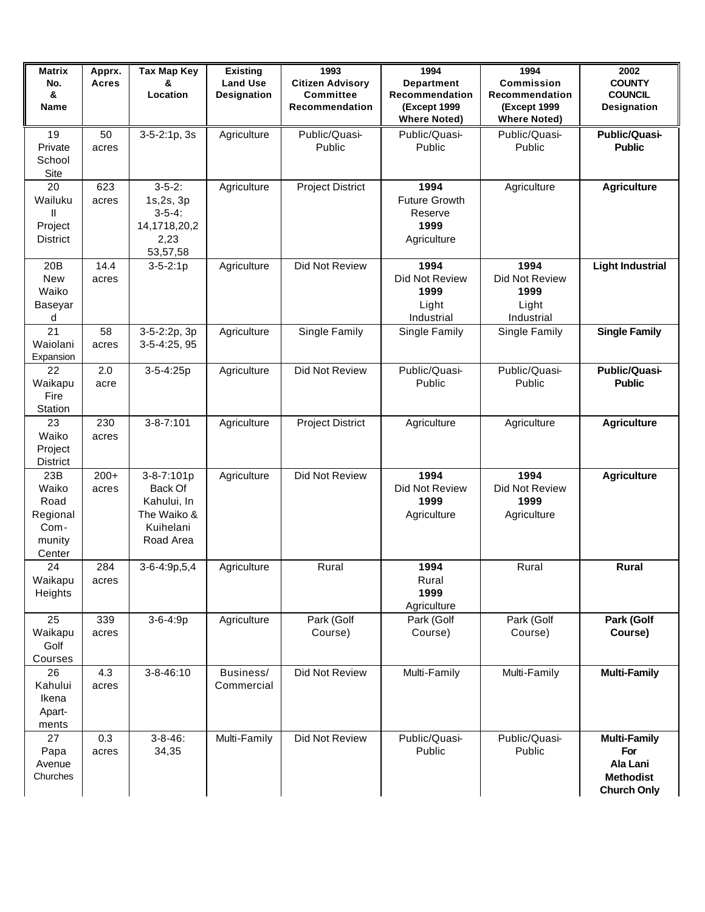| Matrix No. & Name | Apprx. Acres | Tax Map Key & Location | Existing Land Use Designation | 1993 Citizen Advisory Committee Recommendation | 1994 Department Recommendation (Except 1999 Where Noted) | 1994 Commission Recommendation (Except 1999 Where Noted) | 2002 COUNTY COUNCIL Designation |
|---|---|---|---|---|---|---|---|
| 19 Private School Site | 50 acres | 3-5-2:1p, 3s | Agriculture | Public/Quasi-Public | Public/Quasi-Public | Public/Quasi-Public | **Public/Quasi-Public** |
| 20 Wailuku II Project District | 623 acres | 3-5-2: 1s,2s, 3p 3-5-4: 14,1718,20,2 2,23 53,57,58 | Agriculture | Project District | **1994** Future Growth Reserve **1999** Agriculture | Agriculture | **Agriculture** |
| 20B New Waiko Baseyard | 14.4 acres | 3-5-2:1p | Agriculture | Did Not Review | **1994** Did Not Review **1999** Light Industrial | **1994** Did Not Review **1999** Light Industrial | **Light Industrial** |
| 21 Waiolani Expansion | 58 acres | 3-5-2:2p, 3p 3-5-4:25, 95 | Agriculture | Single Family | Single Family | Single Family | **Single Family** |
| 22 Waikapu Fire Station | 2.0 acre | 3-5-4:25p | Agriculture | Did Not Review | Public/Quasi-Public | Public/Quasi-Public | **Public/Quasi-Public** |
| 23 Waiko Project District | 230 acres | 3-8-7:101 | Agriculture | Project District | Agriculture | Agriculture | **Agriculture** |
| 23B Waiko Road Regional Com-munity Center | 200+ acres | 3-8-7:101p Back Of Kahului, In The Waiko & Kuihelani Road Area | Agriculture | Did Not Review | **1994** Did Not Review **1999** Agriculture | **1994** Did Not Review **1999** Agriculture | **Agriculture** |
| 24 Waikapu Heights | 284 acres | 3-6-4:9p,5,4 | Agriculture | Rural | **1994** Rural **1999** Agriculture | Rural | **Rural** |
| 25 Waikapu Golf Courses | 339 acres | 3-6-4:9p | Agriculture | Park (Golf Course) | Park (Golf Course) | Park (Golf Course) | **Park (Golf Course)** |
| 26 Kahului Ikena Apart-ments | 4.3 acres | 3-8-46:10 | Business/ Commercial | Did Not Review | Multi-Family | Multi-Family | **Multi-Family** |
| 27 Papa Avenue Churches | 0.3 acres | 3-8-46: 34,35 | Multi-Family | Did Not Review | Public/Quasi-Public | Public/Quasi-Public | **Multi-Family For Ala Lani Methodist Church Only** |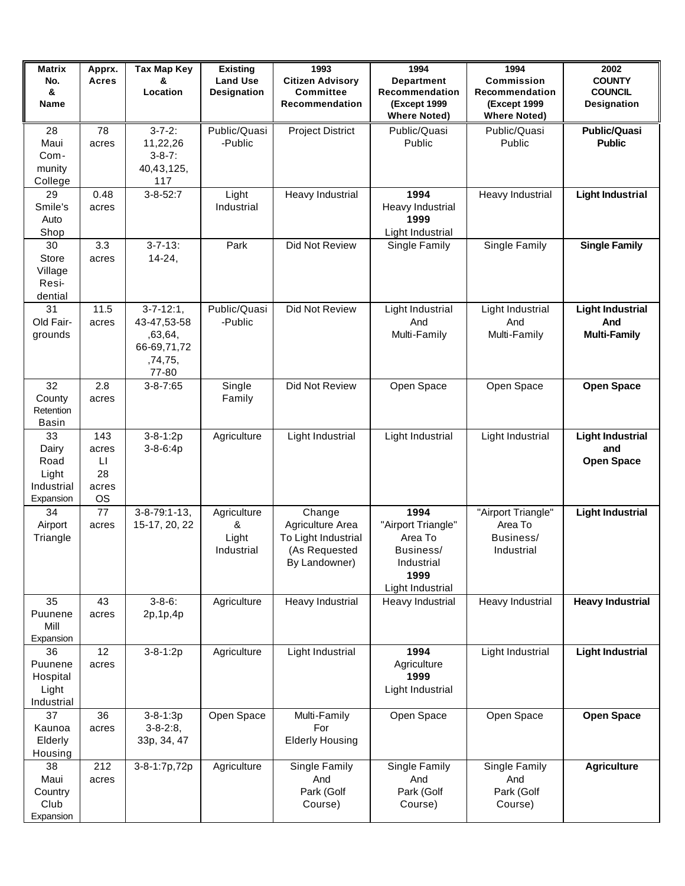| Matrix No. & Name | Apprx. Acres | Tax Map Key & Location | Existing Land Use Designation | 1993 Citizen Advisory Committee Recommendation | 1994 Department Recommendation (Except 1999 Where Noted) | 1994 Commission Recommendation (Except 1999 Where Noted) | 2002 COUNTY COUNCIL Designation |
|---|---|---|---|---|---|---|---|
| 28 Maui Community College | 78 acres | 3-7-2: 11,22,26 3-8-7: 40,43,125, 117 | Public/Quasi-Public | Project District | Public/Quasi Public | Public/Quasi Public | **Public/Quasi Public** |
| 29 Smile's Auto Shop | 0.48 acres | 3-8-52:7 | Light Industrial | Heavy Industrial | **1994** Heavy Industrial **1999** Light Industrial | Heavy Industrial | **Light Industrial** |
| 30 Store Village Residential | 3.3 acres | 3-7-13: 14-24, | Park | Did Not Review | Single Family | Single Family | **Single Family** |
| 31 Old Fairgrounds | 11.5 acres | 3-7-12:1, 43-47,53-58 ,63,64, 66-69,71,72 ,74,75, 77-80 | Public/Quasi-Public | Did Not Review | Light Industrial And Multi-Family | Light Industrial And Multi-Family | **Light Industrial And Multi-Family** |
| 32 County Retention Basin | 2.8 acres | 3-8-7:65 | Single Family | Did Not Review | Open Space | Open Space | **Open Space** |
| 33 Dairy Road Light Industrial Expansion | 143 acres LI 28 acres OS | 3-8-1:2p 3-8-6:4p | Agriculture | Light Industrial | Light Industrial | Light Industrial | **Light Industrial and Open Space** |
| 34 Airport Triangle | 77 acres | 3-8-79:1-13, 15-17, 20, 22 | Agriculture & Light Industrial | Change Agriculture Area To Light Industrial (As Requested By Landowner) | **1994** "Airport Triangle" Area To Business/ Industrial **1999** Light Industrial | "Airport Triangle" Area To Business/ Industrial | **Light Industrial** |
| 35 Puunene Mill Expansion | 43 acres | 3-8-6: 2p,1p,4p | Agriculture | Heavy Industrial | Heavy Industrial | Heavy Industrial | **Heavy Industrial** |
| 36 Puunene Hospital Light Industrial | 12 acres | 3-8-1:2p | Agriculture | Light Industrial | **1994** Agriculture **1999** Light Industrial | Light Industrial | **Light Industrial** |
| 37 Kaunoa Elderly Housing | 36 acres | 3-8-1:3p 3-8-2:8, 33p, 34, 47 | Open Space | Multi-Family For Elderly Housing | Open Space | Open Space | **Open Space** |
| 38 Maui Country Club Expansion | 212 acres | 3-8-1:7p,72p | Agriculture | Single Family And Park (Golf Course) | Single Family And Park (Golf Course) | Single Family And Park (Golf Course) | **Agriculture** |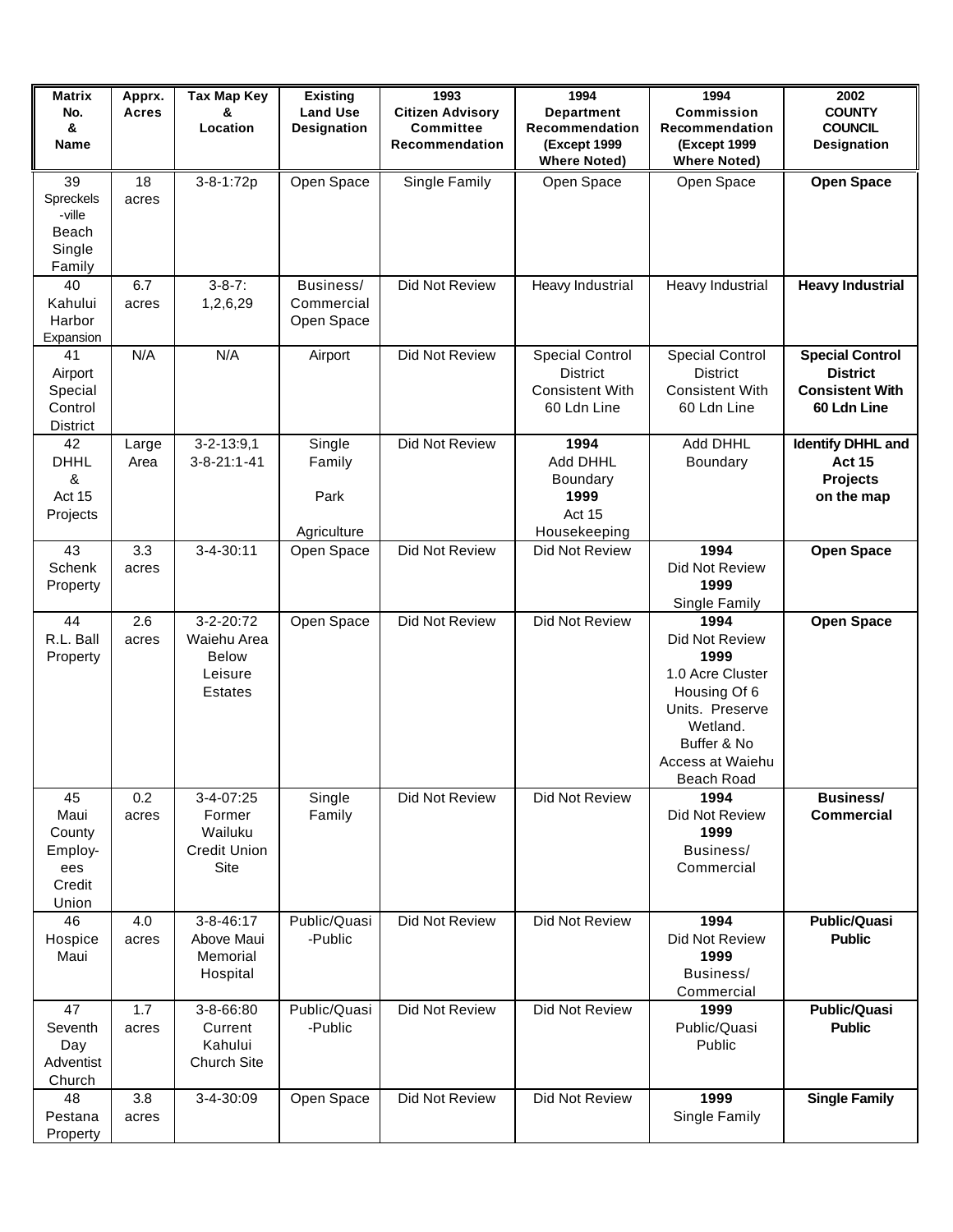| Matrix No. & Name | Apprx. Acres | Tax Map Key & Location | Existing Land Use Designation | 1993 Citizen Advisory Committee Recommendation | 1994 Department Recommendation (Except 1999 Where Noted) | 1994 Commission Recommendation (Except 1999 Where Noted) | 2002 COUNTY COUNCIL Designation |
|---|---|---|---|---|---|---|---|
| 39 Spreckels-ville Beach Single Family | 18 acres | 3-8-1:72p | Open Space | Single Family | Open Space | Open Space | **Open Space** |
| 40 Kahului Harbor Expansion | 6.7 acres | 3-8-7: 1,2,6,29 | Business/ Commercial Open Space | Did Not Review | Heavy Industrial | Heavy Industrial | **Heavy Industrial** |
| 41 Airport Special Control District | N/A | N/A | Airport | Did Not Review | Special Control District Consistent With 60 Ldn Line | Special Control District Consistent With 60 Ldn Line | **Special Control District Consistent With 60 Ldn Line** |
| 42 DHHL & Act 15 Projects | Large Area | 3-2-13:9,1 3-8-21:1-41 | Single Family Park Agriculture | Did Not Review | **1994** Add DHHL Boundary **1999** Act 15 Housekeeping | Add DHHL Boundary | **Identify DHHL and Act 15 Projects on the map** |
| 43 Schenk Property | 3.3 acres | 3-4-30:11 | Open Space | Did Not Review | Did Not Review | **1994** Did Not Review **1999** Single Family | **Open Space** |
| 44 R.L. Ball Property | 2.6 acres | 3-2-20:72 Waiehu Area Below Leisure Estates | Open Space | Did Not Review | Did Not Review | **1994** Did Not Review **1999** 1.0 Acre Cluster Housing Of 6 Units. Preserve Wetland. Buffer & No Access at Waiehu Beach Road | **Open Space** |
| 45 Maui County Employ-ees Credit Union | 0.2 acres | 3-4-07:25 Former Wailuku Credit Union Site | Single Family | Did Not Review | Did Not Review | **1994** Did Not Review **1999** Business/ Commercial | **Business/ Commercial** |
| 46 Hospice Maui | 4.0 acres | 3-8-46:17 Above Maui Memorial Hospital | Public/Quasi -Public | Did Not Review | Did Not Review | **1994** Did Not Review **1999** Business/ Commercial | **Public/Quasi Public** |
| 47 Seventh Day Adventist Church | 1.7 acres | 3-8-66:80 Current Kahului Church Site | Public/Quasi -Public | Did Not Review | Did Not Review | **1999** Public/Quasi Public | **Public/Quasi Public** |
| 48 Pestana Property | 3.8 acres | 3-4-30:09 | Open Space | Did Not Review | Did Not Review | **1999** Single Family | **Single Family** |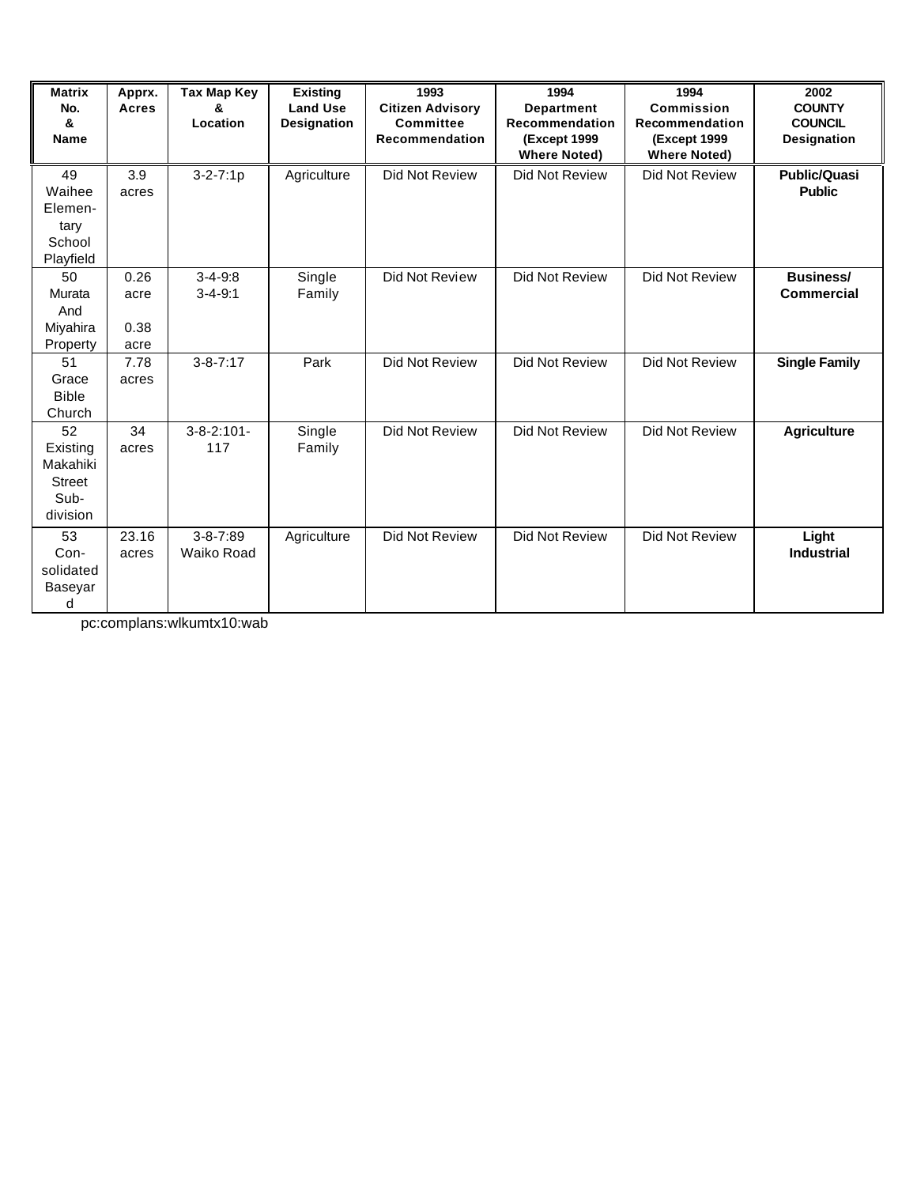| Matrix No. & Name | Apprx. Acres | Tax Map Key & Location | Existing Land Use Designation | 1993 Citizen Advisory Committee Recommendation | 1994 Department Recommendation (Except 1999 Where Noted) | 1994 Commission Recommendation (Except 1999 Where Noted) | 2002 COUNTY COUNCIL Designation |
|---|---|---|---|---|---|---|---|
| 49 Waihee Elementary School Playfield | 3.9 acres | 3-2-7:1p | Agriculture | Did Not Review | Did Not Review | Did Not Review | **Public/Quasi Public** |
| 50 Murata And Miyahira Property | 0.26 acre<br>0.38 acre | 3-4-9:8<br>3-4-9:1 | Single Family | Did Not Review | Did Not Review | Did Not Review | **Business/ Commercial** |
| 51 Grace Bible Church | 7.78 acres | 3-8-7:17 | Park | Did Not Review | Did Not Review | Did Not Review | **Single Family** |
| 52 Existing Makahiki Street Subdivision | 34 acres | 3-8-2:101-117 | Single Family | Did Not Review | Did Not Review | Did Not Review | **Agriculture** |
| 53 Consolidated Baseyard | 23.16 acres | 3-8-7:89 Waiko Road | Agriculture | Did Not Review | Did Not Review | Did Not Review | **Light Industrial** |

pc:complans:wlkumtx10:wab